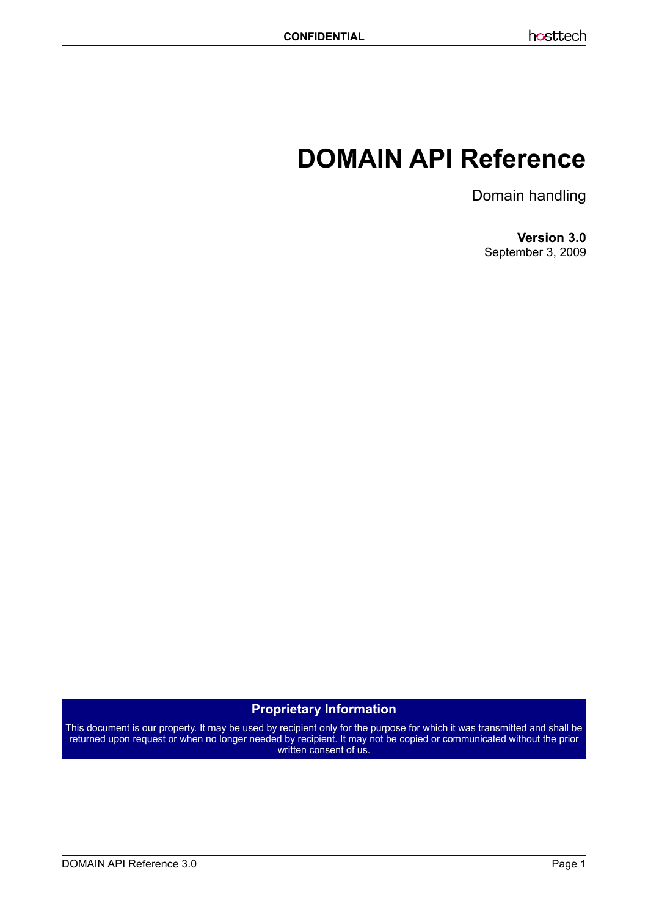# DOMAIN API Reference

Domain handling

**Version 3.0**
September 3, 2009

**Proprietary Information**

This document is our property. It may be used by recipient only for the purpose for which it was transmitted and shall be returned upon request or when no longer needed by recipient. It may not be copied or communicated without the prior written consent of us.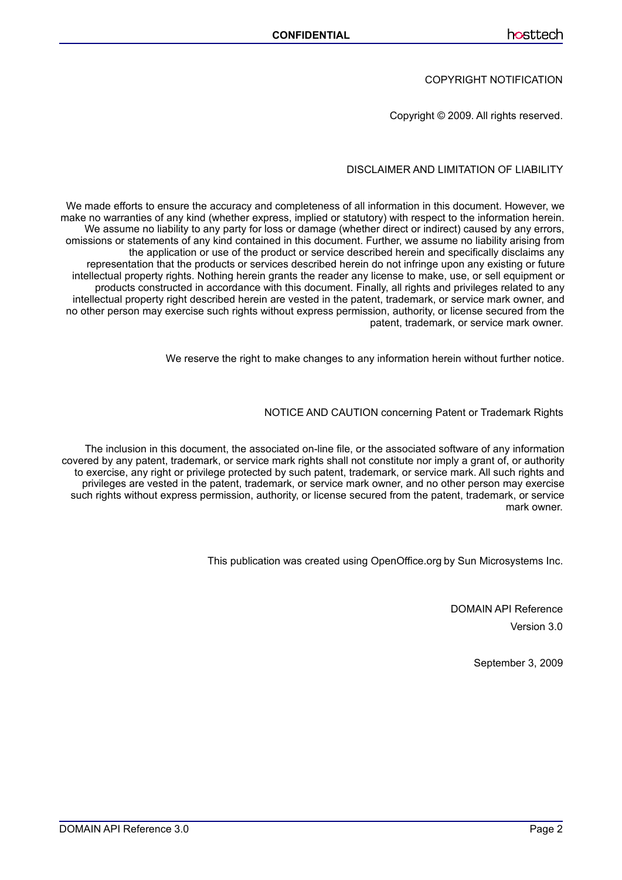COPYRIGHT NOTIFICATION

Copyright © 2009. All rights reserved.

DISCLAIMER AND LIMITATION OF LIABILITY

We made efforts to ensure the accuracy and completeness of all information in this document. However, we make no warranties of any kind (whether express, implied or statutory) with respect to the information herein. We assume no liability to any party for loss or damage (whether direct or indirect) caused by any errors, omissions or statements of any kind contained in this document. Further, we assume no liability arising from the application or use of the product or service described herein and specifically disclaims any representation that the products or services described herein do not infringe upon any existing or future intellectual property rights. Nothing herein grants the reader any license to make, use, or sell equipment or products constructed in accordance with this document. Finally, all rights and privileges related to any intellectual property right described herein are vested in the patent, trademark, or service mark owner, and no other person may exercise such rights without express permission, authority, or license secured from the patent, trademark, or service mark owner.

We reserve the right to make changes to any information herein without further notice.

NOTICE AND CAUTION concerning Patent or Trademark Rights

The inclusion in this document, the associated on-line file, or the associated software of any information covered by any patent, trademark, or service mark rights shall not constitute nor imply a grant of, or authority to exercise, any right or privilege protected by such patent, trademark, or service mark. All such rights and privileges are vested in the patent, trademark, or service mark owner, and no other person may exercise such rights without express permission, authority, or license secured from the patent, trademark, or service mark owner.

This publication was created using OpenOffice.org by Sun Microsystems Inc.

DOMAIN API Reference

Version 3.0

September 3, 2009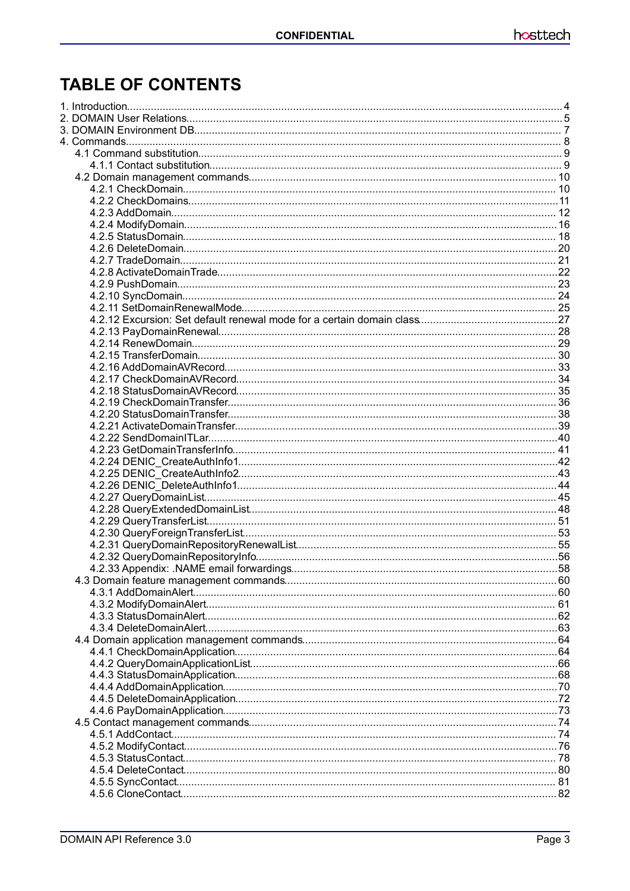# TABLE OF CONTENTS

- 1. Introduction ... 4
- 2. DOMAIN User Relations ... 5
- 3. DOMAIN Environment DB ... 7
- 4. Commands ... 8
  - 4.1 Command substitution ... 9
    - 4.1.1 Contact substitution ... 9
  - 4.2 Domain management commands ... 10
    - 4.2.1 CheckDomain ... 10
    - 4.2.2 CheckDomains ... 11
    - 4.2.3 AddDomain ... 12
    - 4.2.4 ModifyDomain ... 16
    - 4.2.5 StatusDomain ... 18
    - 4.2.6 DeleteDomain ... 20
    - 4.2.7 TradeDomain ... 21
    - 4.2.8 ActivateDomainTrade ... 22
    - 4.2.9 PushDomain ... 23
    - 4.2.10 SyncDomain ... 24
    - 4.2.11 SetDomainRenewalMode ... 25
    - 4.2.12 Excursion: Set default renewal mode for a certain domain class ... 27
    - 4.2.13 PayDomainRenewal ... 28
    - 4.2.14 RenewDomain ... 29
    - 4.2.15 TransferDomain ... 30
    - 4.2.16 AddDomainAVRecord ... 33
    - 4.2.17 CheckDomainAVRecord ... 34
    - 4.2.18 StatusDomainAVRecord ... 35
    - 4.2.19 CheckDomainTransfer ... 36
    - 4.2.20 StatusDomainTransfer ... 38
    - 4.2.21 ActivateDomainTransfer ... 39
    - 4.2.22 SendDomainITLar ... 40
    - 4.2.23 GetDomainTransferInfo ... 41
    - 4.2.24 DENIC_CreateAuthInfo1 ... 42
    - 4.2.25 DENIC_CreateAuthInfo2 ... 43
    - 4.2.26 DENIC_DeleteAuthInfo1 ... 44
    - 4.2.27 QueryDomainList ... 45
    - 4.2.28 QueryExtendedDomainList ... 48
    - 4.2.29 QueryTransferList ... 51
    - 4.2.30 QueryForeignTransferList ... 53
    - 4.2.31 QueryDomainRepositoryRenewalList ... 55
    - 4.2.32 QueryDomainRepositoryInfo ... 56
    - 4.2.33 Appendix: .NAME email forwardings ... 58
  - 4.3 Domain feature management commands ... 60
    - 4.3.1 AddDomainAlert ... 60
    - 4.3.2 ModifyDomainAlert ... 61
    - 4.3.3 StatusDomainAlert ... 62
    - 4.3.4 DeleteDomainAlert ... 63
  - 4.4 Domain application management commands ... 64
    - 4.4.1 CheckDomainApplication ... 64
    - 4.4.2 QueryDomainApplicationList ... 66
    - 4.4.3 StatusDomainApplication ... 68
    - 4.4.4 AddDomainApplication ... 70
    - 4.4.5 DeleteDomainApplication ... 72
    - 4.4.6 PayDomainApplication ... 73
  - 4.5 Contact management commands ... 74
    - 4.5.1 AddContact ... 74
    - 4.5.2 ModifyContact ... 76
    - 4.5.3 StatusContact ... 78
    - 4.5.4 DeleteContact ... 80
    - 4.5.5 SyncContact ... 81
    - 4.5.6 CloneContact ... 82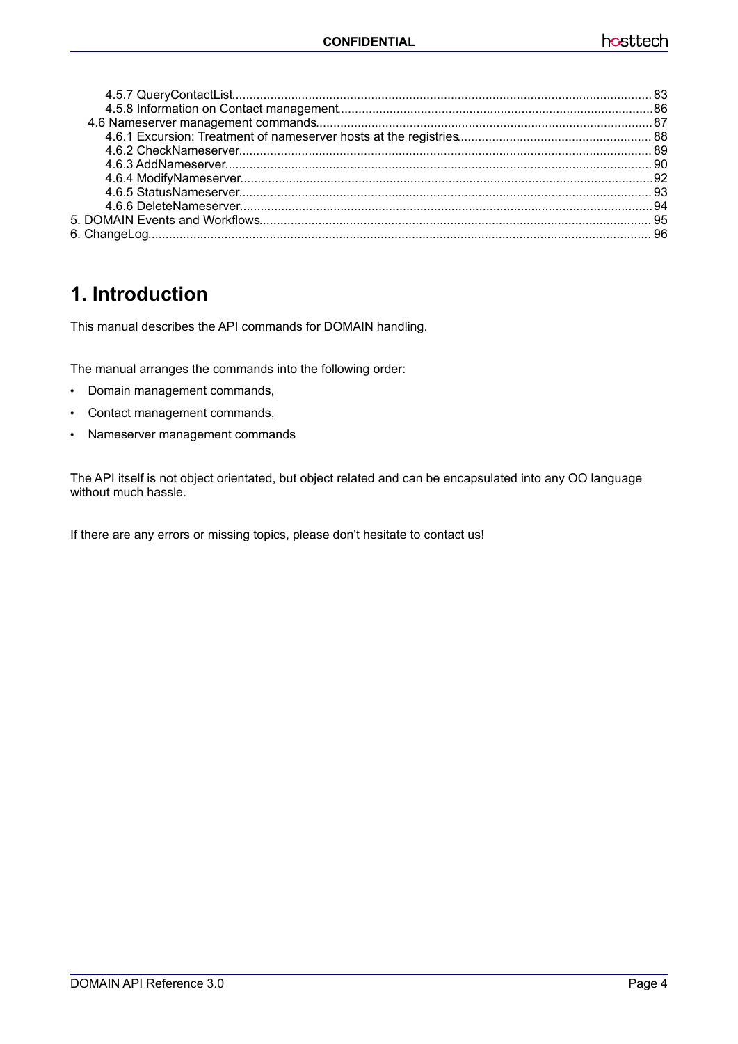4.5.7 QueryContactList........................................................................................................................ 83
4.5.8 Information on Contact management..........................................................................................86
4.6 Nameserver management commands.................................................................................................87
4.6.1 Excursion: Treatment of nameserver hosts at the registries........................................................ 88
4.6.2 CheckNameserver...................................................................................................................... 89
4.6.3 AddNameserver.......................................................................................................................... 90
4.6.4 ModifyNameserver......................................................................................................................92
4.6.5 StatusNameserver...................................................................................................................... 93
4.6.6 DeleteNameserver......................................................................................................................94
5. DOMAIN Events and Workflows................................................................................................................ 95
6. ChangeLog................................................................................................................................................ 96

# 1. Introduction

This manual describes the API commands for DOMAIN handling.

The manual arranges the commands into the following order:

- Domain management commands,
- Contact management commands,
- Nameserver management commands

The API itself is not object orientated, but object related and can be encapsulated into any OO language without much hassle.

If there are any errors or missing topics, please don't hesitate to contact us!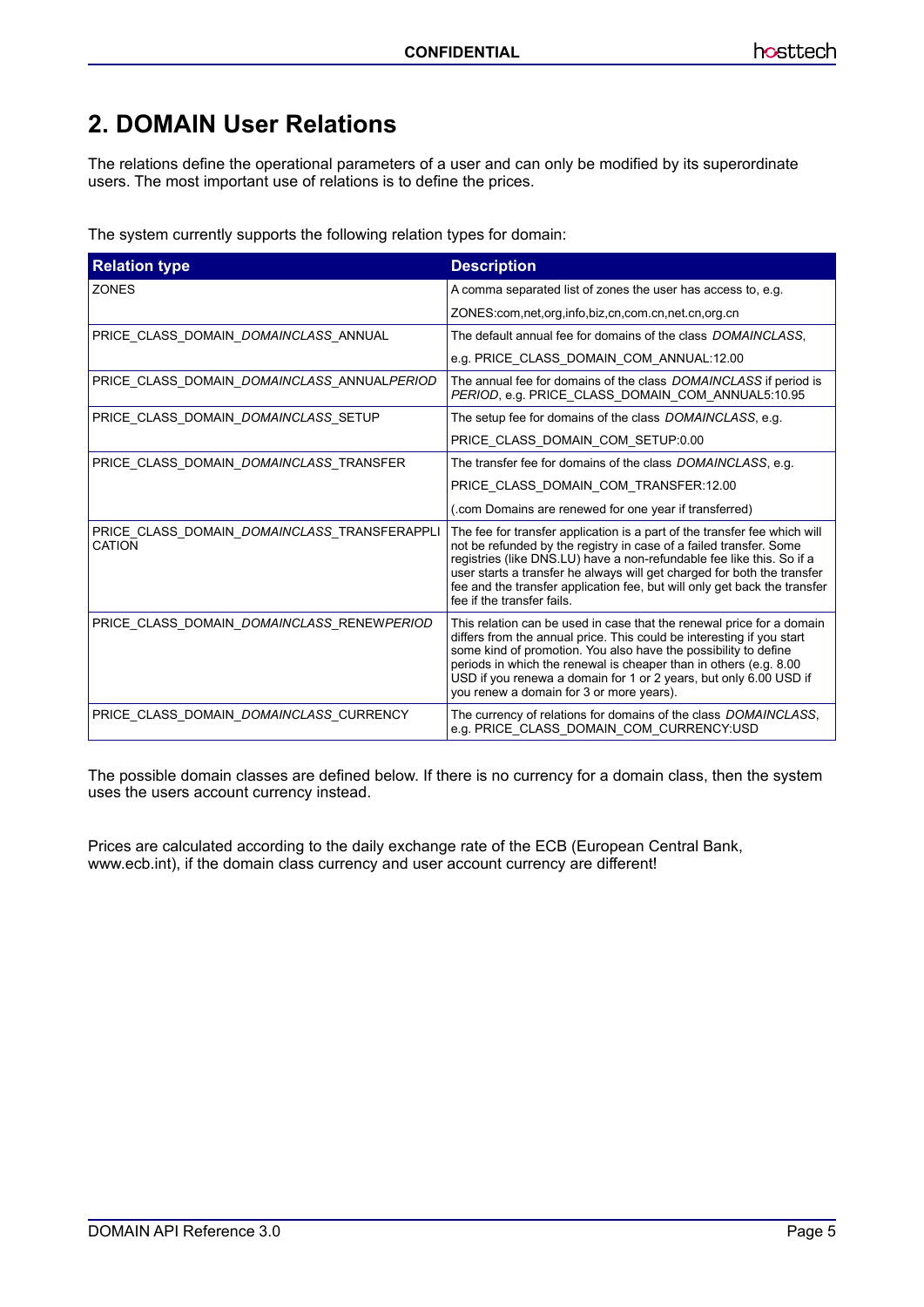# 2. DOMAIN User Relations

The relations define the operational parameters of a user and can only be modified by its superordinate users. The most important use of relations is to define the prices.

The system currently supports the following relation types for domain:

| Relation type | Description |
|---|---|
| ZONES | A comma separated list of zones the user has access to, e.g.<br>ZONES:com,net,org,info,biz,cn,com.cn,net.cn,org.cn |
| PRICE_CLASS_DOMAIN_*DOMAINCLASS*_ANNUAL | The default annual fee for domains of the class *DOMAINCLASS*,<br>e.g. PRICE_CLASS_DOMAIN_COM_ANNUAL:12.00 |
| PRICE_CLASS_DOMAIN_*DOMAINCLASS*_ANNUAL*PERIOD* | The annual fee for domains of the class *DOMAINCLASS* if period is *PERIOD*, e.g. PRICE_CLASS_DOMAIN_COM_ANNUAL5:10.95 |
| PRICE_CLASS_DOMAIN_*DOMAINCLASS*_SETUP | The setup fee for domains of the class *DOMAINCLASS*, e.g.<br>PRICE_CLASS_DOMAIN_COM_SETUP:0.00 |
| PRICE_CLASS_DOMAIN_*DOMAINCLASS*_TRANSFER | The transfer fee for domains of the class *DOMAINCLASS*, e.g.<br>PRICE_CLASS_DOMAIN_COM_TRANSFER:12.00<br>(.com Domains are renewed for one year if transferred) |
| PRICE_CLASS_DOMAIN_*DOMAINCLASS*_TRANSFERAPPLICATION | The fee for transfer application is a part of the transfer fee which will not be refunded by the registry in case of a failed transfer. Some registries (like DNS.LU) have a non-refundable fee like this. So if a user starts a transfer he always will get charged for both the transfer fee and the transfer application fee, but will only get back the transfer fee if the transfer fails. |
| PRICE_CLASS_DOMAIN_*DOMAINCLASS*_RENEW*PERIOD* | This relation can be used in case that the renewal price for a domain differs from the annual price. This could be interesting if you start some kind of promotion. You also have the possibility to define periods in which the renewal is cheaper than in others (e.g. 8.00 USD if you renewa a domain for 1 or 2 years, but only 6.00 USD if you renew a domain for 3 or more years). |
| PRICE_CLASS_DOMAIN_*DOMAINCLASS*_CURRENCY | The currency of relations for domains of the class *DOMAINCLASS*, e.g. PRICE_CLASS_DOMAIN_COM_CURRENCY:USD |

The possible domain classes are defined below. If there is no currency for a domain class, then the system uses the users account currency instead.

Prices are calculated according to the daily exchange rate of the ECB (European Central Bank, www.ecb.int), if the domain class currency and user account currency are different!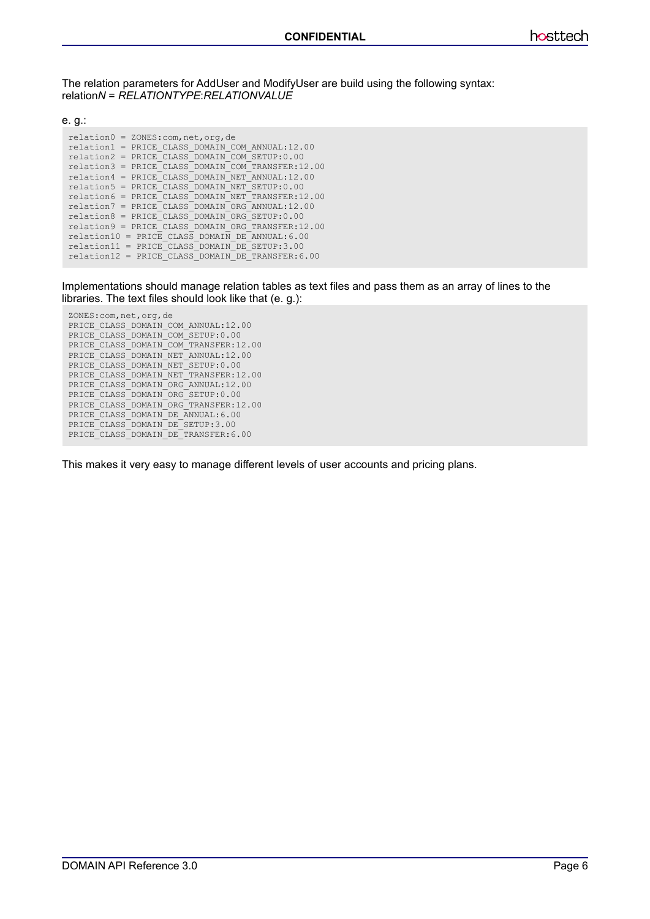The relation parameters for AddUser and ModifyUser are build using the following syntax:
relation*N* = *RELATIONTYPE*:*RELATIONVALUE*

e. g.:

```
relation0 = ZONES:com,net,org,de
relation1 = PRICE_CLASS_DOMAIN_COM_ANNUAL:12.00
relation2 = PRICE_CLASS_DOMAIN_COM_SETUP:0.00
relation3 = PRICE_CLASS_DOMAIN_COM_TRANSFER:12.00
relation4 = PRICE_CLASS_DOMAIN_NET_ANNUAL:12.00
relation5 = PRICE_CLASS_DOMAIN_NET_SETUP:0.00
relation6 = PRICE_CLASS_DOMAIN_NET_TRANSFER:12.00
relation7 = PRICE_CLASS_DOMAIN_ORG_ANNUAL:12.00
relation8 = PRICE_CLASS_DOMAIN_ORG_SETUP:0.00
relation9 = PRICE_CLASS_DOMAIN_ORG_TRANSFER:12.00
relation10 = PRICE_CLASS_DOMAIN_DE_ANNUAL:6.00
relation11 = PRICE_CLASS_DOMAIN_DE_SETUP:3.00
relation12 = PRICE_CLASS_DOMAIN_DE_TRANSFER:6.00
```

Implementations should manage relation tables as text files and pass them as an array of lines to the libraries. The text files should look like that (e. g.):

```
ZONES:com,net,org,de
PRICE_CLASS_DOMAIN_COM_ANNUAL:12.00
PRICE_CLASS_DOMAIN_COM_SETUP:0.00
PRICE_CLASS_DOMAIN_COM_TRANSFER:12.00
PRICE_CLASS_DOMAIN_NET_ANNUAL:12.00
PRICE_CLASS_DOMAIN_NET_SETUP:0.00
PRICE_CLASS_DOMAIN_NET_TRANSFER:12.00
PRICE_CLASS_DOMAIN_ORG_ANNUAL:12.00
PRICE_CLASS_DOMAIN_ORG_SETUP:0.00
PRICE_CLASS_DOMAIN_ORG_TRANSFER:12.00
PRICE_CLASS_DOMAIN_DE_ANNUAL:6.00
PRICE_CLASS_DOMAIN_DE_SETUP:3.00
PRICE_CLASS_DOMAIN_DE_TRANSFER:6.00
```

This makes it very easy to manage different levels of user accounts and pricing plans.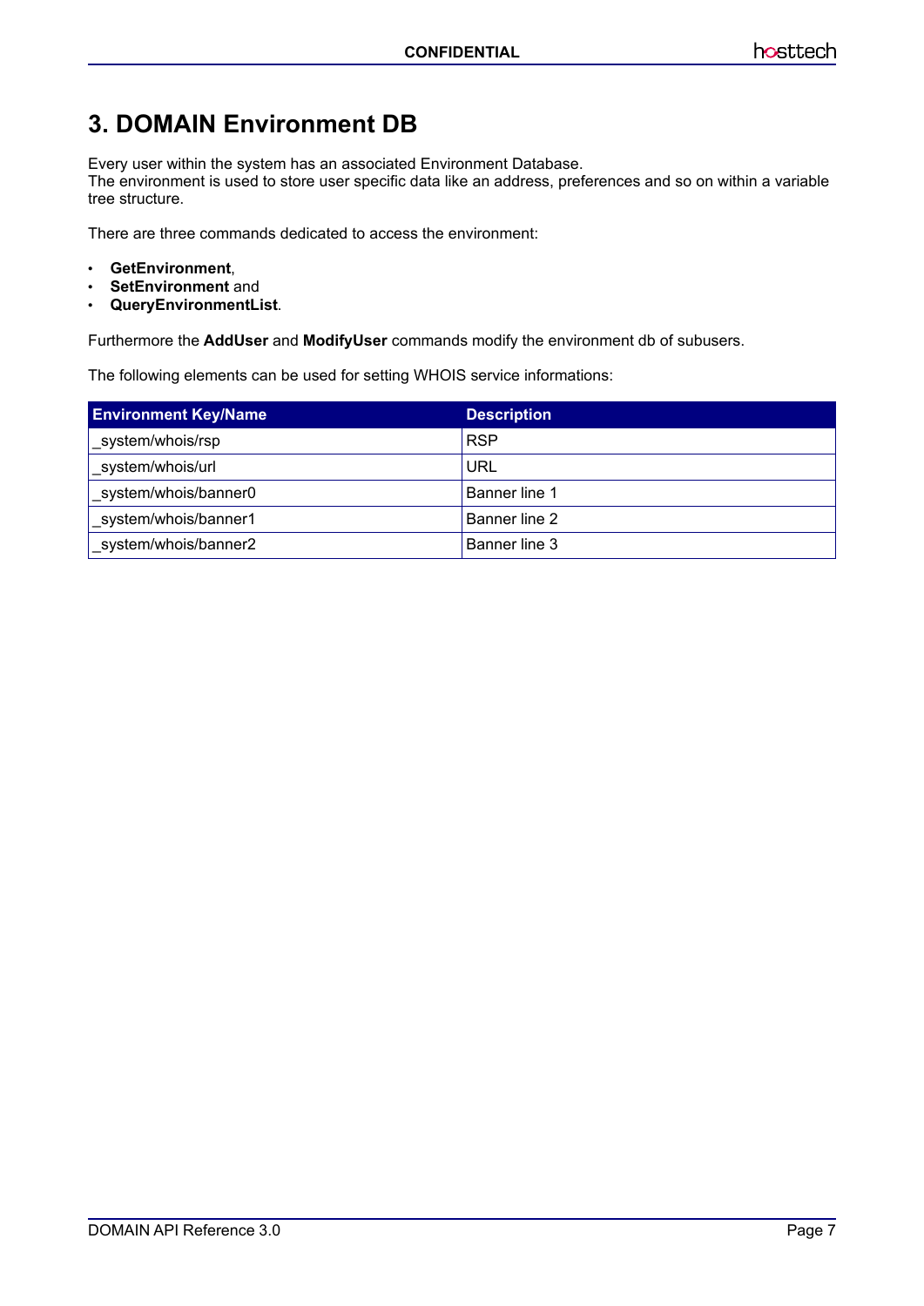# 3. DOMAIN Environment DB

Every user within the system has an associated Environment Database.
The environment is used to store user specific data like an address, preferences and so on within a variable tree structure.

There are three commands dedicated to access the environment:

- **GetEnvironment**,
- **SetEnvironment** and
- **QueryEnvironmentList**.

Furthermore the **AddUser** and **ModifyUser** commands modify the environment db of subusers.

The following elements can be used for setting WHOIS service informations:

| Environment Key/Name | Description |
| --- | --- |
| _system/whois/rsp | RSP |
| _system/whois/url | URL |
| _system/whois/banner0 | Banner line 1 |
| _system/whois/banner1 | Banner line 2 |
| _system/whois/banner2 | Banner line 3 |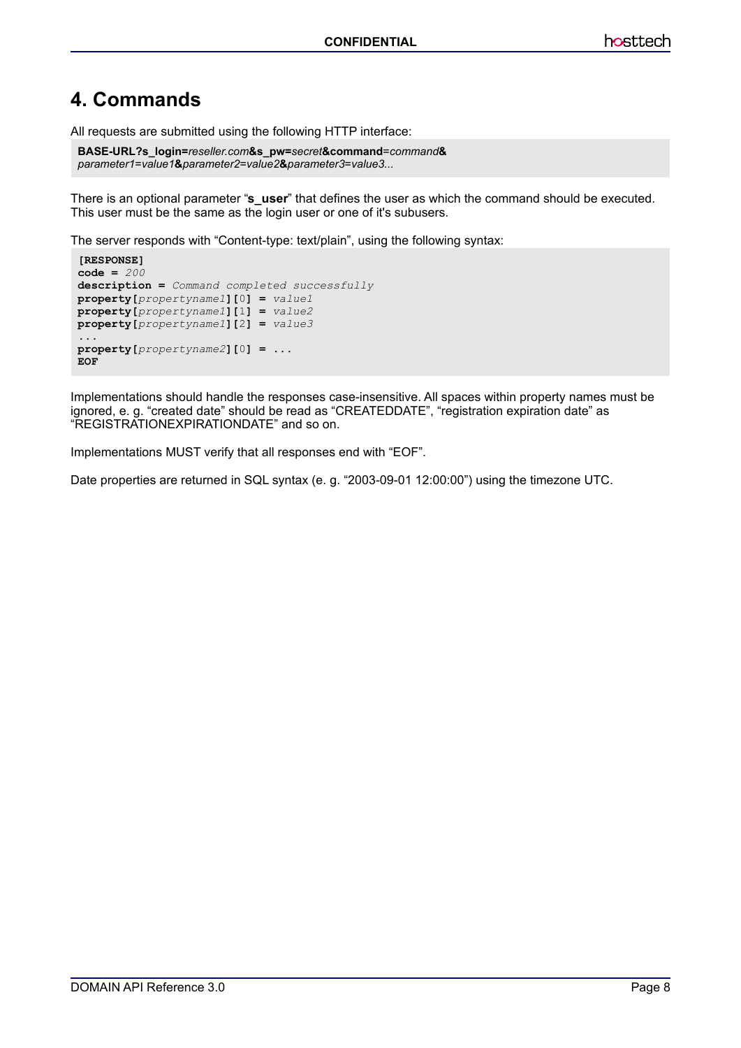# 4. Commands

All requests are submitted using the following HTTP interface:

```
BASE-URL?s_login=reseller.com&s_pw=secret&command=command&
parameter1=value1&parameter2=value2&parameter3=value3...
```

There is an optional parameter "**s_user**" that defines the user as which the command should be executed. This user must be the same as the login user or one of it's subusers.

The server responds with "Content-type: text/plain", using the following syntax:

```
[RESPONSE]
code = 200
description = Command completed successfully
property[propertyname1][0] = value1
property[propertyname1][1] = value2
property[propertyname1][2] = value3
...
property[propertyname2][0] = ...
EOF
```

Implementations should handle the responses case-insensitive. All spaces within property names must be ignored, e. g. "created date" should be read as "CREATEDDATE", "registration expiration date" as "REGISTRATIONEXPIRATIONDATE" and so on.

Implementations MUST verify that all responses end with "EOF".

Date properties are returned in SQL syntax (e. g. "2003-09-01 12:00:00") using the timezone UTC.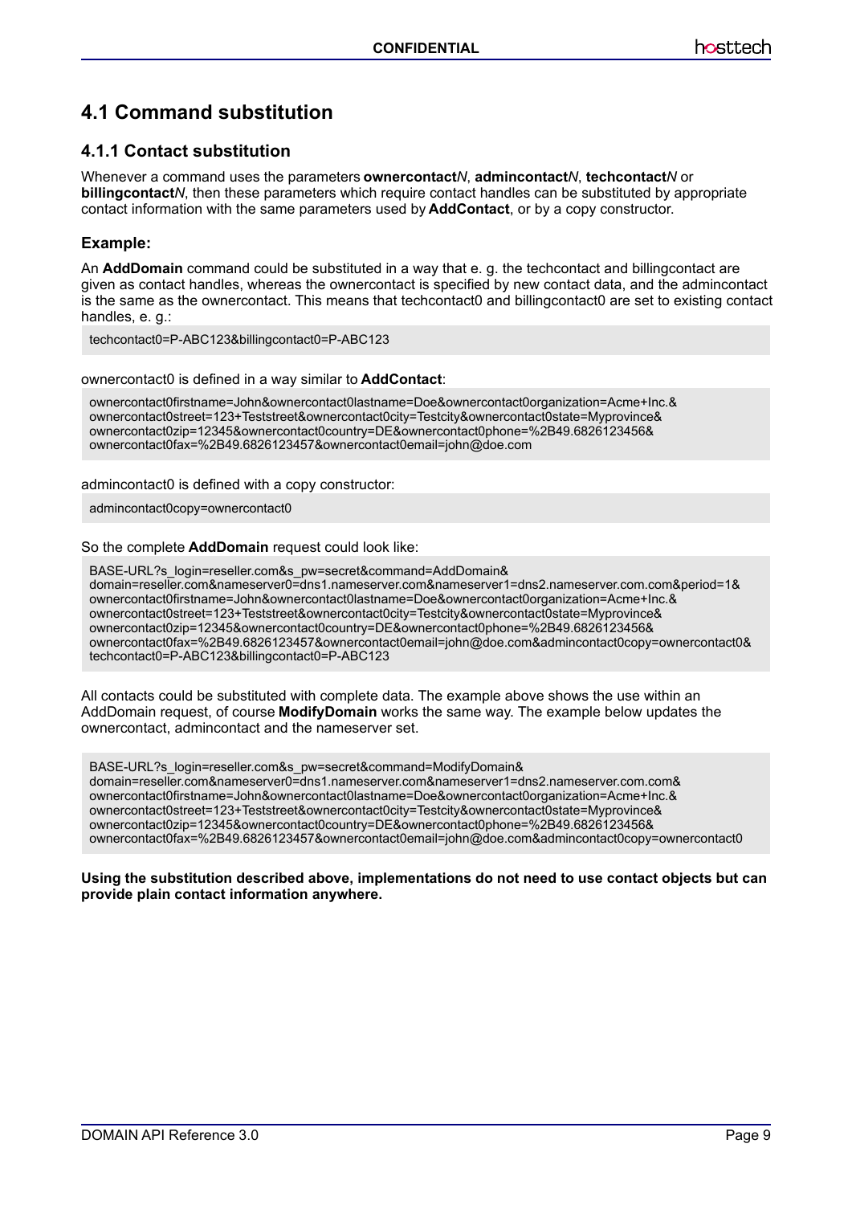## 4.1 Command substitution

### 4.1.1 Contact substitution

Whenever a command uses the parameters **ownercontact*N***, **admincontact*N***, **techcontact*N*** or **billingcontact*N***, then these parameters which require contact handles can be substituted by appropriate contact information with the same parameters used by **AddContact**, or by a copy constructor.

#### Example:

An **AddDomain** command could be substituted in a way that e. g. the techcontact and billingcontact are given as contact handles, whereas the ownercontact is specified by new contact data, and the admincontact is the same as the ownercontact. This means that techcontact0 and billingcontact0 are set to existing contact handles, e. g.:

```
techcontact0=P-ABC123&billingcontact0=P-ABC123
```

ownercontact0 is defined in a way similar to **AddContact**:

```
ownercontact0firstname=John&ownercontact0lastname=Doe&ownercontact0organization=Acme+Inc.&
ownercontact0street=123+Teststreet&ownercontact0city=Testcity&ownercontact0state=Myprovince&
ownercontact0zip=12345&ownercontact0country=DE&ownercontact0phone=%2B49.6826123456&
ownercontact0fax=%2B49.6826123457&ownercontact0email=john@doe.com
```

admincontact0 is defined with a copy constructor:

```
admincontact0copy=ownercontact0
```

So the complete **AddDomain** request could look like:

```
BASE-URL?s_login=reseller.com&s_pw=secret&command=AddDomain&
domain=reseller.com&nameserver0=dns1.nameserver.com&nameserver1=dns2.nameserver.com.com&period=1&
ownercontact0firstname=John&ownercontact0lastname=Doe&ownercontact0organization=Acme+Inc.&
ownercontact0street=123+Teststreet&ownercontact0city=Testcity&ownercontact0state=Myprovince&
ownercontact0zip=12345&ownercontact0country=DE&ownercontact0phone=%2B49.6826123456&
ownercontact0fax=%2B49.6826123457&ownercontact0email=john@doe.com&admincontact0copy=ownercontact0&
techcontact0=P-ABC123&billingcontact0=P-ABC123
```

All contacts could be substituted with complete data. The example above shows the use within an AddDomain request, of course **ModifyDomain** works the same way. The example below updates the ownercontact, admincontact and the nameserver set.

```
BASE-URL?s_login=reseller.com&s_pw=secret&command=ModifyDomain&
domain=reseller.com&nameserver0=dns1.nameserver.com&nameserver1=dns2.nameserver.com.com&
ownercontact0firstname=John&ownercontact0lastname=Doe&ownercontact0organization=Acme+Inc.&
ownercontact0street=123+Teststreet&ownercontact0city=Testcity&ownercontact0state=Myprovince&
ownercontact0zip=12345&ownercontact0country=DE&ownercontact0phone=%2B49.6826123456&
ownercontact0fax=%2B49.6826123457&ownercontact0email=john@doe.com&admincontact0copy=ownercontact0
```

**Using the substitution described above, implementations do not need to use contact objects but can provide plain contact information anywhere.**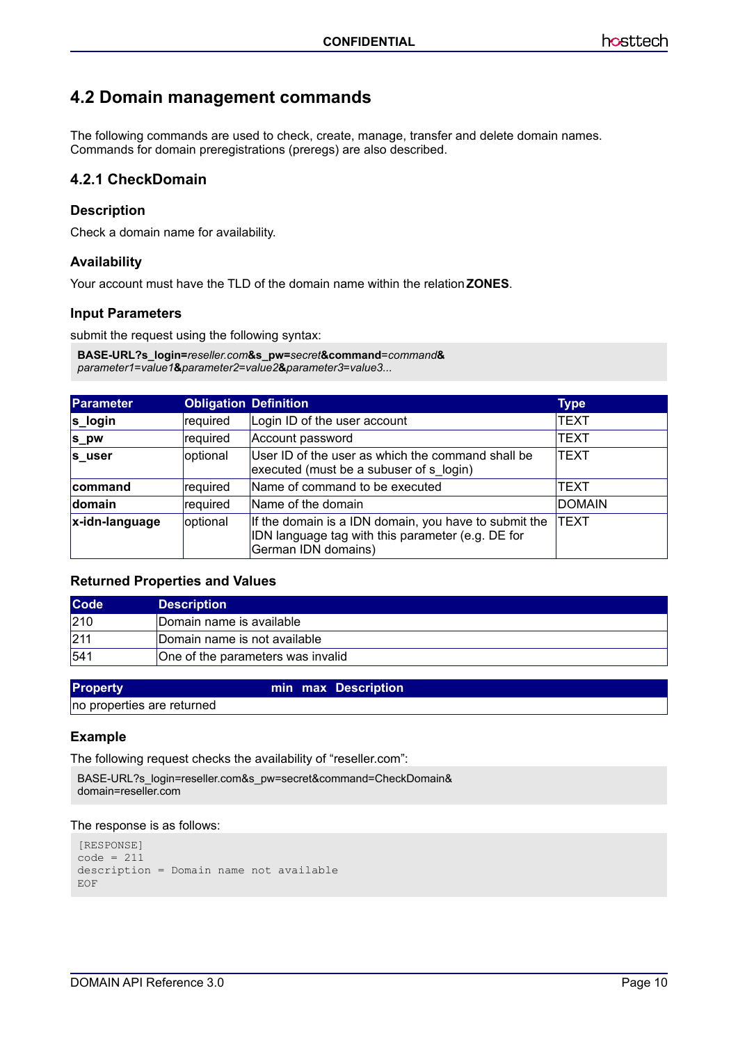## 4.2 Domain management commands

The following commands are used to check, create, manage, transfer and delete domain names. Commands for domain preregistrations (preregs) are also described.

### 4.2.1 CheckDomain

#### Description

Check a domain name for availability.

#### Availability

Your account must have the TLD of the domain name within the relation **ZONES**.

#### Input Parameters

submit the request using the following syntax:

**BASE-URL?s_login=***reseller.com***&s_pw=***secret***&command**=*command***&**
*parameter1*=*value1***&***parameter2*=*value2***&***parameter3*=*value3...*

| Parameter | Obligation | Definition | Type |
|---|---|---|---|
| **s_login** | required | Login ID of the user account | TEXT |
| **s_pw** | required | Account password | TEXT |
| **s_user** | optional | User ID of the user as which the command shall be executed (must be a subuser of s_login) | TEXT |
| **command** | required | Name of command to be executed | TEXT |
| **domain** | required | Name of the domain | DOMAIN |
| **x-idn-language** | optional | If the domain is a IDN domain, you have to submit the IDN language tag with this parameter (e.g. DE for German IDN domains) | TEXT |

#### Returned Properties and Values

| Code | Description |
|---|---|
| 210 | Domain name is available |
| 211 | Domain name is not available |
| 541 | One of the parameters was invalid |

| Property | min | max | Description |
|---|---|---|---|
| no properties are returned | | | |

#### Example

The following request checks the availability of “reseller.com”:

```
BASE-URL?s_login=reseller.com&s_pw=secret&command=CheckDomain&
domain=reseller.com
```

The response is as follows:

```
[RESPONSE]
code = 211
description = Domain name not available
EOF
```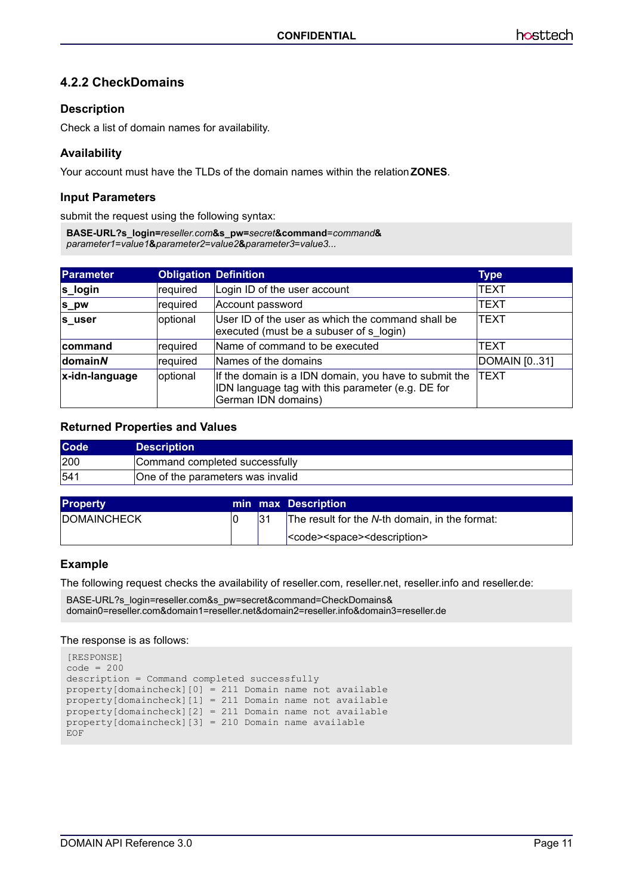### 4.2.2 CheckDomains

#### Description

Check a list of domain names for availability.

#### Availability

Your account must have the TLDs of the domain names within the relation **ZONES**.

#### Input Parameters

submit the request using the following syntax:

**BASE-URL?s_login=***reseller.com***&s_pw=***secret***&command=***command***&** *parameter1=value1***&***parameter2=value2***&***parameter3=value3...*

| Parameter | Obligation | Definition | Type |
|---|---|---|---|
| **s_login** | required | Login ID of the user account | TEXT |
| **s_pw** | required | Account password | TEXT |
| **s_user** | optional | User ID of the user as which the command shall be executed (must be a subuser of s_login) | TEXT |
| **command** | required | Name of command to be executed | TEXT |
| **domain*N*** | required | Names of the domains | DOMAIN [0..31] |
| **x-idn-language** | optional | If the domain is a IDN domain, you have to submit the IDN language tag with this parameter (e.g. DE for German IDN domains) | TEXT |

#### Returned Properties and Values

| Code | Description |
|---|---|
| 200 | Command completed successfully |
| 541 | One of the parameters was invalid |

| Property | min | max | Description |
|---|---|---|---|
| DOMAINCHECK | 0 | 31 | The result for the *N*-th domain, in the format: <code><space><description> |

#### Example

The following request checks the availability of reseller.com, reseller.net, reseller.info and reseller.de:

```
BASE-URL?s_login=reseller.com&s_pw=secret&command=CheckDomains&
domain0=reseller.com&domain1=reseller.net&domain2=reseller.info&domain3=reseller.de
```

The response is as follows:

```
[RESPONSE]
code = 200
description = Command completed successfully
property[domaincheck][0] = 211 Domain name not available
property[domaincheck][1] = 211 Domain name not available
property[domaincheck][2] = 211 Domain name not available
property[domaincheck][3] = 210 Domain name available
EOF
```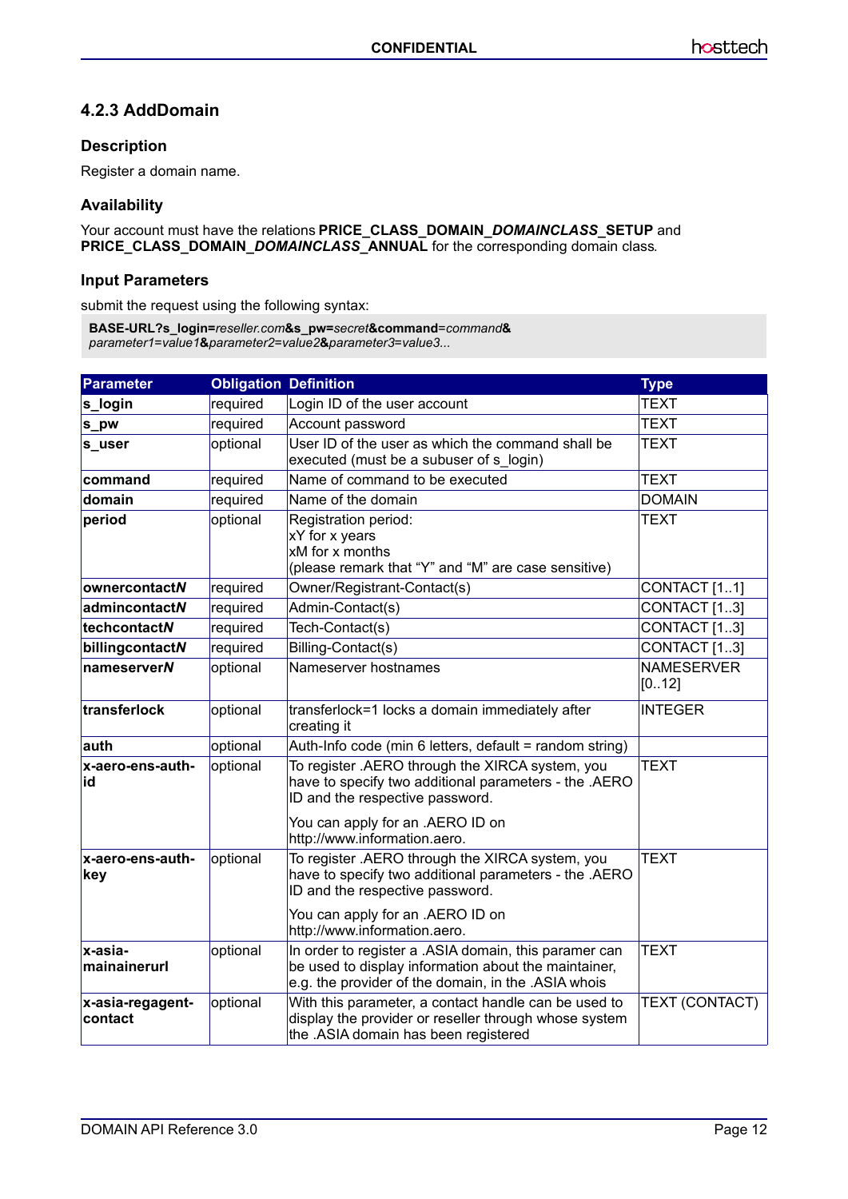## 4.2.3 AddDomain

### Description

Register a domain name.

### Availability

Your account must have the relations **PRICE_CLASS_DOMAIN_*DOMAINCLASS*_SETUP** and **PRICE_CLASS_DOMAIN_*DOMAINCLASS*_ANNUAL** for the corresponding domain class.

### Input Parameters

submit the request using the following syntax:

```
BASE-URL?s_login=reseller.com&s_pw=secret&command=command&
parameter1=value1&parameter2=value2&parameter3=value3...
```

| Parameter | Obligation | Definition | Type |
|---|---|---|---|
| **s_login** | required | Login ID of the user account | TEXT |
| **s_pw** | required | Account password | TEXT |
| **s_user** | optional | User ID of the user as which the command shall be executed (must be a subuser of s_login) | TEXT |
| **command** | required | Name of command to be executed | TEXT |
| **domain** | required | Name of the domain | DOMAIN |
| **period** | optional | Registration period:<br>xY for x years<br>xM for x months<br>(please remark that “Y” and “M” are case sensitive) | TEXT |
| **ownercontact*N*** | required | Owner/Registrant-Contact(s) | CONTACT [1..1] |
| **admincontact*N*** | required | Admin-Contact(s) | CONTACT [1..3] |
| **techcontact*N*** | required | Tech-Contact(s) | CONTACT [1..3] |
| **billingcontact*N*** | required | Billing-Contact(s) | CONTACT [1..3] |
| **nameserver*N*** | optional | Nameserver hostnames | NAMESERVER [0..12] |
| **transferlock** | optional | transferlock=1 locks a domain immediately after creating it | INTEGER |
| **auth** | optional | Auth-Info code (min 6 letters, default = random string) | |
| **x-aero-ens-auth-id** | optional | To register .AERO through the XIRCA system, you have to specify two additional parameters - the .AERO ID and the respective password.<br><br>You can apply for an .AERO ID on http://www.information.aero. | TEXT |
| **x-aero-ens-auth-key** | optional | To register .AERO through the XIRCA system, you have to specify two additional parameters - the .AERO ID and the respective password.<br><br>You can apply for an .AERO ID on http://www.information.aero. | TEXT |
| **x-asia-mainainerurl** | optional | In order to register a .ASIA domain, this paramer can be used to display information about the maintainer, e.g. the provider of the domain, in the .ASIA whois | TEXT |
| **x-asia-regagent-contact** | optional | With this parameter, a contact handle can be used to display the provider or reseller through whose system the .ASIA domain has been registered | TEXT (CONTACT) |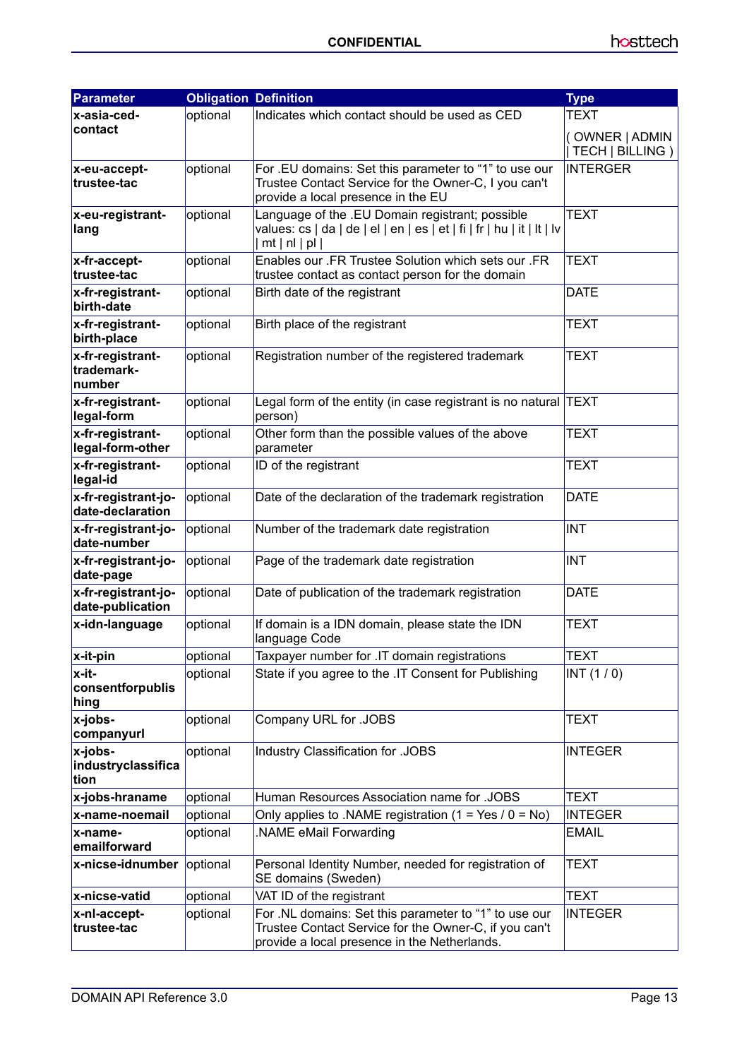| Parameter | Obligation | Definition | Type |
|---|---|---|---|
| **x-asia-ced-contact** | optional | Indicates which contact should be used as CED | TEXT<br>( OWNER \| ADMIN \| TECH \| BILLING ) |
| **x-eu-accept-trustee-tac** | optional | For .EU domains: Set this parameter to “1” to use our Trustee Contact Service for the Owner-C, I you can't provide a local presence in the EU | INTERGER |
| **x-eu-registrant-lang** | optional | Language of the .EU Domain registrant; possible values: cs \| da \| de \| el \| en \| es \| et \| fi \| fr \| hu \| it \| lt \| lv \| mt \| nl \| pl \| | TEXT |
| **x-fr-accept-trustee-tac** | optional | Enables our .FR Trustee Solution which sets our .FR trustee contact as contact person for the domain | TEXT |
| **x-fr-registrant-birth-date** | optional | Birth date of the registrant | DATE |
| **x-fr-registrant-birth-place** | optional | Birth place of the registrant | TEXT |
| **x-fr-registrant-trademark-number** | optional | Registration number of the registered trademark | TEXT |
| **x-fr-registrant-legal-form** | optional | Legal form of the entity (in case registrant is no natural person) | TEXT |
| **x-fr-registrant-legal-form-other** | optional | Other form than the possible values of the above parameter | TEXT |
| **x-fr-registrant-legal-id** | optional | ID of the registrant | TEXT |
| **x-fr-registrant-jo-date-declaration** | optional | Date of the declaration of the trademark registration | DATE |
| **x-fr-registrant-jo-date-number** | optional | Number of the trademark date registration | INT |
| **x-fr-registrant-jo-date-page** | optional | Page of the trademark date registration | INT |
| **x-fr-registrant-jo-date-publication** | optional | Date of publication of the trademark registration | DATE |
| **x-idn-language** | optional | If domain is a IDN domain, please state the IDN language Code | TEXT |
| **x-it-pin** | optional | Taxpayer number for .IT domain registrations | TEXT |
| **x-it-consentforpublishing** | optional | State if you agree to the .IT Consent for Publishing | INT (1 / 0) |
| **x-jobs-companyurl** | optional | Company URL for .JOBS | TEXT |
| **x-jobs-industryclassification** | optional | Industry Classification for .JOBS | INTEGER |
| **x-jobs-hraname** | optional | Human Resources Association name for .JOBS | TEXT |
| **x-name-noemail** | optional | Only applies to .NAME registration (1 = Yes / 0 = No) | INTEGER |
| **x-name-emailforward** | optional | .NAME eMail Forwarding | EMAIL |
| **x-nicse-idnumber** | optional | Personal Identity Number, needed for registration of SE domains (Sweden) | TEXT |
| **x-nicse-vatid** | optional | VAT ID of the registrant | TEXT |
| **x-nl-accept-trustee-tac** | optional | For .NL domains: Set this parameter to “1” to use our Trustee Contact Service for the Owner-C, if you can't provide a local presence in the Netherlands. | INTEGER |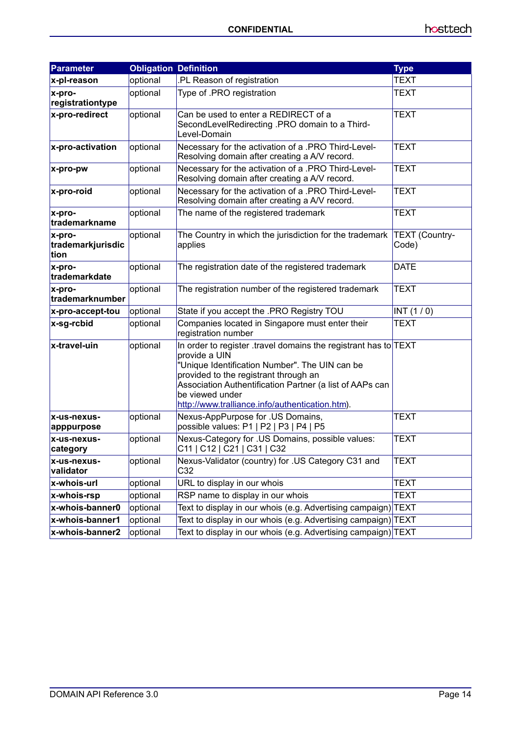| Parameter | Obligation | Definition | Type |
|---|---|---|---|
| **x-pl-reason** | optional | .PL Reason of registration | TEXT |
| **x-pro-registrationtype** | optional | Type of .PRO registration | TEXT |
| **x-pro-redirect** | optional | Can be used to enter a REDIRECT of a SecondLevelRedirecting .PRO domain to a Third-Level-Domain | TEXT |
| **x-pro-activation** | optional | Necessary for the activation of a .PRO Third-Level-Resolving domain after creating a A/V record. | TEXT |
| **x-pro-pw** | optional | Necessary for the activation of a .PRO Third-Level-Resolving domain after creating a A/V record. | TEXT |
| **x-pro-roid** | optional | Necessary for the activation of a .PRO Third-Level-Resolving domain after creating a A/V record. | TEXT |
| **x-pro-trademarkname** | optional | The name of the registered trademark | TEXT |
| **x-pro-trademarkjurisdiction** | optional | The Country in which the jurisdiction for the trademark applies | TEXT (Country-Code) |
| **x-pro-trademarkdate** | optional | The registration date of the registered trademark | DATE |
| **x-pro-trademarknumber** | optional | The registration number of the registered trademark | TEXT |
| **x-pro-accept-tou** | optional | State if you accept the .PRO Registry TOU | INT (1 / 0) |
| **x-sg-rcbid** | optional | Companies located in Singapore must enter their registration number | TEXT |
| **x-travel-uin** | optional | In order to register .travel domains the registrant has to provide a UIN "Unique Identification Number". The UIN can be provided to the registrant through an Association Authentification Partner (a list of AAPs can be viewed under [http://www.tralliance.info/authentication.htm](http://www.tralliance.info/authentication.htm)). | TEXT |
| **x-us-nexus-apppurpose** | optional | Nexus-AppPurpose for .US Domains, possible values: P1 \| P2 \| P3 \| P4 \| P5 | TEXT |
| **x-us-nexus-category** | optional | Nexus-Category for .US Domains, possible values: C11 \| C12 \| C21 \| C31 \| C32 | TEXT |
| **x-us-nexus-validator** | optional | Nexus-Validator (country) for .US Category C31 and C32 | TEXT |
| **x-whois-url** | optional | URL to display in our whois | TEXT |
| **x-whois-rsp** | optional | RSP name to display in our whois | TEXT |
| **x-whois-banner0** | optional | Text to display in our whois (e.g. Advertising campaign) | TEXT |
| **x-whois-banner1** | optional | Text to display in our whois (e.g. Advertising campaign) | TEXT |
| **x-whois-banner2** | optional | Text to display in our whois (e.g. Advertising campaign) | TEXT |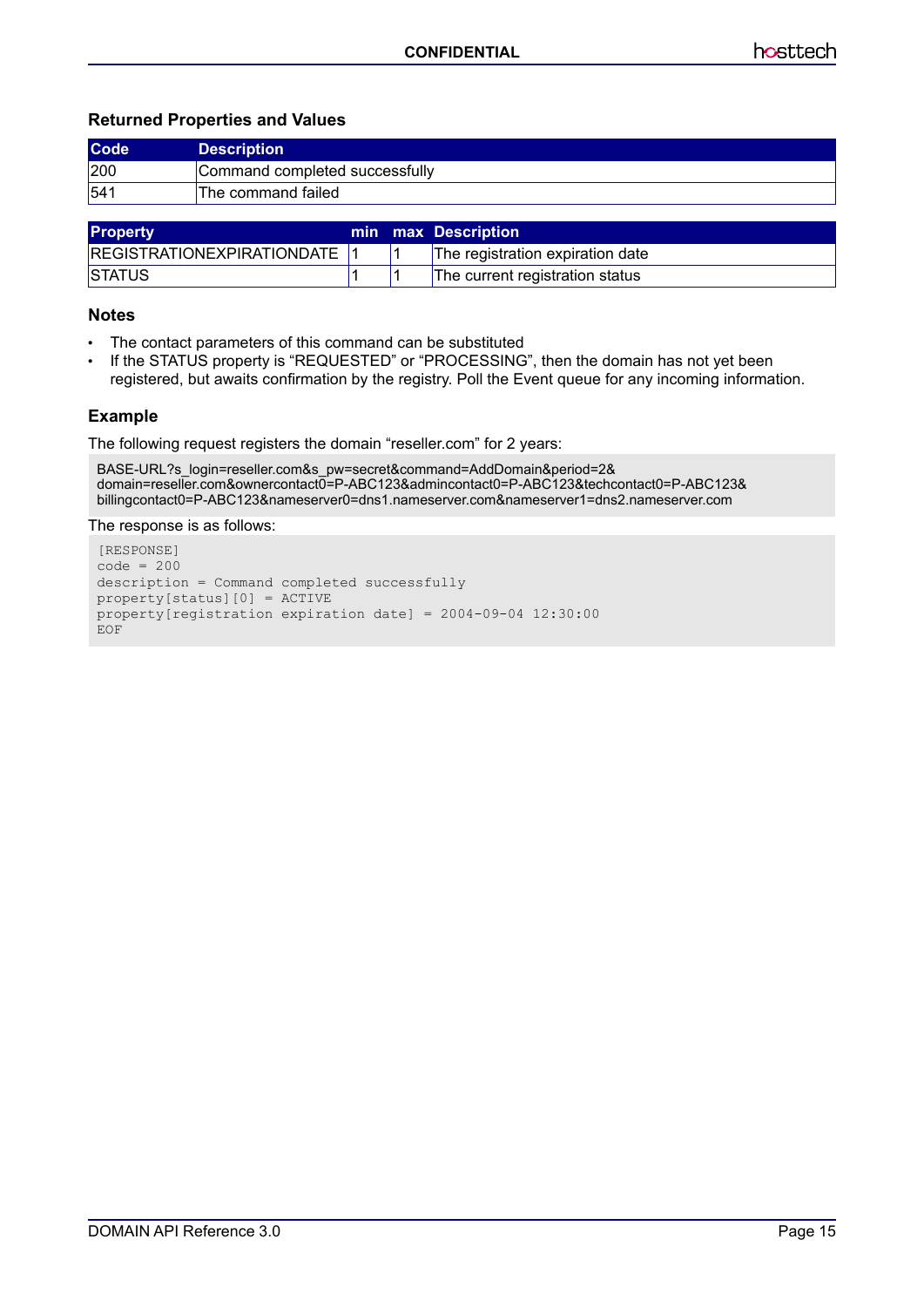### Returned Properties and Values

| Code | Description |
| --- | --- |
| 200 | Command completed successfully |
| 541 | The command failed |

| Property | min | max | Description |
| --- | --- | --- | --- |
| REGISTRATIONEXPIRATIONDATE | 1 | 1 | The registration expiration date |
| STATUS | 1 | 1 | The current registration status |

### Notes

- The contact parameters of this command can be substituted
- If the STATUS property is “REQUESTED” or “PROCESSING”, then the domain has not yet been registered, but awaits confirmation by the registry. Poll the Event queue for any incoming information.

### Example

The following request registers the domain “reseller.com” for 2 years:

```
BASE-URL?s_login=reseller.com&s_pw=secret&command=AddDomain&period=2&
domain=reseller.com&ownercontact0=P-ABC123&admincontact0=P-ABC123&techcontact0=P-ABC123&
billingcontact0=P-ABC123&nameserver0=dns1.nameserver.com&nameserver1=dns2.nameserver.com
```

The response is as follows:

```
[RESPONSE]
code = 200
description = Command completed successfully
property[status][0] = ACTIVE
property[registration expiration date] = 2004-09-04 12:30:00
EOF
```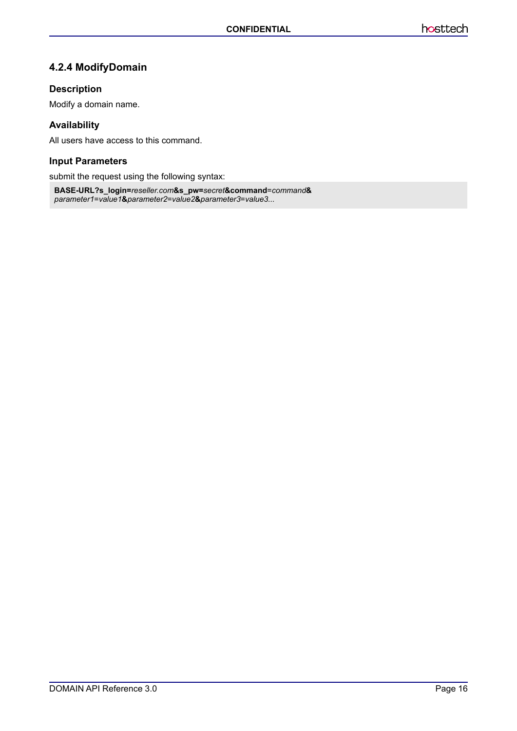### 4.2.4 ModifyDomain

#### Description

Modify a domain name.

#### Availability

All users have access to this command.

#### Input Parameters

submit the request using the following syntax:

```
BASE-URL?s_login=reseller.com&s_pw=secret&command=command&
parameter1=value1&parameter2=value2&parameter3=value3...
```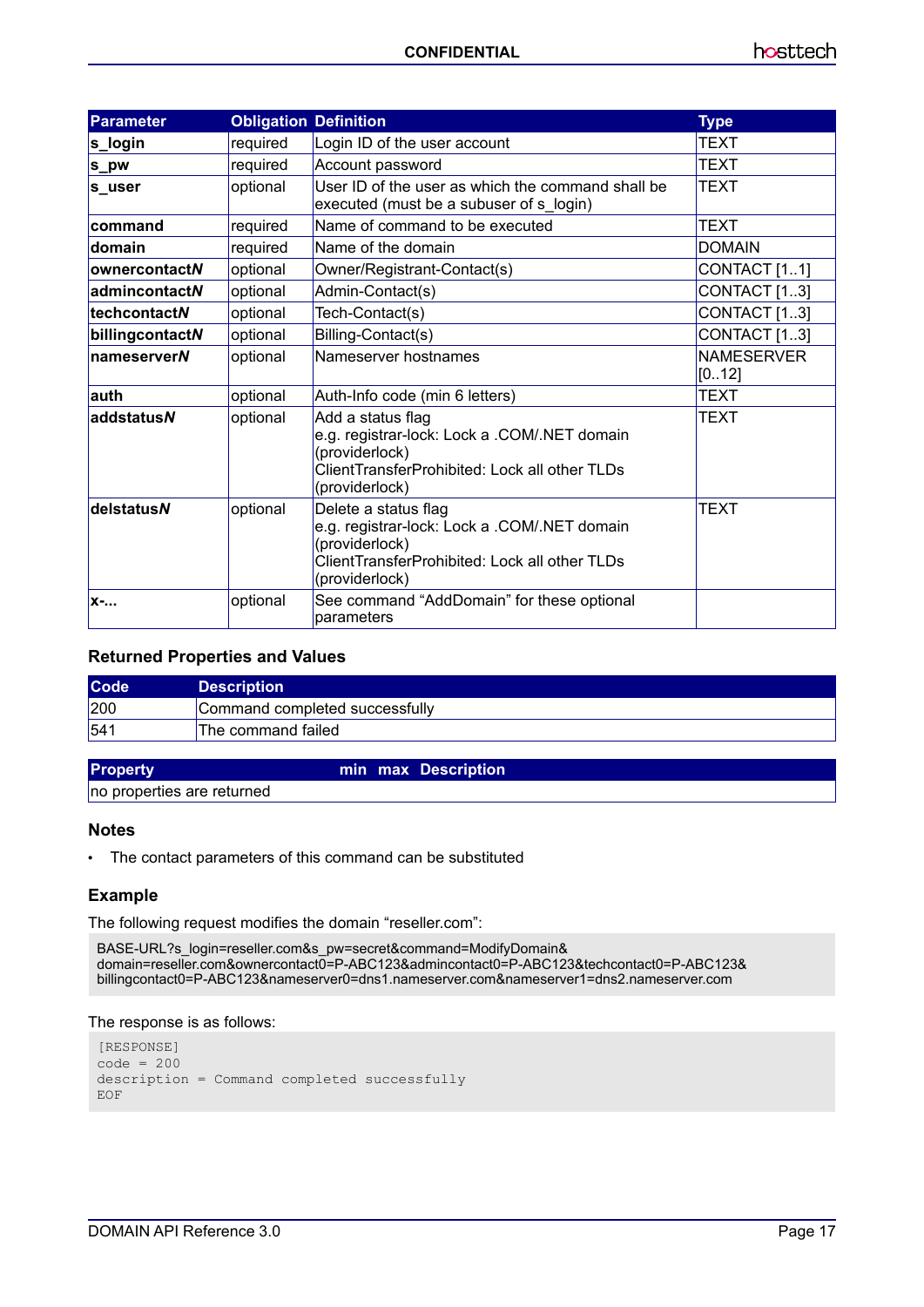| Parameter | Obligation | Definition | Type |
|---|---|---|---|
| **s_login** | required | Login ID of the user account | TEXT |
| **s_pw** | required | Account password | TEXT |
| **s_user** | optional | User ID of the user as which the command shall be executed (must be a subuser of s_login) | TEXT |
| **command** | required | Name of command to be executed | TEXT |
| **domain** | required | Name of the domain | DOMAIN |
| **ownercontact*N*** | optional | Owner/Registrant-Contact(s) | CONTACT [1..1] |
| **admincontact*N*** | optional | Admin-Contact(s) | CONTACT [1..3] |
| **techcontact*N*** | optional | Tech-Contact(s) | CONTACT [1..3] |
| **billingcontact*N*** | optional | Billing-Contact(s) | CONTACT [1..3] |
| **nameserver*N*** | optional | Nameserver hostnames | NAMESERVER [0..12] |
| **auth** | optional | Auth-Info code (min 6 letters) | TEXT |
| **addstatus*N*** | optional | Add a status flag<br>e.g. registrar-lock: Lock a .COM/.NET domain (providerlock)<br>ClientTransferProhibited: Lock all other TLDs (providerlock) | TEXT |
| **delstatus*N*** | optional | Delete a status flag<br>e.g. registrar-lock: Lock a .COM/.NET domain (providerlock)<br>ClientTransferProhibited: Lock all other TLDs (providerlock) | TEXT |
| **x-...** | optional | See command “AddDomain” for these optional parameters | |

### Returned Properties and Values

| Code | Description |
|---|---|
| 200 | Command completed successfully |
| 541 | The command failed |

| Property | min | max | Description |
|---|---|---|---|
| no properties are returned | | | |

### Notes

- The contact parameters of this command can be substituted

### Example

The following request modifies the domain “reseller.com”:

```
BASE-URL?s_login=reseller.com&s_pw=secret&command=ModifyDomain&
domain=reseller.com&ownercontact0=P-ABC123&admincontact0=P-ABC123&techcontact0=P-ABC123&
billingcontact0=P-ABC123&nameserver0=dns1.nameserver.com&nameserver1=dns2.nameserver.com
```

The response is as follows:

```
[RESPONSE]
code = 200
description = Command completed successfully
EOF
```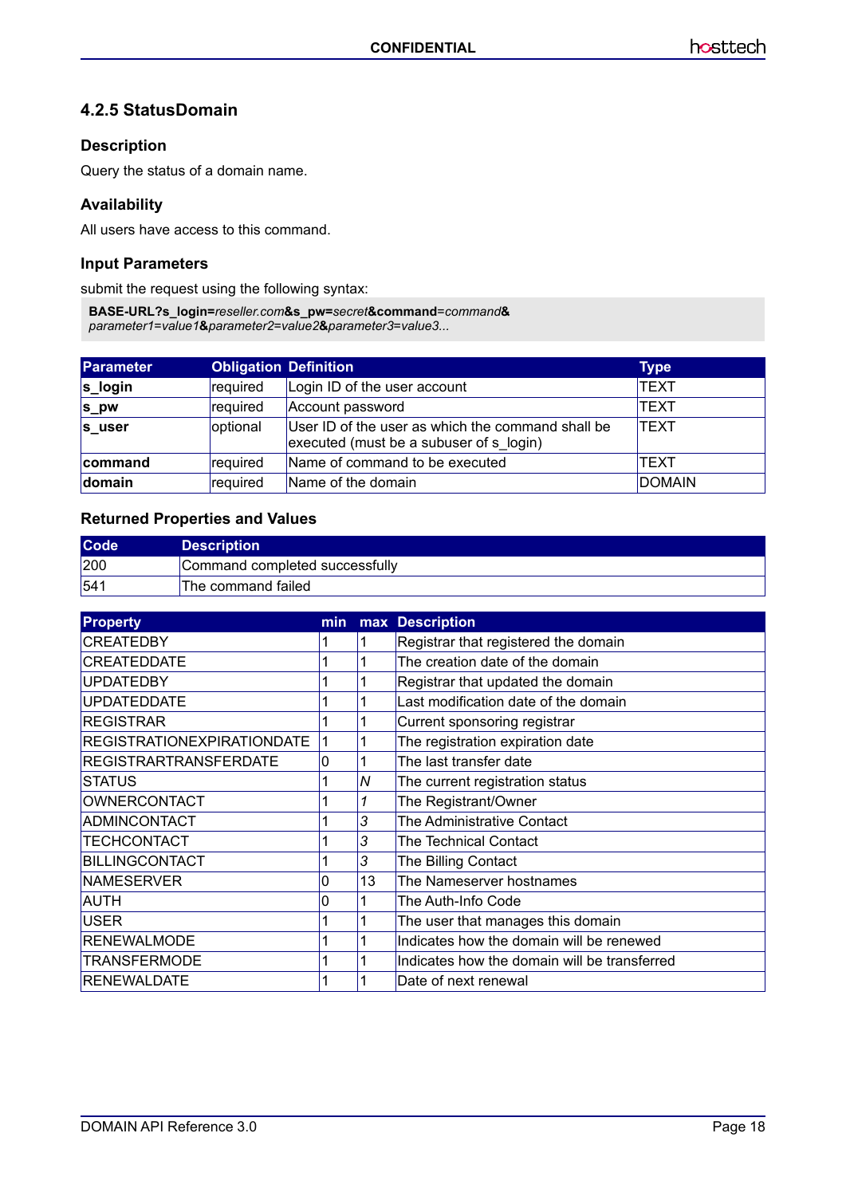### 4.2.5 StatusDomain

#### Description

Query the status of a domain name.

#### Availability

All users have access to this command.

#### Input Parameters

submit the request using the following syntax:

```
BASE-URL?s_login=reseller.com&s_pw=secret&command=command&
parameter1=value1&parameter2=value2&parameter3=value3...
```

| Parameter | Obligation | Definition | Type |
|---|---|---|---|
| **s_login** | required | Login ID of the user account | TEXT |
| **s_pw** | required | Account password | TEXT |
| **s_user** | optional | User ID of the user as which the command shall be executed (must be a subuser of s_login) | TEXT |
| **command** | required | Name of command to be executed | TEXT |
| **domain** | required | Name of the domain | DOMAIN |

#### Returned Properties and Values

| Code | Description |
|---|---|
| 200 | Command completed successfully |
| 541 | The command failed |

| Property | min | max | Description |
|---|---|---|---|
| CREATEDBY | 1 | 1 | Registrar that registered the domain |
| CREATEDDATE | 1 | 1 | The creation date of the domain |
| UPDATEDBY | 1 | 1 | Registrar that updated the domain |
| UPDATEDDATE | 1 | 1 | Last modification date of the domain |
| REGISTRAR | 1 | 1 | Current sponsoring registrar |
| REGISTRATIONEXPIRATIONDATE | 1 | 1 | The registration expiration date |
| REGISTRARTRANSFERDATE | 0 | 1 | The last transfer date |
| STATUS | 1 | *N* | The current registration status |
| OWNERCONTACT | 1 | *1* | The Registrant/Owner |
| ADMINCONTACT | 1 | *3* | The Administrative Contact |
| TECHCONTACT | 1 | *3* | The Technical Contact |
| BILLINGCONTACT | 1 | *3* | The Billing Contact |
| NAMESERVER | 0 | 13 | The Nameserver hostnames |
| AUTH | 0 | 1 | The Auth-Info Code |
| USER | 1 | 1 | The user that manages this domain |
| RENEWALMODE | 1 | 1 | Indicates how the domain will be renewed |
| TRANSFERMODE | 1 | 1 | Indicates how the domain will be transferred |
| RENEWALDATE | 1 | 1 | Date of next renewal |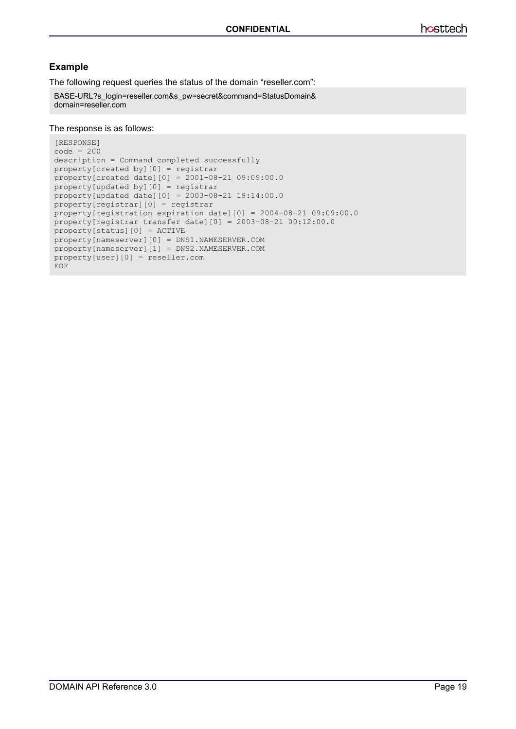### Example

The following request queries the status of the domain “reseller.com”:

```
BASE-URL?s_login=reseller.com&s_pw=secret&command=StatusDomain&
domain=reseller.com
```

The response is as follows:

```
[RESPONSE]
code = 200
description = Command completed successfully
property[created by][0] = registrar
property[created date][0] = 2001-08-21 09:09:00.0
property[updated by][0] = registrar
property[updated date][0] = 2003-08-21 19:14:00.0
property[registrar][0] = registrar
property[registration expiration date][0] = 2004-08-21 09:09:00.0
property[registrar transfer date][0] = 2003-08-21 00:12:00.0
property[status][0] = ACTIVE
property[nameserver][0] = DNS1.NAMESERVER.COM
property[nameserver][1] = DNS2.NAMESERVER.COM
property[user][0] = reseller.com
EOF
```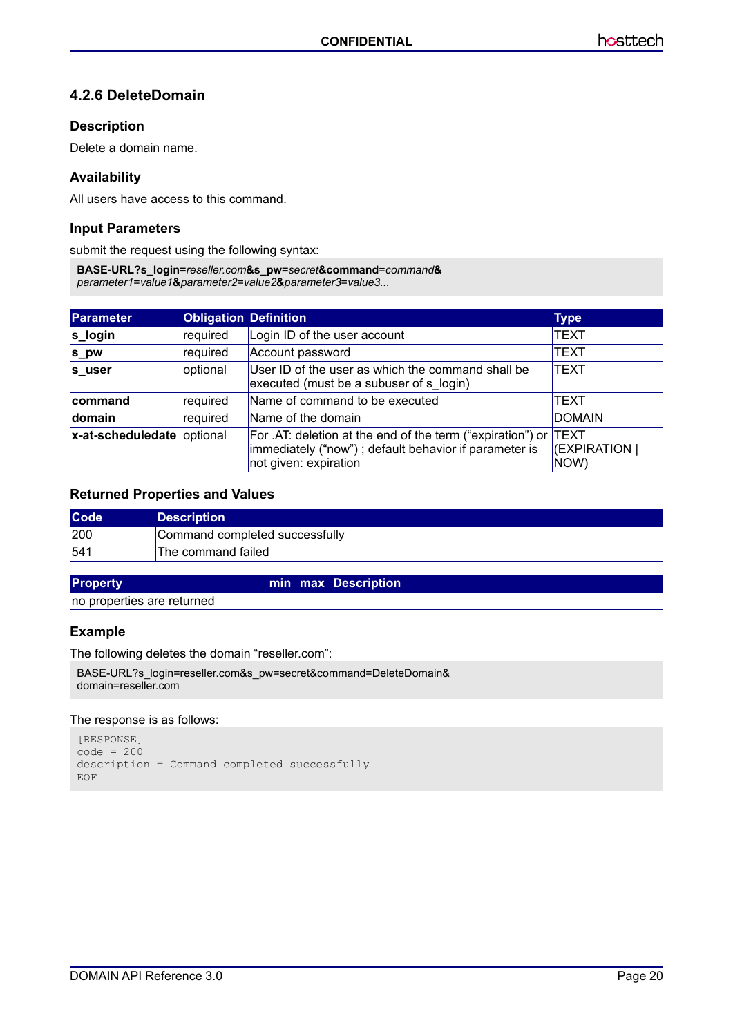### 4.2.6 DeleteDomain

#### Description

Delete a domain name.

#### Availability

All users have access to this command.

#### Input Parameters

submit the request using the following syntax:

```
BASE-URL?s_login=reseller.com&s_pw=secret&command=command&
parameter1=value1&parameter2=value2&parameter3=value3...
```

| Parameter | Obligation | Definition | Type |
|---|---|---|---|
| **s_login** | required | Login ID of the user account | TEXT |
| **s_pw** | required | Account password | TEXT |
| **s_user** | optional | User ID of the user as which the command shall be executed (must be a subuser of s_login) | TEXT |
| **command** | required | Name of command to be executed | TEXT |
| **domain** | required | Name of the domain | DOMAIN |
| **x-at-scheduledate** | optional | For .AT: deletion at the end of the term (“expiration”) or immediately (“now”) ; default behavior if parameter is not given: expiration | TEXT (EXPIRATION \| NOW) |

#### Returned Properties and Values

| Code | Description |
|---|---|
| 200 | Command completed successfully |
| 541 | The command failed |

| Property | min | max | Description |
|---|---|---|---|
| no properties are returned | | | |

#### Example

The following deletes the domain “reseller.com”:

```
BASE-URL?s_login=reseller.com&s_pw=secret&command=DeleteDomain&
domain=reseller.com
```

The response is as follows:

```
[RESPONSE]
code = 200
description = Command completed successfully
EOF
```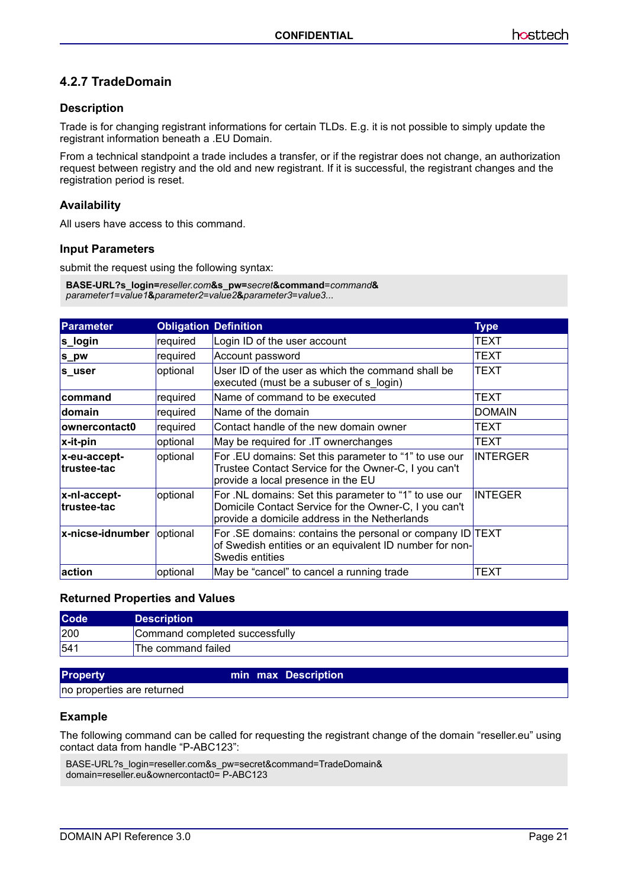### 4.2.7 TradeDomain

#### Description

Trade is for changing registrant informations for certain TLDs. E.g. it is not possible to simply update the registrant information beneath a .EU Domain.

From a technical standpoint a trade includes a transfer, or if the registrar does not change, an authorization request between registry and the old and new registrant. If it is successful, the registrant changes and the registration period is reset.

#### Availability

All users have access to this command.

#### Input Parameters

submit the request using the following syntax:

```
BASE-URL?s_login=reseller.com&s_pw=secret&command=command&
parameter1=value1&parameter2=value2&parameter3=value3...
```

| Parameter | Obligation | Definition | Type |
|---|---|---|---|
| **s_login** | required | Login ID of the user account | TEXT |
| **s_pw** | required | Account password | TEXT |
| **s_user** | optional | User ID of the user as which the command shall be executed (must be a subuser of s_login) | TEXT |
| **command** | required | Name of command to be executed | TEXT |
| **domain** | required | Name of the domain | DOMAIN |
| **ownercontact0** | required | Contact handle of the new domain owner | TEXT |
| **x-it-pin** | optional | May be required for .IT ownerchanges | TEXT |
| **x-eu-accept-trustee-tac** | optional | For .EU domains: Set this parameter to “1” to use our Trustee Contact Service for the Owner-C, I you can't provide a local presence in the EU | INTERGER |
| **x-nl-accept-trustee-tac** | optional | For .NL domains: Set this parameter to “1” to use our Domicile Contact Service for the Owner-C, I you can't provide a domicile address in the Netherlands | INTEGER |
| **x-nicse-idnumber** | optional | For .SE domains: contains the personal or company ID of Swedish entities or an equivalent ID number for non-Swedis entities | TEXT |
| **action** | optional | May be “cancel” to cancel a running trade | TEXT |

#### Returned Properties and Values

| Code | Description |
|---|---|
| 200 | Command completed successfully |
| 541 | The command failed |

| Property | min | max | Description |
|---|---|---|---|
| no properties are returned | | | |

#### Example

The following command can be called for requesting the registrant change of the domain “reseller.eu” using contact data from handle “P-ABC123”:

```
BASE-URL?s_login=reseller.com&s_pw=secret&command=TradeDomain&
domain=reseller.eu&ownercontact0= P-ABC123
```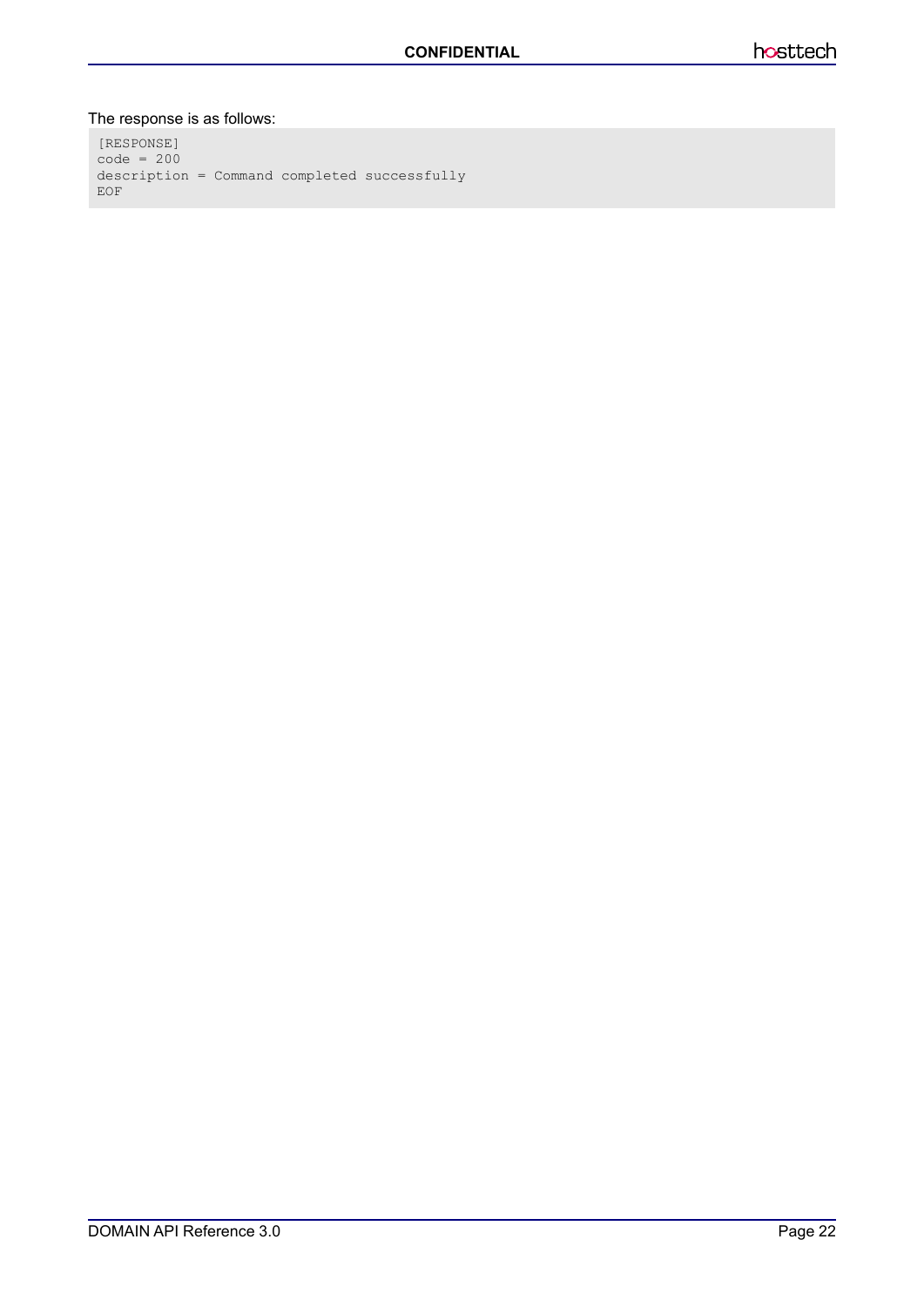The response is as follows:

```
[RESPONSE]
code = 200
description = Command completed successfully
EOF
```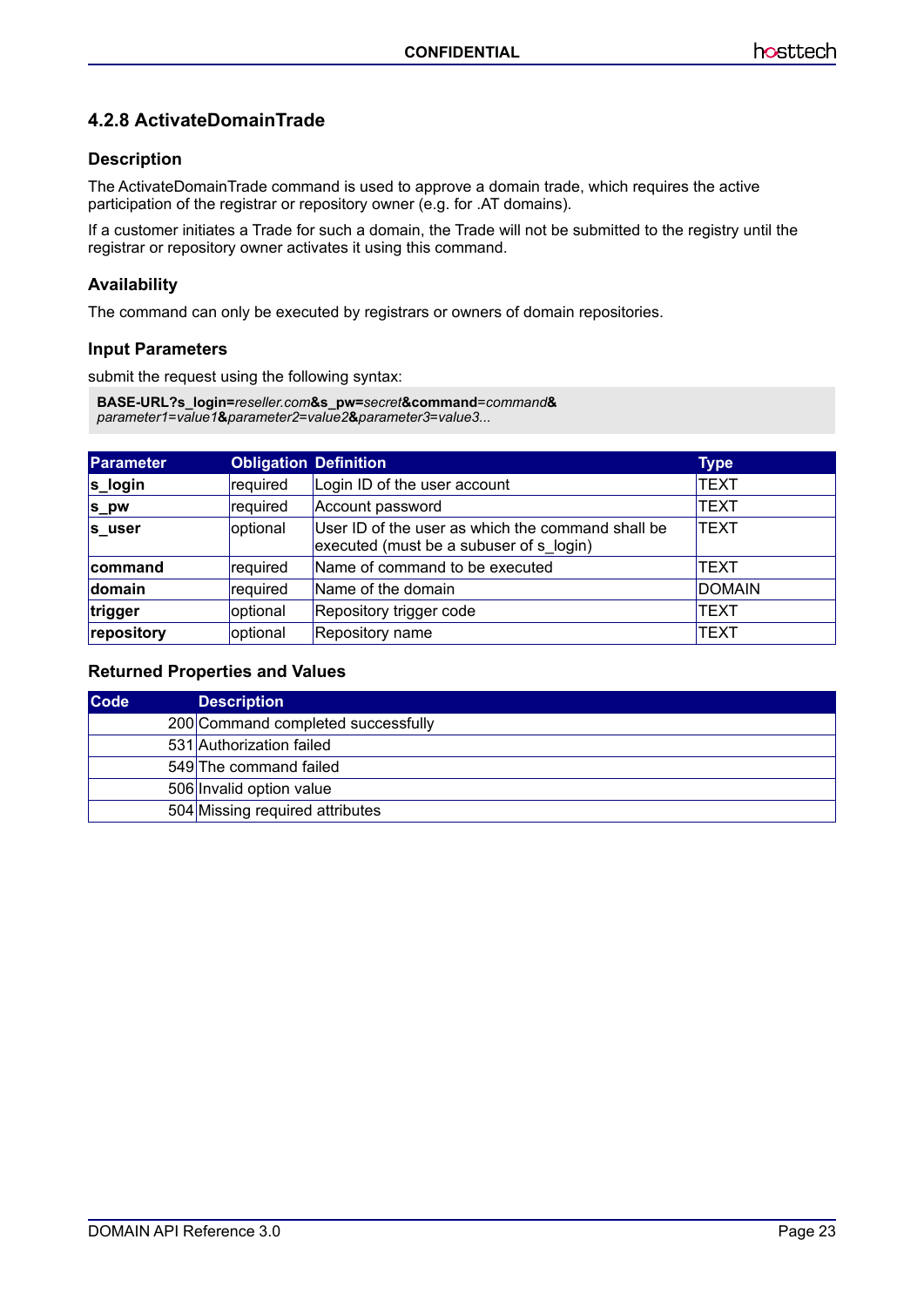### 4.2.8 ActivateDomainTrade

#### Description

The ActivateDomainTrade command is used to approve a domain trade, which requires the active participation of the registrar or repository owner (e.g. for .AT domains).

If a customer initiates a Trade for such a domain, the Trade will not be submitted to the registry until the registrar or repository owner activates it using this command.

#### Availability

The command can only be executed by registrars or owners of domain repositories.

#### Input Parameters

submit the request using the following syntax:

```
BASE-URL?s_login=reseller.com&s_pw=secret&command=command&
parameter1=value1&parameter2=value2&parameter3=value3...
```

| Parameter | Obligation | Definition | Type |
|---|---|---|---|
| **s_login** | required | Login ID of the user account | TEXT |
| **s_pw** | required | Account password | TEXT |
| **s_user** | optional | User ID of the user as which the command shall be executed (must be a subuser of s_login) | TEXT |
| **command** | required | Name of command to be executed | TEXT |
| **domain** | required | Name of the domain | DOMAIN |
| **trigger** | optional | Repository trigger code | TEXT |
| **repository** | optional | Repository name | TEXT |

#### Returned Properties and Values

| Code | Description |
|---|---|
| 200 | Command completed successfully |
| 531 | Authorization failed |
| 549 | The command failed |
| 506 | Invalid option value |
| 504 | Missing required attributes |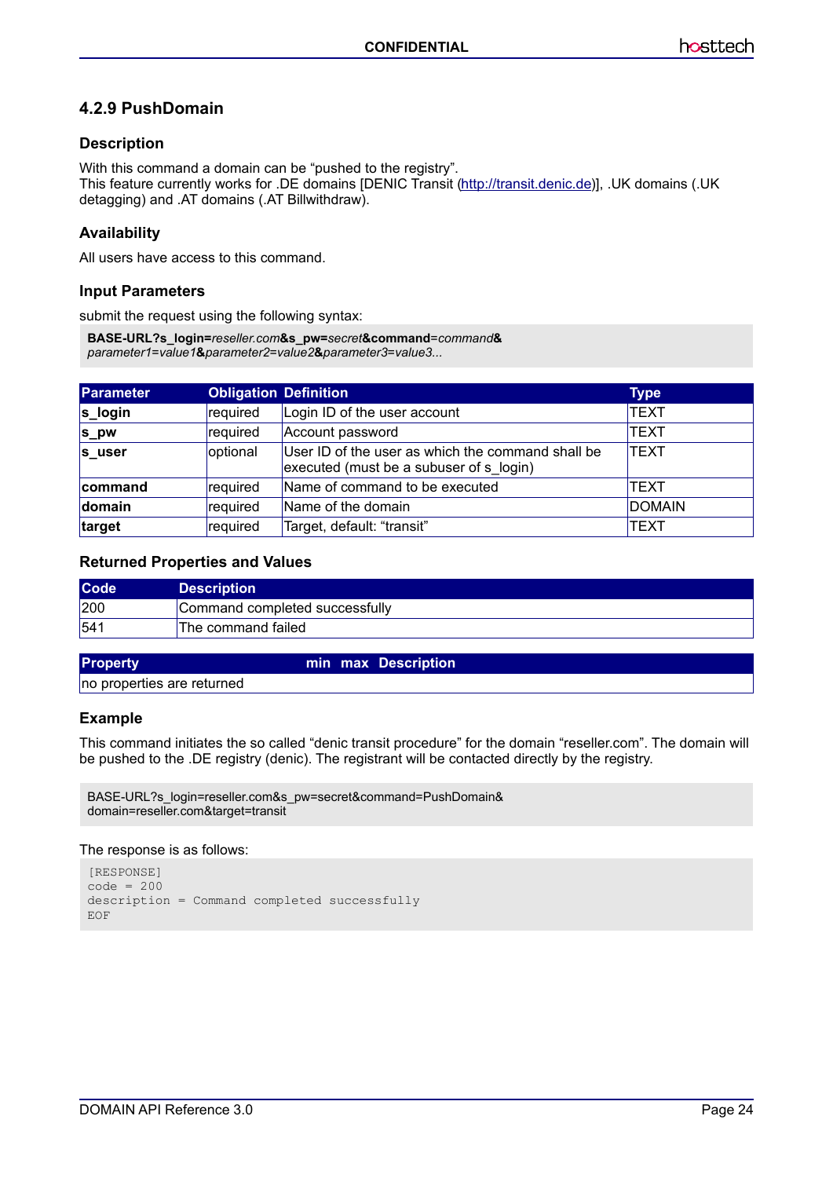### 4.2.9 PushDomain

#### Description

With this command a domain can be "pushed to the registry".
This feature currently works for .DE domains [DENIC Transit (http://transit.denic.de)], .UK domains (.UK detagging) and .AT domains (.AT Billwithdraw).

#### Availability

All users have access to this command.

#### Input Parameters

submit the request using the following syntax:

**BASE-URL?s_login=***reseller.com***&s_pw=***secret***&command=***command***&**
*parameter1=value1***&***parameter2=value2***&***parameter3=value3...*

| Parameter | Obligation | Definition | Type |
|---|---|---|---|
| **s_login** | required | Login ID of the user account | TEXT |
| **s_pw** | required | Account password | TEXT |
| **s_user** | optional | User ID of the user as which the command shall be executed (must be a subuser of s_login) | TEXT |
| **command** | required | Name of command to be executed | TEXT |
| **domain** | required | Name of the domain | DOMAIN |
| **target** | required | Target, default: "transit" | TEXT |

#### Returned Properties and Values

| Code | Description |
|---|---|
| 200 | Command completed successfully |
| 541 | The command failed |

| Property | min | max | Description |
|---|---|---|---|
| no properties are returned | | | |

#### Example

This command initiates the so called "denic transit procedure" for the domain "reseller.com". The domain will be pushed to the .DE registry (denic). The registrant will be contacted directly by the registry.

```
BASE-URL?s_login=reseller.com&s_pw=secret&command=PushDomain&
domain=reseller.com&target=transit
```

The response is as follows:

```
[RESPONSE]
code = 200
description = Command completed successfully
EOF
```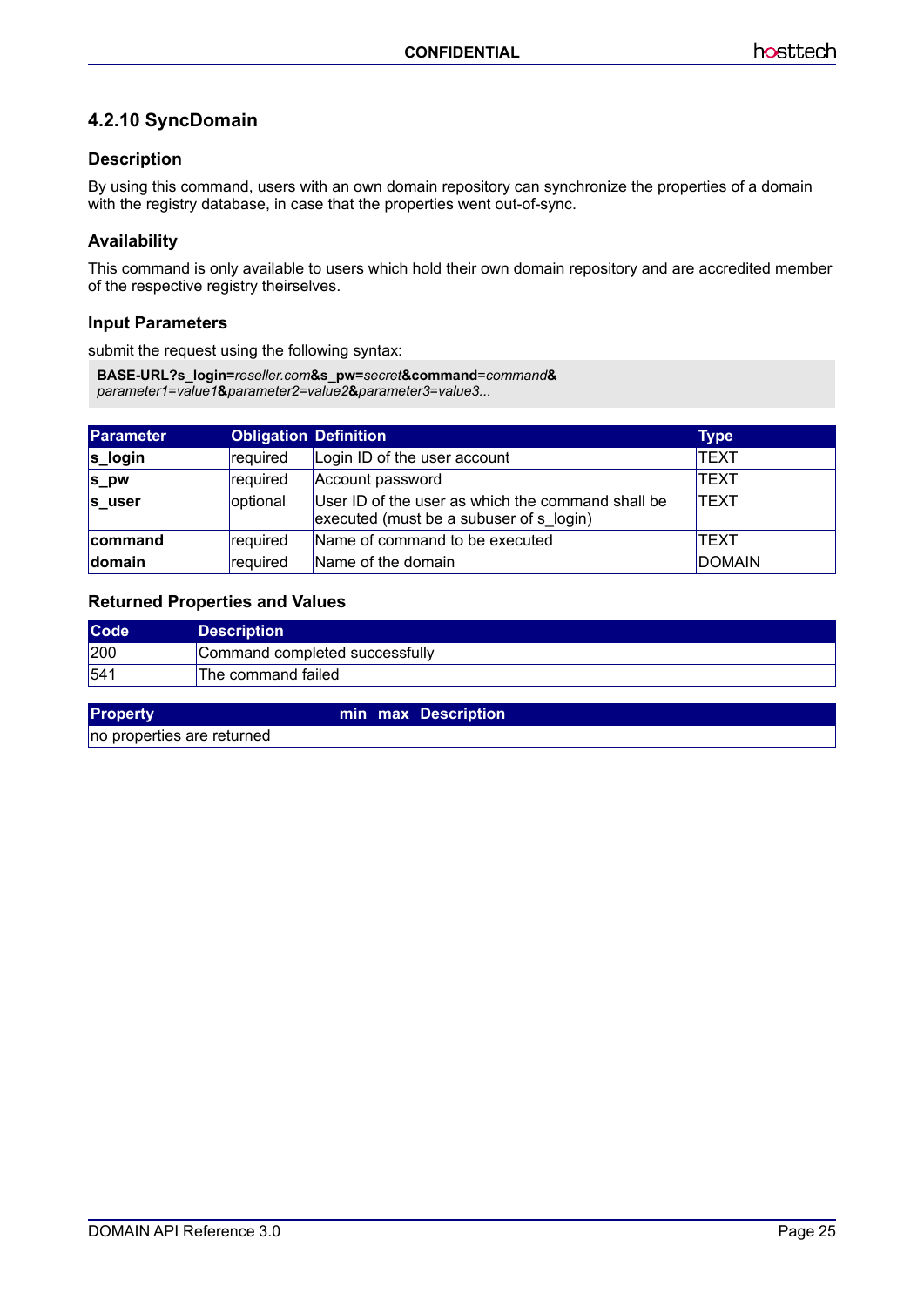## 4.2.10 SyncDomain

### Description

By using this command, users with an own domain repository can synchronize the properties of a domain with the registry database, in case that the properties went out-of-sync.

### Availability

This command is only available to users which hold their own domain repository and are accredited member of the respective registry theirselves.

### Input Parameters

submit the request using the following syntax:

```
BASE-URL?s_login=reseller.com&s_pw=secret&command=command&
parameter1=value1&parameter2=value2&parameter3=value3...
```

| Parameter | Obligation | Definition | Type |
|---|---|---|---|
| **s_login** | required | Login ID of the user account | TEXT |
| **s_pw** | required | Account password | TEXT |
| **s_user** | optional | User ID of the user as which the command shall be executed (must be a subuser of s_login) | TEXT |
| **command** | required | Name of command to be executed | TEXT |
| **domain** | required | Name of the domain | DOMAIN |

### Returned Properties and Values

| Code | Description |
|---|---|
| 200 | Command completed successfully |
| 541 | The command failed |

| Property | min | max | Description |
|---|---|---|---|
| no properties are returned | | | |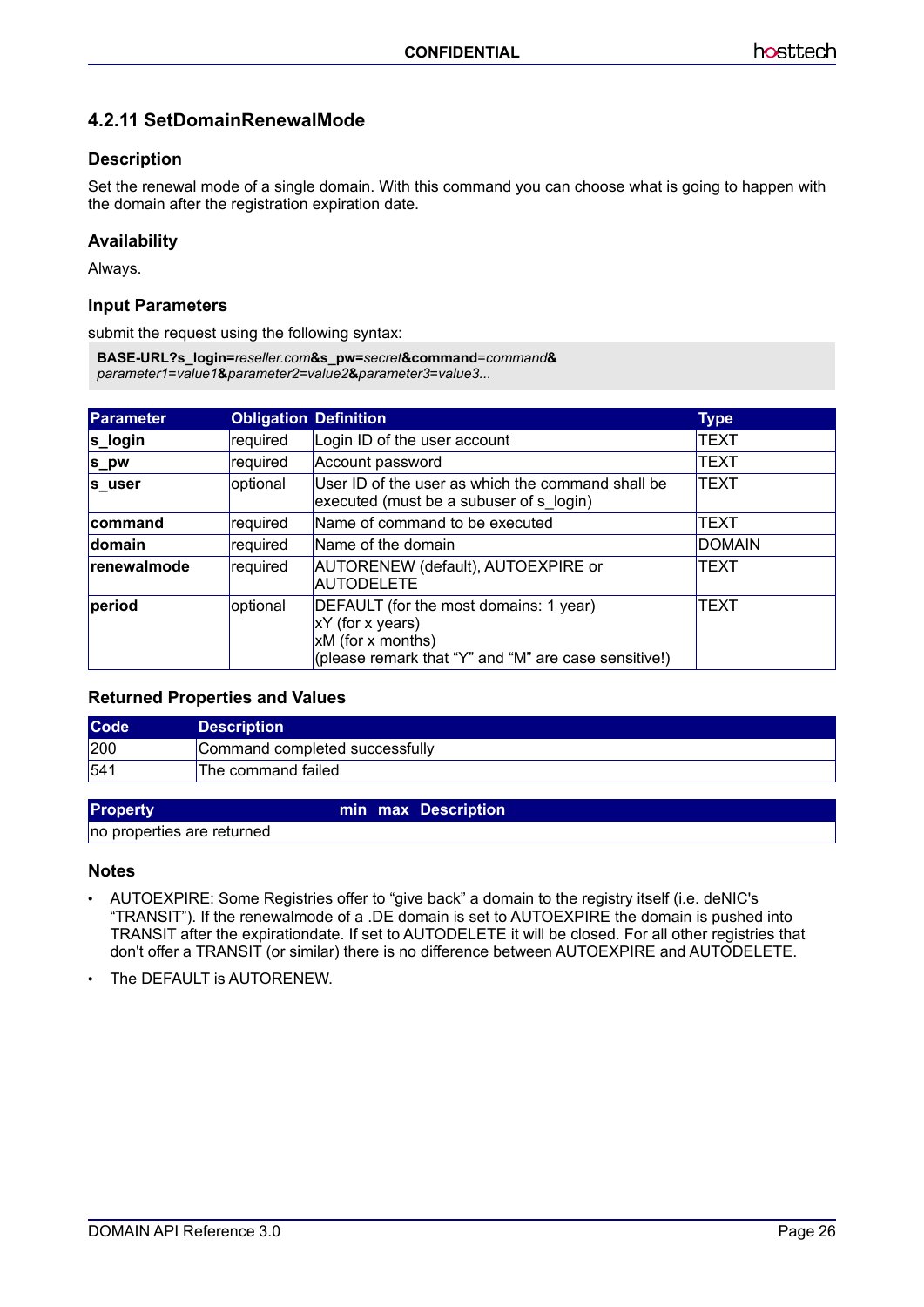### 4.2.11 SetDomainRenewalMode

#### Description

Set the renewal mode of a single domain. With this command you can choose what is going to happen with the domain after the registration expiration date.

#### Availability

Always.

#### Input Parameters

submit the request using the following syntax:

**BASE-URL?s_login=***reseller.com***&s_pw=***secret***&command**=*command***&**
*parameter1=value1***&***parameter2=value2***&***parameter3=value3...*

| Parameter | Obligation | Definition | Type |
|---|---|---|---|
| **s_login** | required | Login ID of the user account | TEXT |
| **s_pw** | required | Account password | TEXT |
| **s_user** | optional | User ID of the user as which the command shall be executed (must be a subuser of s_login) | TEXT |
| **command** | required | Name of command to be executed | TEXT |
| **domain** | required | Name of the domain | DOMAIN |
| **renewalmode** | required | AUTORENEW (default), AUTOEXPIRE or AUTODELETE | TEXT |
| **period** | optional | DEFAULT (for the most domains: 1 year)<br>xY (for x years)<br>xM (for x months)<br>(please remark that “Y” and “M” are case sensitive!) | TEXT |

#### Returned Properties and Values

| Code | Description |
|---|---|
| 200 | Command completed successfully |
| 541 | The command failed |

| Property | min | max | Description |
|---|---|---|---|
| no properties are returned | | | |

#### Notes

- AUTOEXPIRE: Some Registries offer to “give back” a domain to the registry itself (i.e. deNIC's “TRANSIT”). If the renewalmode of a .DE domain is set to AUTOEXPIRE the domain is pushed into TRANSIT after the expirationdate. If set to AUTODELETE it will be closed. For all other registries that don't offer a TRANSIT (or similar) there is no difference between AUTOEXPIRE and AUTODELETE.
- The DEFAULT is AUTORENEW.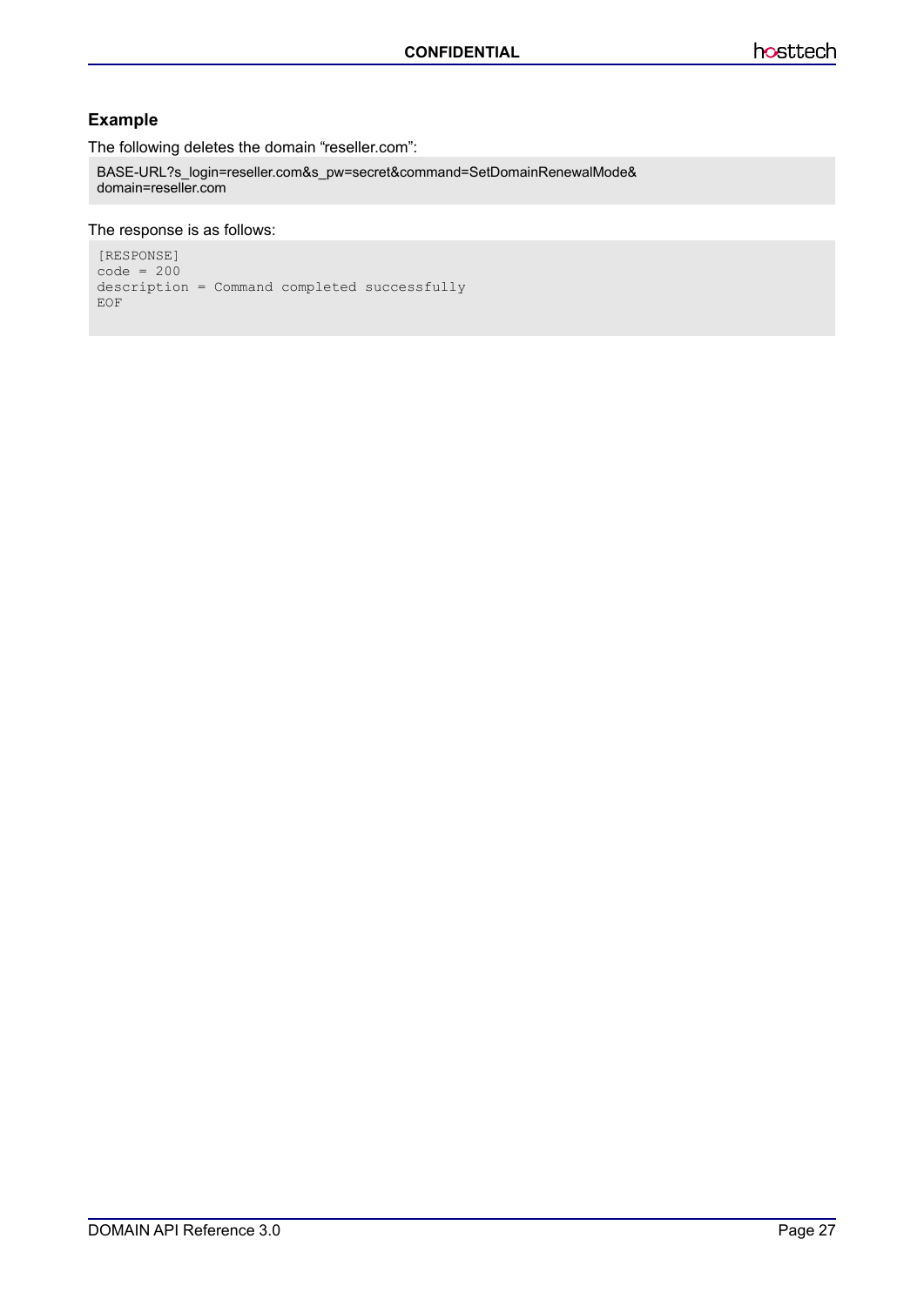### Example

The following deletes the domain “reseller.com”:

```
BASE-URL?s_login=reseller.com&s_pw=secret&command=SetDomainRenewalMode&
domain=reseller.com
```

The response is as follows:

```
[RESPONSE]
code = 200
description = Command completed successfully
EOF
```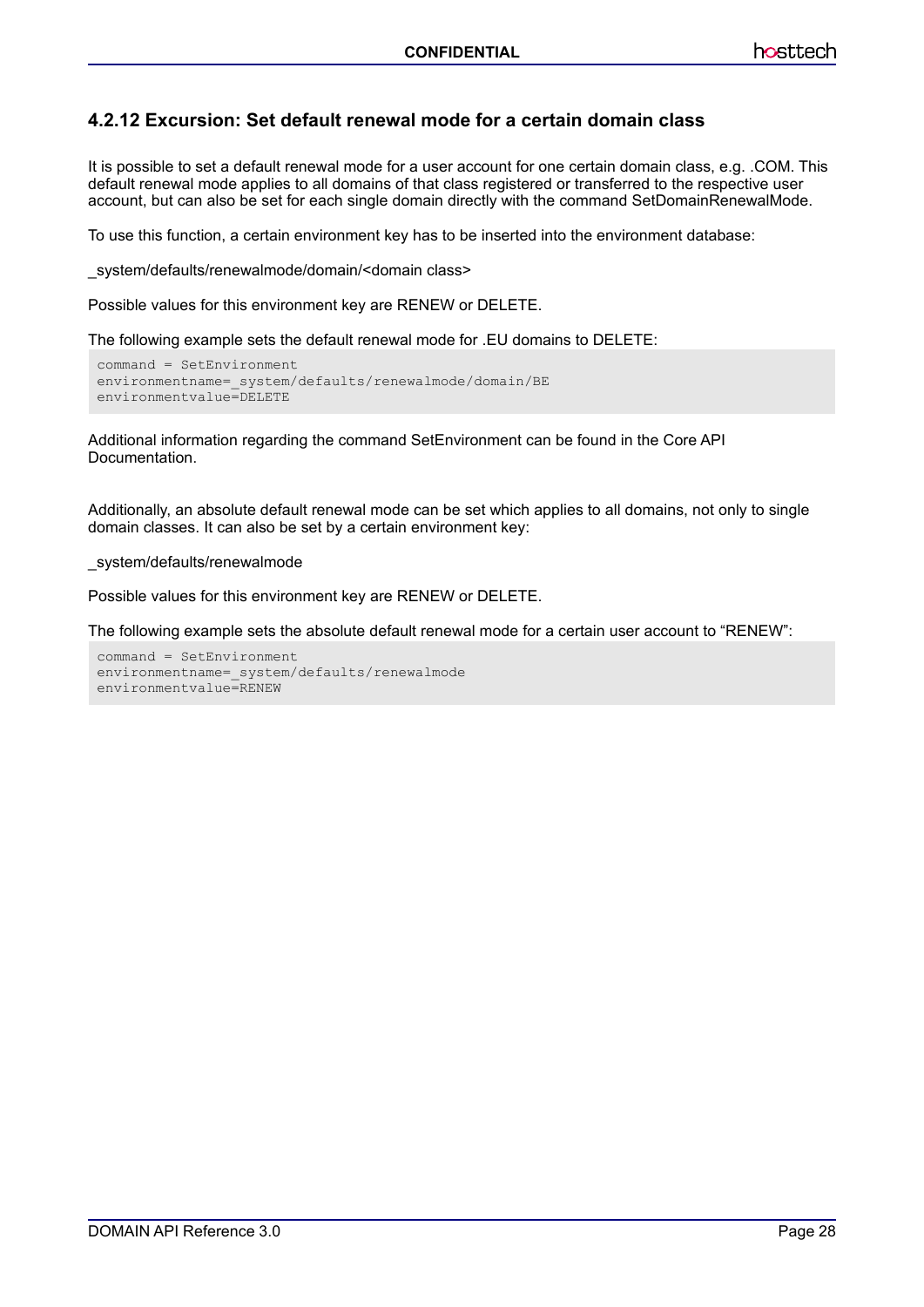### 4.2.12 Excursion: Set default renewal mode for a certain domain class

It is possible to set a default renewal mode for a user account for one certain domain class, e.g. .COM. This default renewal mode applies to all domains of that class registered or transferred to the respective user account, but can also be set for each single domain directly with the command SetDomainRenewalMode.

To use this function, a certain environment key has to be inserted into the environment database:

_system/defaults/renewalmode/domain/<domain class>

Possible values for this environment key are RENEW or DELETE.

The following example sets the default renewal mode for .EU domains to DELETE:

```
command = SetEnvironment
environmentname=_system/defaults/renewalmode/domain/BE
environmentvalue=DELETE
```

Additional information regarding the command SetEnvironment can be found in the Core API Documentation.

Additionally, an absolute default renewal mode can be set which applies to all domains, not only to single domain classes. It can also be set by a certain environment key:

_system/defaults/renewalmode

Possible values for this environment key are RENEW or DELETE.

The following example sets the absolute default renewal mode for a certain user account to “RENEW”:

```
command = SetEnvironment
environmentname=_system/defaults/renewalmode
environmentvalue=RENEW
```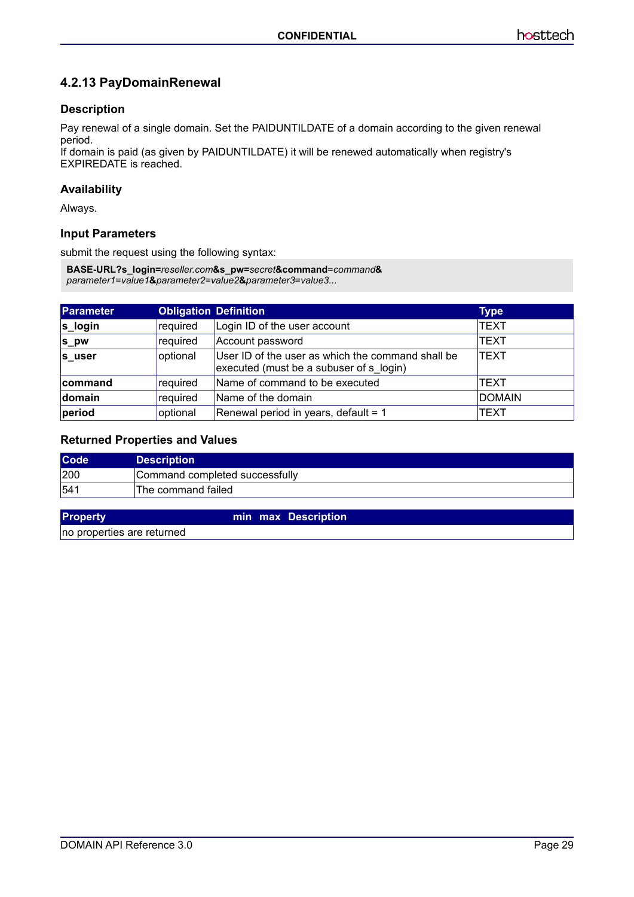### 4.2.13 PayDomainRenewal

#### Description

Pay renewal of a single domain. Set the PAIDUNTILDATE of a domain according to the given renewal period.
If domain is paid (as given by PAIDUNTILDATE) it will be renewed automatically when registry's EXPIREDATE is reached.

#### Availability

Always.

#### Input Parameters

submit the request using the following syntax:

```
BASE-URL?s_login=reseller.com&s_pw=secret&command=command&
parameter1=value1&parameter2=value2&parameter3=value3...
```

| Parameter | Obligation | Definition | Type |
|---|---|---|---|
| **s_login** | required | Login ID of the user account | TEXT |
| **s_pw** | required | Account password | TEXT |
| **s_user** | optional | User ID of the user as which the command shall be executed (must be a subuser of s_login) | TEXT |
| **command** | required | Name of command to be executed | TEXT |
| **domain** | required | Name of the domain | DOMAIN |
| **period** | optional | Renewal period in years, default = 1 | TEXT |

#### Returned Properties and Values

| Code | Description |
|---|---|
| 200 | Command completed successfully |
| 541 | The command failed |

| Property | min | max | Description |
|---|---|---|---|
| no properties are returned | | | |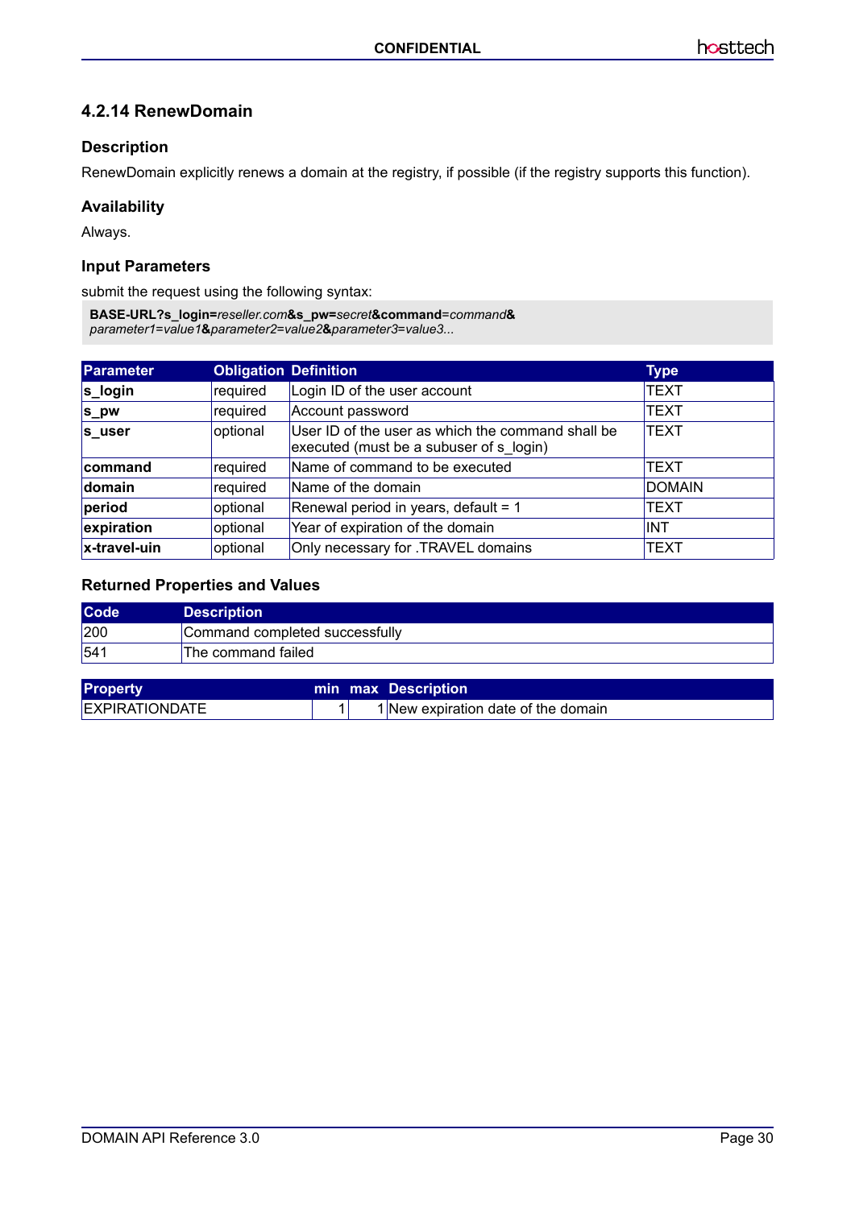### 4.2.14 RenewDomain

#### Description

RenewDomain explicitly renews a domain at the registry, if possible (if the registry supports this function).

#### Availability

Always.

#### Input Parameters

submit the request using the following syntax:

```
BASE-URL?s_login=reseller.com&s_pw=secret&command=command&
parameter1=value1&parameter2=value2&parameter3=value3...
```

| Parameter | Obligation | Definition | Type |
|---|---|---|---|
| **s_login** | required | Login ID of the user account | TEXT |
| **s_pw** | required | Account password | TEXT |
| **s_user** | optional | User ID of the user as which the command shall be executed (must be a subuser of s_login) | TEXT |
| **command** | required | Name of command to be executed | TEXT |
| **domain** | required | Name of the domain | DOMAIN |
| **period** | optional | Renewal period in years, default = 1 | TEXT |
| **expiration** | optional | Year of expiration of the domain | INT |
| **x-travel-uin** | optional | Only necessary for .TRAVEL domains | TEXT |

#### Returned Properties and Values

| Code | Description |
|---|---|
| 200 | Command completed successfully |
| 541 | The command failed |

| Property | min | max | Description |
|---|---|---|---|
| EXPIRATIONDATE | 1 | 1 | New expiration date of the domain |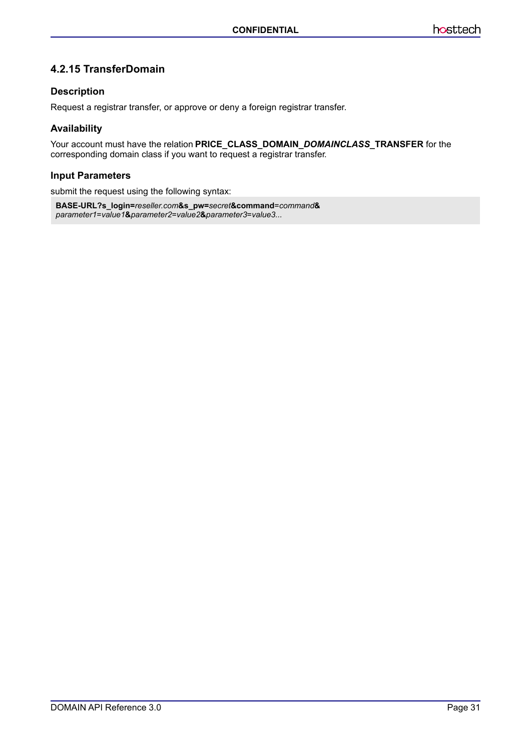### 4.2.15 TransferDomain

#### Description

Request a registrar transfer, or approve or deny a foreign registrar transfer.

#### Availability

Your account must have the relation **PRICE_CLASS_DOMAIN_*DOMAINCLASS*_TRANSFER** for the corresponding domain class if you want to request a registrar transfer.

#### Input Parameters

submit the request using the following syntax:

```
BASE-URL?s_login=reseller.com&s_pw=secret&command=command&
parameter1=value1&parameter2=value2&parameter3=value3...
```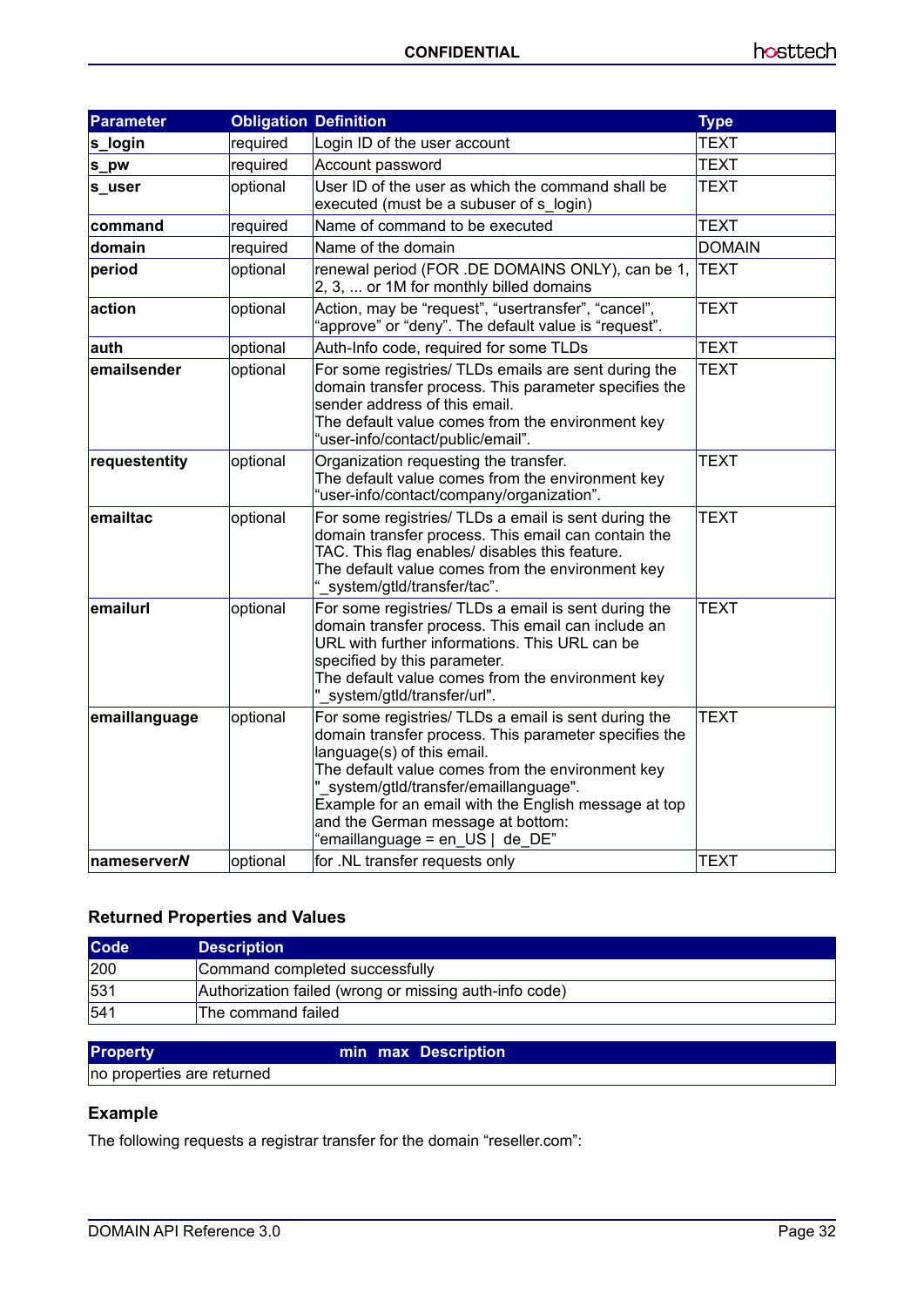| Parameter | Obligation | Definition | Type |
|---|---|---|---|
| **s_login** | required | Login ID of the user account | TEXT |
| **s_pw** | required | Account password | TEXT |
| **s_user** | optional | User ID of the user as which the command shall be executed (must be a subuser of s_login) | TEXT |
| **command** | required | Name of command to be executed | TEXT |
| **domain** | required | Name of the domain | DOMAIN |
| **period** | optional | renewal period (FOR .DE DOMAINS ONLY), can be 1, 2, 3, ... or 1M for monthly billed domains | TEXT |
| **action** | optional | Action, may be “request”, “usertransfer”, “cancel”, “approve” or “deny”. The default value is “request”. | TEXT |
| **auth** | optional | Auth-Info code, required for some TLDs | TEXT |
| **emailsender** | optional | For some registries/ TLDs emails are sent during the domain transfer process. This parameter specifies the sender address of this email.<br>The default value comes from the environment key “user-info/contact/public/email”. | TEXT |
| **requestentity** | optional | Organization requesting the transfer.<br>The default value comes from the environment key “user-info/contact/company/organization”. | TEXT |
| **emailtac** | optional | For some registries/ TLDs a email is sent during the domain transfer process. This email can contain the TAC. This flag enables/ disables this feature.<br>The default value comes from the environment key “_system/gtld/transfer/tac”. | TEXT |
| **emailurl** | optional | For some registries/ TLDs a email is sent during the domain transfer process. This email can include an URL with further informations. This URL can be specified by this parameter.<br>The default value comes from the environment key "_system/gtld/transfer/url". | TEXT |
| **emaillanguage** | optional | For some registries/ TLDs a email is sent during the domain transfer process. This parameter specifies the language(s) of this email.<br>The default value comes from the environment key "_system/gtld/transfer/emaillanguage".<br>Example for an email with the English message at top and the German message at bottom:<br>“emaillanguage = en_US \| de_DE” | TEXT |
| **nameserver*N*** | optional | for .NL transfer requests only | TEXT |

### Returned Properties and Values

| Code | Description |
|---|---|
| 200 | Command completed successfully |
| 531 | Authorization failed (wrong or missing auth-info code) |
| 541 | The command failed |

| Property | min | max | Description |
|---|---|---|---|
| no properties are returned | | | |

### Example

The following requests a registrar transfer for the domain “reseller.com”: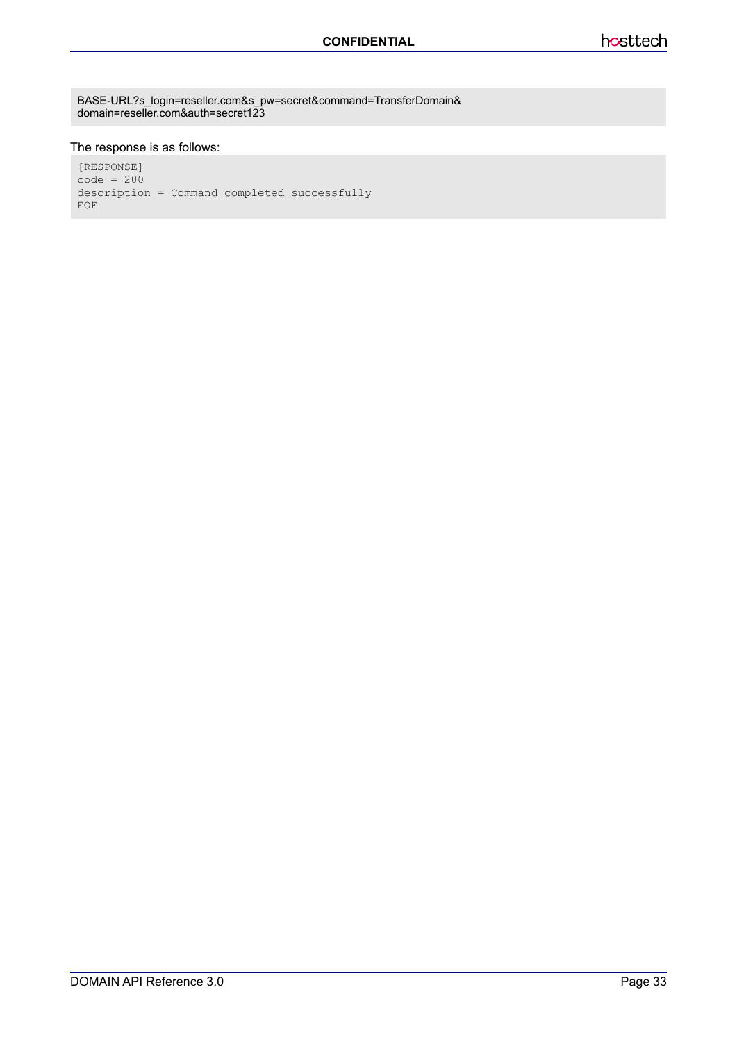```
BASE-URL?s_login=reseller.com&s_pw=secret&command=TransferDomain&
domain=reseller.com&auth=secret123
```

The response is as follows:

```
[RESPONSE]
code = 200
description = Command completed successfully
EOF
```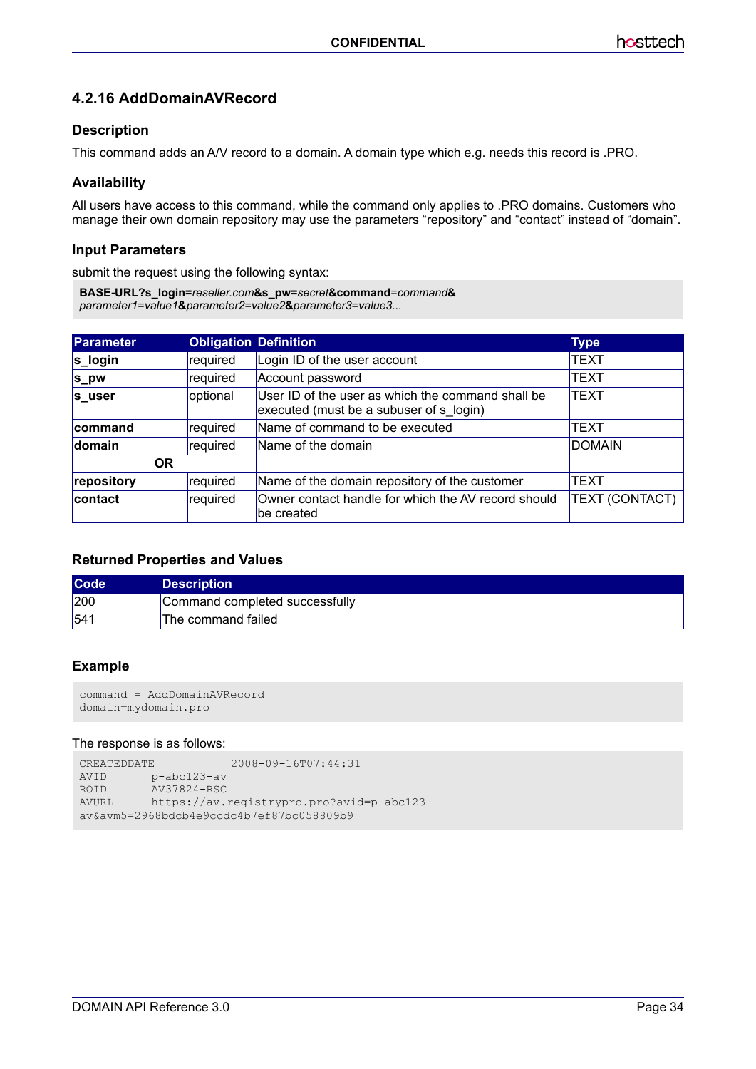### 4.2.16 AddDomainAVRecord

#### Description

This command adds an A/V record to a domain. A domain type which e.g. needs this record is .PRO.

#### Availability

All users have access to this command, while the command only applies to .PRO domains. Customers who manage their own domain repository may use the parameters “repository” and “contact” instead of “domain”.

#### Input Parameters

submit the request using the following syntax:

**BASE-URL?s_login=***reseller.com***&s_pw=***secret***&command**=*command***&** *parameter1=value1***&***parameter2=value2***&***parameter3=value3...*

| Parameter | Obligation | Definition | Type |
|---|---|---|---|
| **s_login** | required | Login ID of the user account | TEXT |
| **s_pw** | required | Account password | TEXT |
| **s_user** | optional | User ID of the user as which the command shall be executed (must be a subuser of s_login) | TEXT |
| **command** | required | Name of command to be executed | TEXT |
| **domain** | required | Name of the domain | DOMAIN |
| **OR** | | | |
| **repository** | required | Name of the domain repository of the customer | TEXT |
| **contact** | required | Owner contact handle for which the AV record should be created | TEXT (CONTACT) |

#### Returned Properties and Values

| Code | Description |
|---|---|
| 200 | Command completed successfully |
| 541 | The command failed |

#### Example

```
command = AddDomainAVRecord
domain=mydomain.pro
```

The response is as follows:

```
CREATEDDATE          2008-09-16T07:44:31
AVID       p-abc123-av
ROID       AV37824-RSC
AVURL      https://av.registrypro.pro?avid=p-abc123-
av&avm5=2968bdcb4e9ccdc4b7ef87bc058809b9
```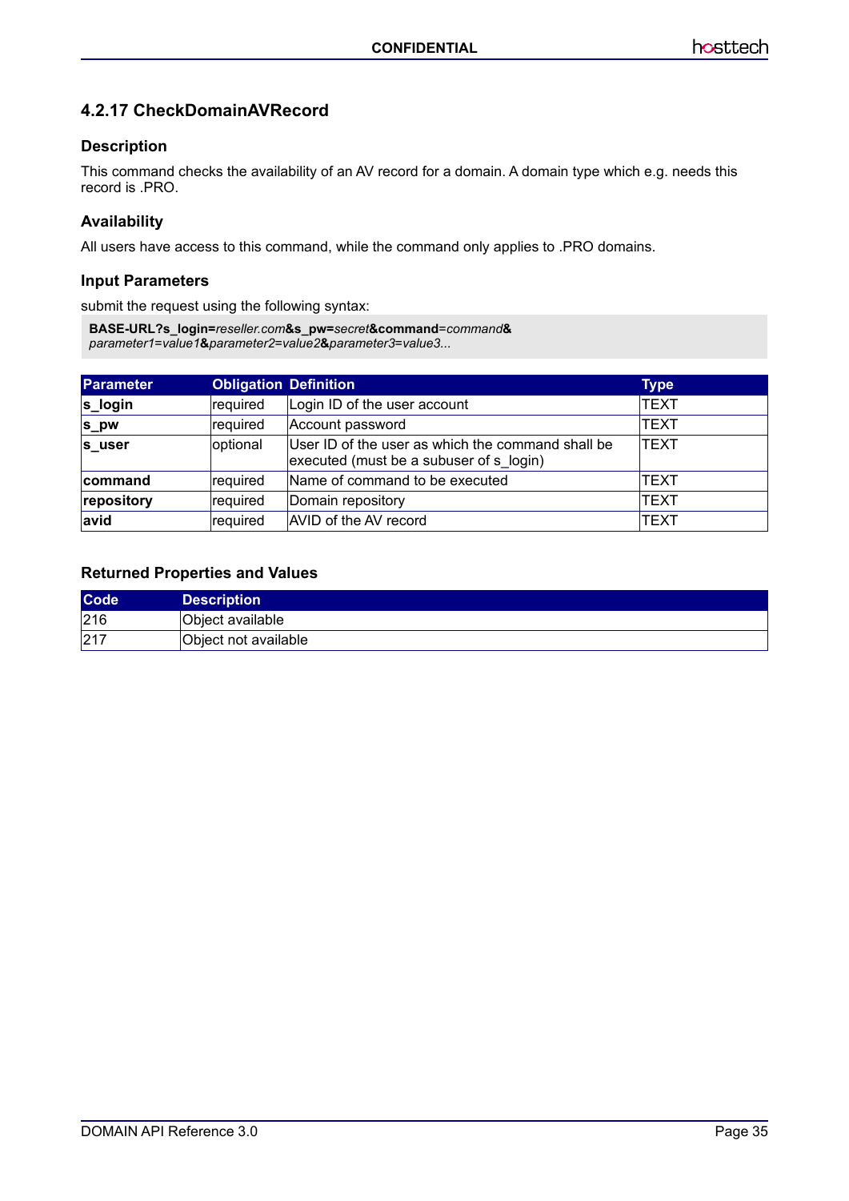### 4.2.17 CheckDomainAVRecord

#### Description

This command checks the availability of an AV record for a domain. A domain type which e.g. needs this record is .PRO.

#### Availability

All users have access to this command, while the command only applies to .PRO domains.

#### Input Parameters

submit the request using the following syntax:

```
BASE-URL?s_login=reseller.com&s_pw=secret&command=command&
parameter1=value1&parameter2=value2&parameter3=value3...
```

| Parameter | Obligation | Definition | Type |
|---|---|---|---|
| **s_login** | required | Login ID of the user account | TEXT |
| **s_pw** | required | Account password | TEXT |
| **s_user** | optional | User ID of the user as which the command shall be executed (must be a subuser of s_login) | TEXT |
| **command** | required | Name of command to be executed | TEXT |
| **repository** | required | Domain repository | TEXT |
| **avid** | required | AVID of the AV record | TEXT |

#### Returned Properties and Values

| Code | Description |
|---|---|
| 216 | Object available |
| 217 | Object not available |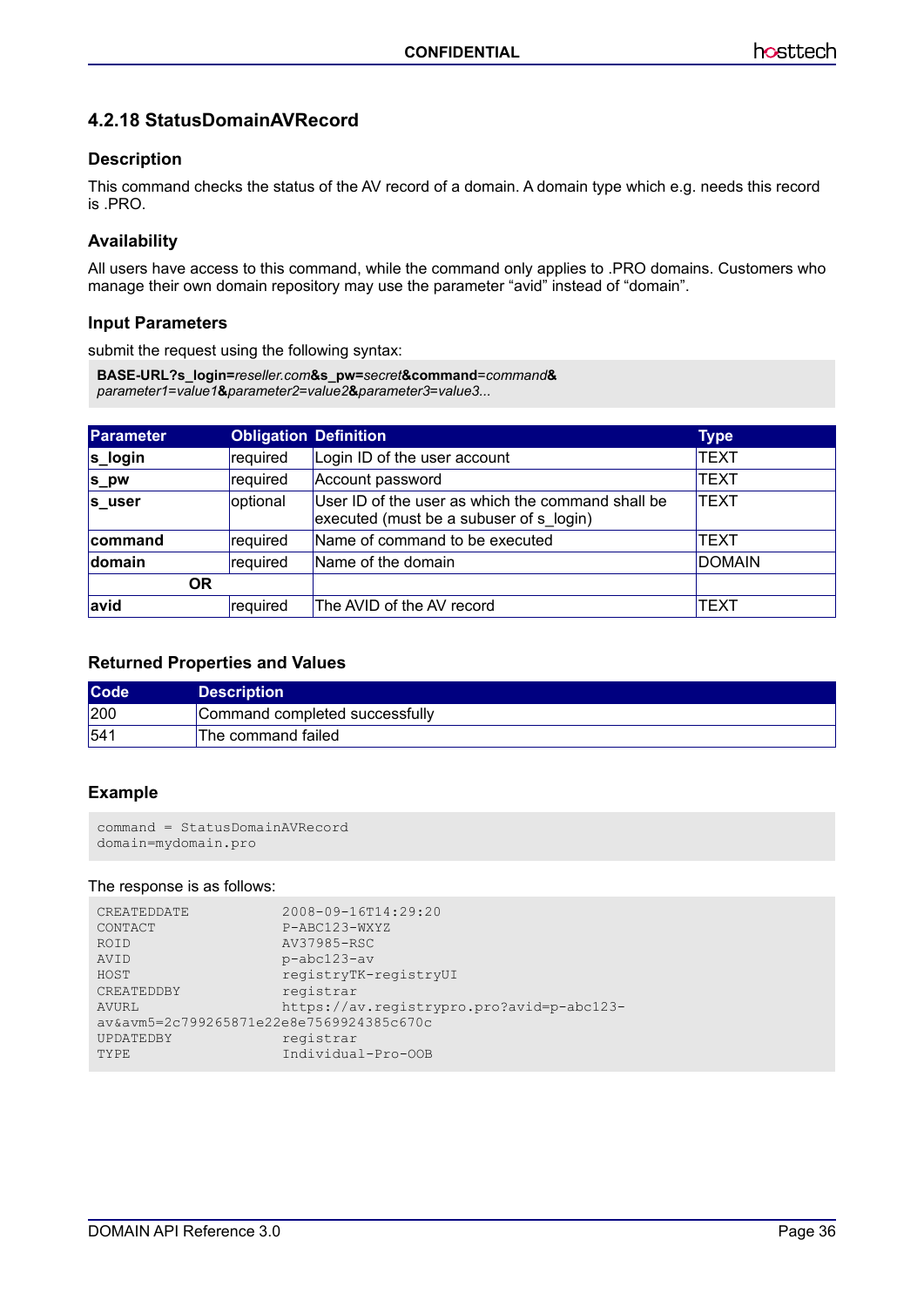## 4.2.18 StatusDomainAVRecord

### Description

This command checks the status of the AV record of a domain. A domain type which e.g. needs this record is .PRO.

### Availability

All users have access to this command, while the command only applies to .PRO domains. Customers who manage their own domain repository may use the parameter “avid” instead of “domain”.

### Input Parameters

submit the request using the following syntax:

**BASE-URL?s_login=***reseller.com***&s_pw=***secret***&command=***command***&**
*parameter1=value1***&***parameter2=value2***&***parameter3=value3...*

| Parameter | Obligation | Definition | Type |
|---|---|---|---|
| **s_login** | required | Login ID of the user account | TEXT |
| **s_pw** | required | Account password | TEXT |
| **s_user** | optional | User ID of the user as which the command shall be executed (must be a subuser of s_login) | TEXT |
| **command** | required | Name of command to be executed | TEXT |
| **domain** | required | Name of the domain | DOMAIN |
| **OR** | | | |
| **avid** | required | The AVID of the AV record | TEXT |

### Returned Properties and Values

| Code | Description |
|---|---|
| 200 | Command completed successfully |
| 541 | The command failed |

### Example

```
command = StatusDomainAVRecord
domain=mydomain.pro
```

The response is as follows:

```
CREATEDDATE             2008-09-16T14:29:20
CONTACT                 P-ABC123-WXYZ
ROID                    AV37985-RSC
AVID                    p-abc123-av
HOST                    registryTK-registryUI
CREATEDDBY              registrar
AVURL                   https://av.registrypro.pro?avid=p-abc123-
av&avm5=2c799265871e22e8e7569924385c670c
UPDATEDBY               registrar
TYPE                    Individual-Pro-OOB
```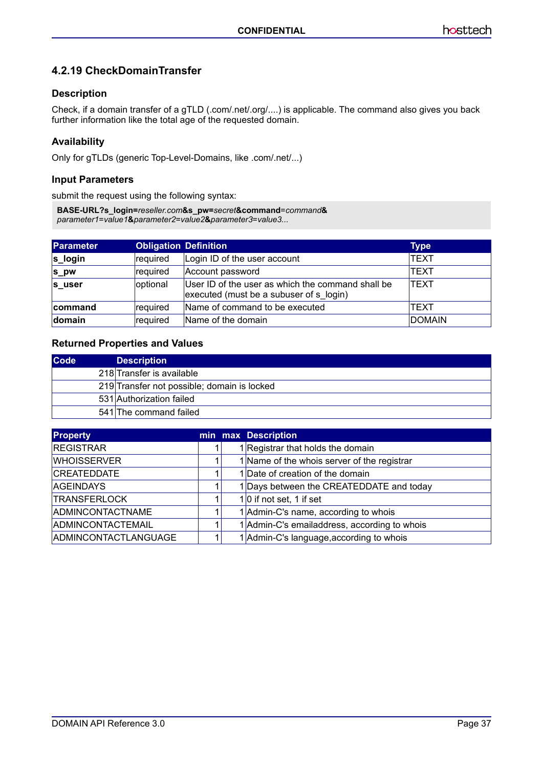### 4.2.19 CheckDomainTransfer

#### Description

Check, if a domain transfer of a gTLD (.com/.net/.org/....) is applicable. The command also gives you back further information like the total age of the requested domain.

#### Availability

Only for gTLDs (generic Top-Level-Domains, like .com/.net/...)

#### Input Parameters

submit the request using the following syntax:

```
BASE-URL?s_login=reseller.com&s_pw=secret&command=command&
parameter1=value1&parameter2=value2&parameter3=value3...
```

| Parameter | Obligation | Definition | Type |
|---|---|---|---|
| **s_login** | required | Login ID of the user account | TEXT |
| **s_pw** | required | Account password | TEXT |
| **s_user** | optional | User ID of the user as which the command shall be executed (must be a subuser of s_login) | TEXT |
| **command** | required | Name of command to be executed | TEXT |
| **domain** | required | Name of the domain | DOMAIN |

#### Returned Properties and Values

| Code | Description |
|---|---|
| 218 | Transfer is available |
| 219 | Transfer not possible; domain is locked |
| 531 | Authorization failed |
| 541 | The command failed |

| Property | min | max | Description |
|---|---|---|---|
| REGISTRAR | 1 | 1 | Registrar that holds the domain |
| WHOISSERVER | 1 | 1 | Name of the whois server of the registrar |
| CREATEDDATE | 1 | 1 | Date of creation of the domain |
| AGEINDAYS | 1 | 1 | Days between the CREATEDDATE and today |
| TRANSFERLOCK | 1 | 1 | 0 if not set, 1 if set |
| ADMINCONTACTNAME | 1 | 1 | Admin-C's name, according to whois |
| ADMINCONTACTEMAIL | 1 | 1 | Admin-C's emailaddress, according to whois |
| ADMINCONTACTLANGUAGE | 1 | 1 | Admin-C's language,according to whois |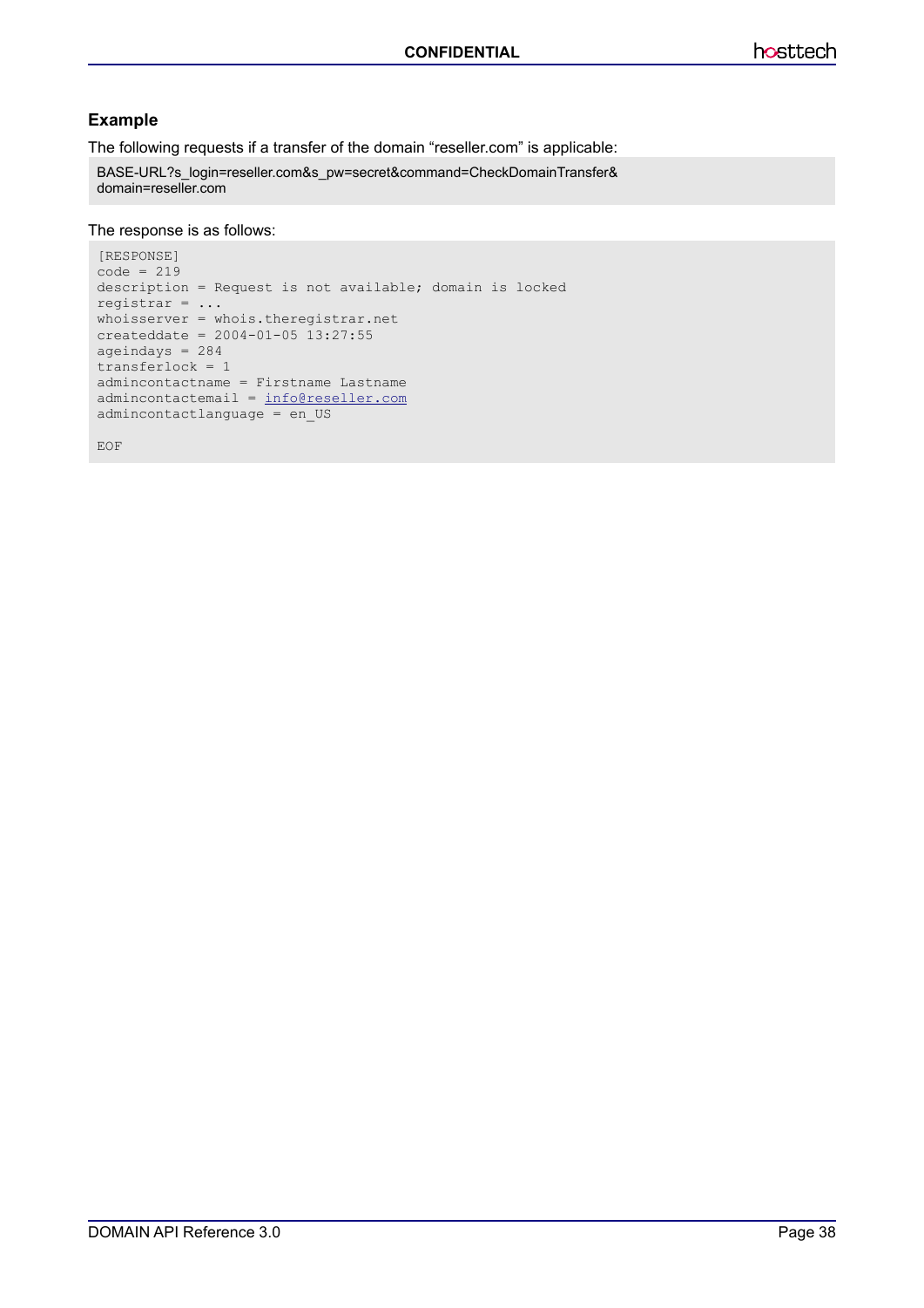### Example

The following requests if a transfer of the domain "reseller.com" is applicable:

```
BASE-URL?s_login=reseller.com&s_pw=secret&command=CheckDomainTransfer&
domain=reseller.com
```

The response is as follows:

```
[RESPONSE]
code = 219
description = Request is not available; domain is locked
registrar = ...
whoisserver = whois.theregistrar.net
createddate = 2004-01-05 13:27:55
ageindays = 284
transferlock = 1
admincontactname = Firstname Lastname
admincontactemail = info@reseller.com
admincontactlanguage = en_US

EOF
```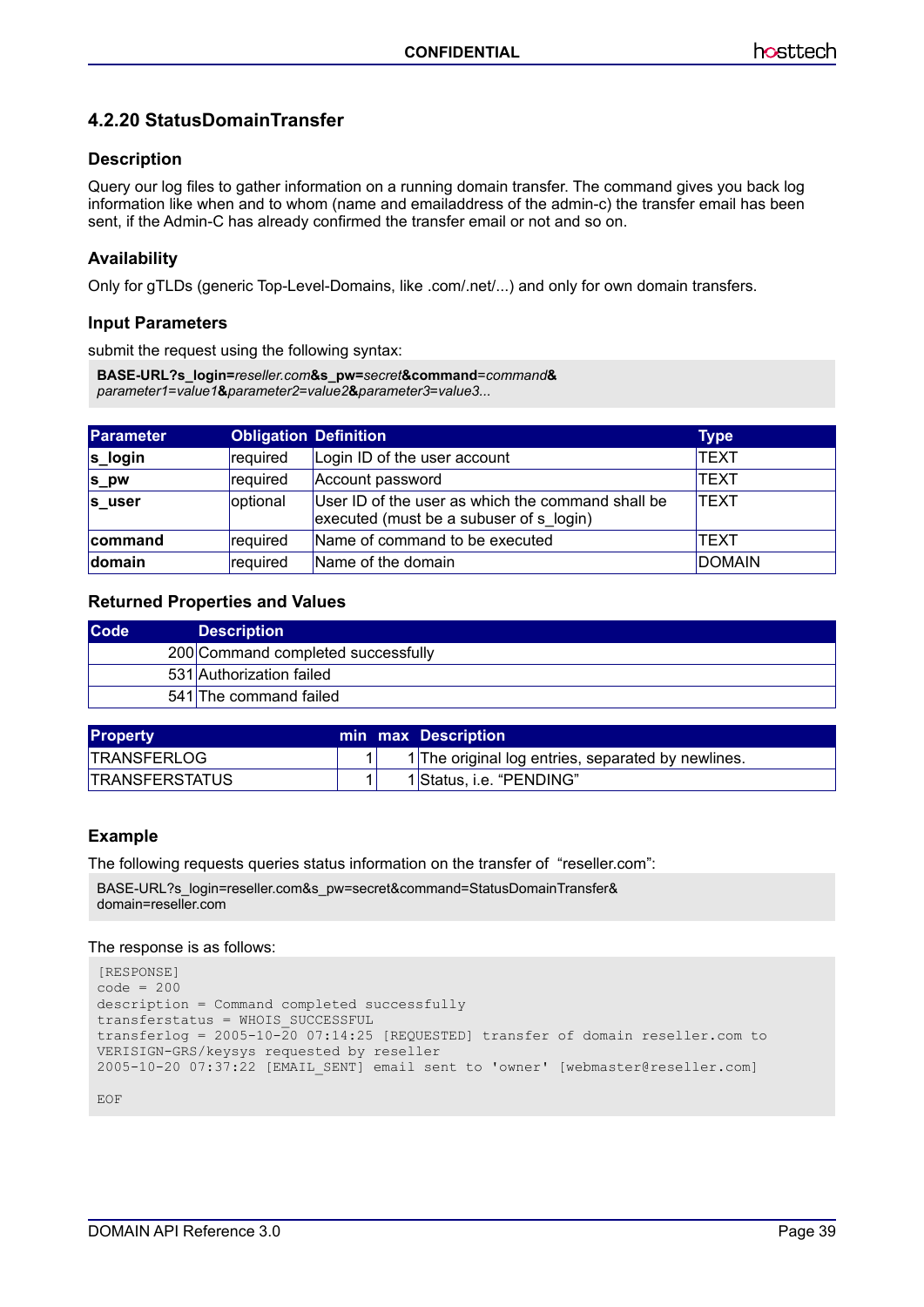### 4.2.20 StatusDomainTransfer

#### Description

Query our log files to gather information on a running domain transfer. The command gives you back log information like when and to whom (name and emailaddress of the admin-c) the transfer email has been sent, if the Admin-C has already confirmed the transfer email or not and so on.

#### Availability

Only for gTLDs (generic Top-Level-Domains, like .com/.net/...) and only for own domain transfers.

#### Input Parameters

submit the request using the following syntax:

```
BASE-URL?s_login=reseller.com&s_pw=secret&command=command&
parameter1=value1&parameter2=value2&parameter3=value3...
```

| Parameter | Obligation | Definition | Type |
|---|---|---|---|
| **s_login** | required | Login ID of the user account | TEXT |
| **s_pw** | required | Account password | TEXT |
| **s_user** | optional | User ID of the user as which the command shall be executed (must be a subuser of s_login) | TEXT |
| **command** | required | Name of command to be executed | TEXT |
| **domain** | required | Name of the domain | DOMAIN |

#### Returned Properties and Values

| Code | Description |
|---|---|
| 200 | Command completed successfully |
| 531 | Authorization failed |
| 541 | The command failed |

| Property | min | max | Description |
|---|---|---|---|
| TRANSFERLOG | 1 | 1 | The original log entries, separated by newlines. |
| TRANSFERSTATUS | 1 | 1 | Status, i.e. “PENDING” |

#### Example

The following requests queries status information on the transfer of “reseller.com”:

```
BASE-URL?s_login=reseller.com&s_pw=secret&command=StatusDomainTransfer&
domain=reseller.com
```

The response is as follows:

```
[RESPONSE]
code = 200
description = Command completed successfully
transferstatus = WHOIS_SUCCESSFUL
transferlog = 2005-10-20 07:14:25 [REQUESTED] transfer of domain reseller.com to
VERISIGN-GRS/keysys requested by reseller
2005-10-20 07:37:22 [EMAIL_SENT] email sent to 'owner' [webmaster@reseller.com]

EOF
```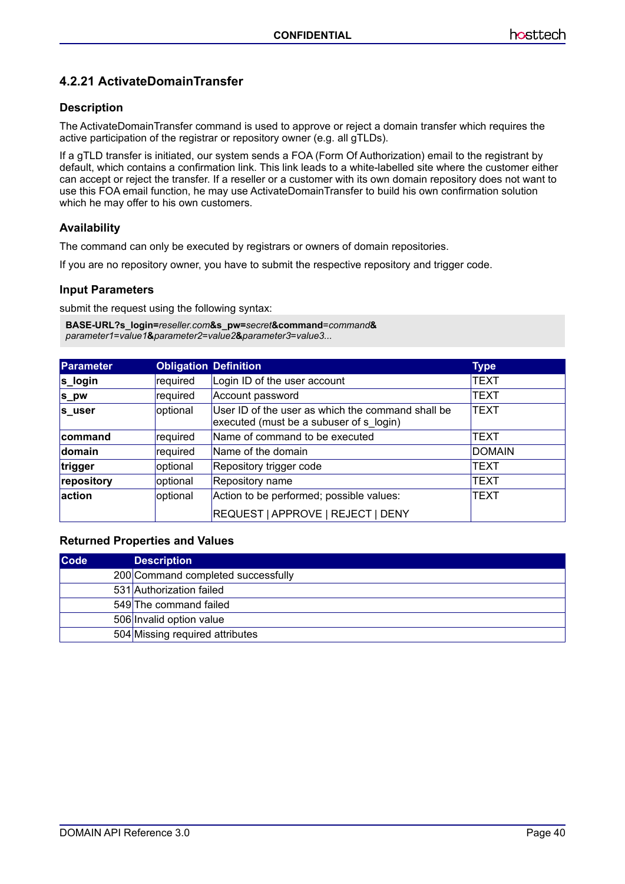### 4.2.21 ActivateDomainTransfer

#### Description

The ActivateDomainTransfer command is used to approve or reject a domain transfer which requires the active participation of the registrar or repository owner (e.g. all gTLDs).

If a gTLD transfer is initiated, our system sends a FOA (Form Of Authorization) email to the registrant by default, which contains a confirmation link. This link leads to a white-labelled site where the customer either can accept or reject the transfer. If a reseller or a customer with its own domain repository does not want to use this FOA email function, he may use ActivateDomainTransfer to build his own confirmation solution which he may offer to his own customers.

#### Availability

The command can only be executed by registrars or owners of domain repositories.

If you are no repository owner, you have to submit the respective repository and trigger code.

#### Input Parameters

submit the request using the following syntax:

**BASE-URL?s_login=***reseller.com***&s_pw=***secret***&command=***command***&** *parameter1=value1***&***parameter2=value2***&***parameter3=value3...*

| Parameter | Obligation | Definition | Type |
|---|---|---|---|
| **s_login** | required | Login ID of the user account | TEXT |
| **s_pw** | required | Account password | TEXT |
| **s_user** | optional | User ID of the user as which the command shall be executed (must be a subuser of s_login) | TEXT |
| **command** | required | Name of command to be executed | TEXT |
| **domain** | required | Name of the domain | DOMAIN |
| **trigger** | optional | Repository trigger code | TEXT |
| **repository** | optional | Repository name | TEXT |
| **action** | optional | Action to be performed; possible values:<br>REQUEST \| APPROVE \| REJECT \| DENY | TEXT |

#### Returned Properties and Values

| Code | Description |
|---|---|
| 200 | Command completed successfully |
| 531 | Authorization failed |
| 549 | The command failed |
| 506 | Invalid option value |
| 504 | Missing required attributes |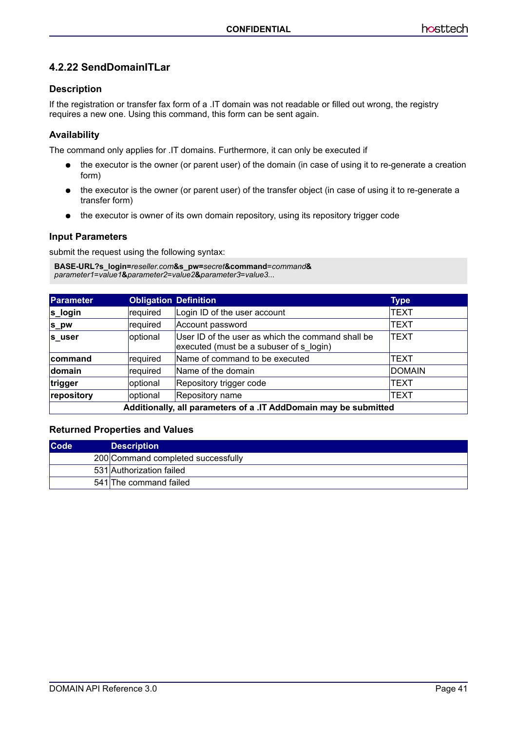### 4.2.22 SendDomainITLar

#### Description

If the registration or transfer fax form of a .IT domain was not readable or filled out wrong, the registry requires a new one. Using this command, this form can be sent again.

#### Availability

The command only applies for .IT domains. Furthermore, it can only be executed if

- the executor is the owner (or parent user) of the domain (in case of using it to re-generate a creation form)
- the executor is the owner (or parent user) of the transfer object (in case of using it to re-generate a transfer form)
- the executor is owner of its own domain repository, using its repository trigger code

#### Input Parameters

submit the request using the following syntax:

**BASE-URL?s_login=***reseller.com***&s_pw=***secret***&command=***command***&**
*parameter1=value1***&***parameter2=value2***&***parameter3=value3...*

| Parameter | Obligation | Definition | Type |
|---|---|---|---|
| **s_login** | required | Login ID of the user account | TEXT |
| **s_pw** | required | Account password | TEXT |
| **s_user** | optional | User ID of the user as which the command shall be executed (must be a subuser of s_login) | TEXT |
| **command** | required | Name of command to be executed | TEXT |
| **domain** | required | Name of the domain | DOMAIN |
| **trigger** | optional | Repository trigger code | TEXT |
| **repository** | optional | Repository name | TEXT |
| **Additionally, all parameters of a .IT AddDomain may be submitted** | | | |

#### Returned Properties and Values

| Code | Description |
|---|---|
| 200 | Command completed successfully |
| 531 | Authorization failed |
| 541 | The command failed |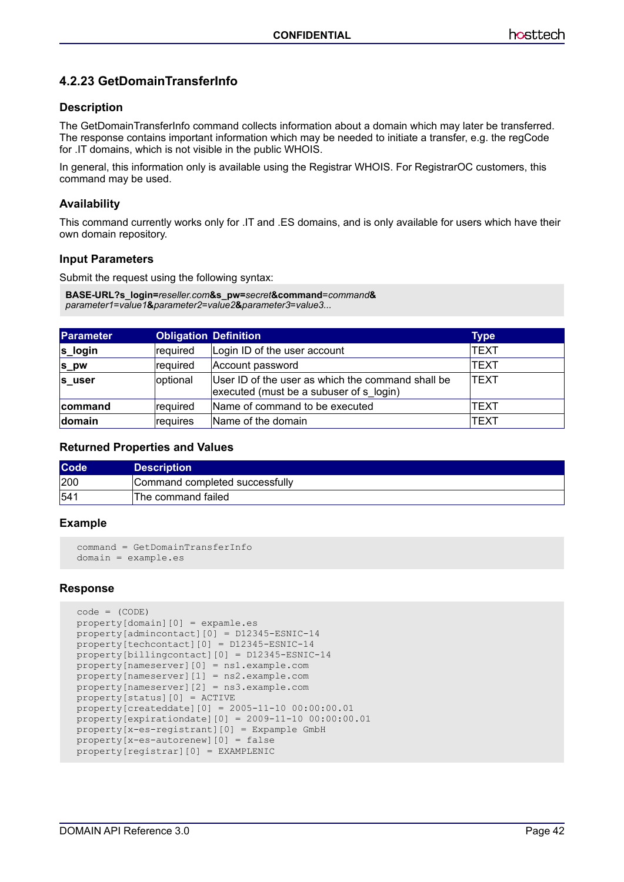### 4.2.23 GetDomainTransferInfo

#### Description

The GetDomainTransferInfo command collects information about a domain which may later be transferred. The response contains important information which may be needed to initiate a transfer, e.g. the regCode for .IT domains, which is not visible in the public WHOIS.

In general, this information only is available using the Registrar WHOIS. For RegistrarOC customers, this command may be used.

#### Availability

This command currently works only for .IT and .ES domains, and is only available for users which have their own domain repository.

#### Input Parameters

Submit the request using the following syntax:

**BASE-URL?s_login=***reseller.com***&s_pw=***secret***&command=***command***&** *parameter1=value1***&***parameter2=value2***&***parameter3=value3...*

| Parameter | Obligation | Definition | Type |
|---|---|---|---|
| **s_login** | required | Login ID of the user account | TEXT |
| **s_pw** | required | Account password | TEXT |
| **s_user** | optional | User ID of the user as which the command shall be executed (must be a subuser of s_login) | TEXT |
| **command** | required | Name of command to be executed | TEXT |
| **domain** | requires | Name of the domain | TEXT |

#### Returned Properties and Values

| Code | Description |
|---|---|
| 200 | Command completed successfully |
| 541 | The command failed |

#### Example

```
command = GetDomainTransferInfo
domain = example.es
```

#### Response

```
code = (CODE)
property[domain][0] = expamle.es
property[admincontact][0] = D12345-ESNIC-14
property[techcontact][0] = D12345-ESNIC-14
property[billingcontact][0] = D12345-ESNIC-14
property[nameserver][0] = ns1.example.com
property[nameserver][1] = ns2.example.com
property[nameserver][2] = ns3.example.com
property[status][0] = ACTIVE
property[createddate][0] = 2005-11-10 00:00:00.01
property[expirationdate][0] = 2009-11-10 00:00:00.01
property[x-es-registrant][0] = Expample GmbH
property[x-es-autorenew][0] = false
property[registrar][0] = EXAMPLENIC
```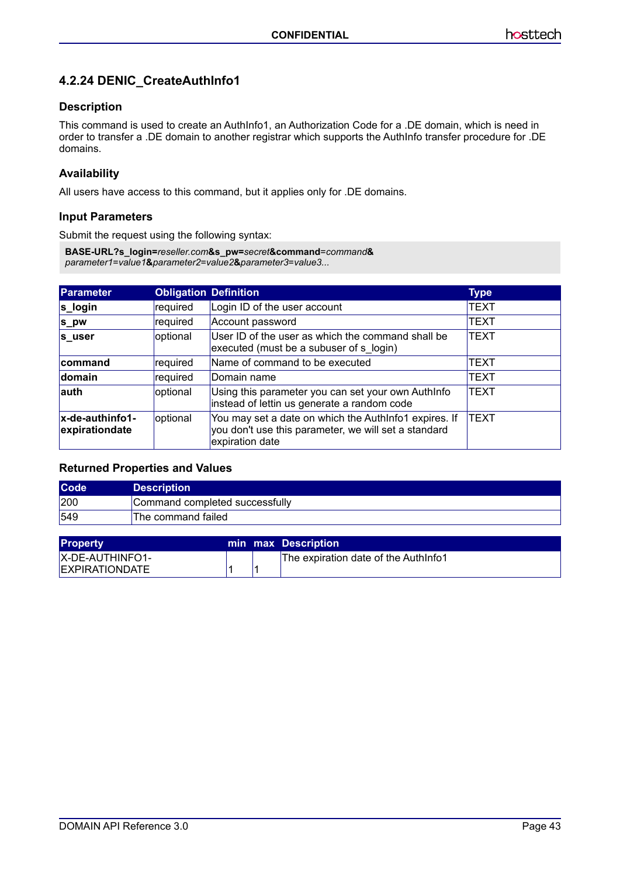### 4.2.24 DENIC_CreateAuthInfo1

#### Description

This command is used to create an AuthInfo1, an Authorization Code for a .DE domain, which is need in order to transfer a .DE domain to another registrar which supports the AuthInfo transfer procedure for .DE domains.

#### Availability

All users have access to this command, but it applies only for .DE domains.

#### Input Parameters

Submit the request using the following syntax:

```
BASE-URL?s_login=reseller.com&s_pw=secret&command=command&
parameter1=value1&parameter2=value2&parameter3=value3...
```

| Parameter | Obligation | Definition | Type |
|---|---|---|---|
| **s_login** | required | Login ID of the user account | TEXT |
| **s_pw** | required | Account password | TEXT |
| **s_user** | optional | User ID of the user as which the command shall be executed (must be a subuser of s_login) | TEXT |
| **command** | required | Name of command to be executed | TEXT |
| **domain** | required | Domain name | TEXT |
| **auth** | optional | Using this parameter you can set your own AuthInfo instead of lettin us generate a random code | TEXT |
| **x-de-authinfo1-expirationdate** | optional | You may set a date on which the AuthInfo1 expires. If you don't use this parameter, we will set a standard expiration date | TEXT |

#### Returned Properties and Values

| Code | Description |
|---|---|
| 200 | Command completed successfully |
| 549 | The command failed |

| Property | min | max | Description |
|---|---|---|---|
| X-DE-AUTHINFO1-EXPIRATIONDATE | 1 | 1 | The expiration date of the AuthInfo1 |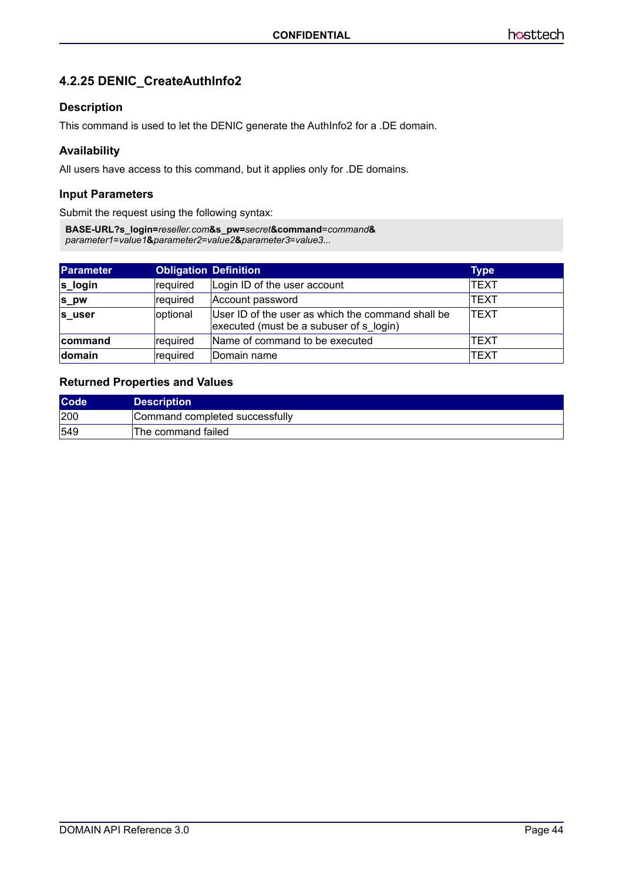### 4.2.25 DENIC_CreateAuthInfo2

#### Description

This command is used to let the DENIC generate the AuthInfo2 for a .DE domain.

#### Availability

All users have access to this command, but it applies only for .DE domains.

#### Input Parameters

Submit the request using the following syntax:

```
BASE-URL?s_login=reseller.com&s_pw=secret&command=command&
parameter1=value1&parameter2=value2&parameter3=value3...
```

| Parameter | Obligation | Definition | Type |
|---|---|---|---|
| **s_login** | required | Login ID of the user account | TEXT |
| **s_pw** | required | Account password | TEXT |
| **s_user** | optional | User ID of the user as which the command shall be executed (must be a subuser of s_login) | TEXT |
| **command** | required | Name of command to be executed | TEXT |
| **domain** | required | Domain name | TEXT |

#### Returned Properties and Values

| Code | Description |
|---|---|
| 200 | Command completed successfully |
| 549 | The command failed |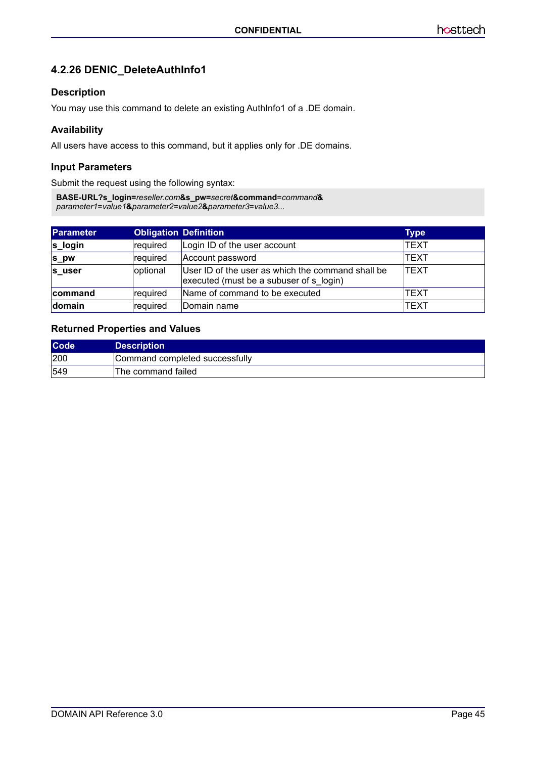### 4.2.26 DENIC_DeleteAuthInfo1

#### Description

You may use this command to delete an existing AuthInfo1 of a .DE domain.

#### Availability

All users have access to this command, but it applies only for .DE domains.

#### Input Parameters

Submit the request using the following syntax:

```
BASE-URL?s_login=reseller.com&s_pw=secret&command=command&
parameter1=value1&parameter2=value2&parameter3=value3...
```

| Parameter | Obligation | Definition | Type |
|---|---|---|---|
| **s_login** | required | Login ID of the user account | TEXT |
| **s_pw** | required | Account password | TEXT |
| **s_user** | optional | User ID of the user as which the command shall be executed (must be a subuser of s_login) | TEXT |
| **command** | required | Name of command to be executed | TEXT |
| **domain** | required | Domain name | TEXT |

#### Returned Properties and Values

| Code | Description |
|---|---|
| 200 | Command completed successfully |
| 549 | The command failed |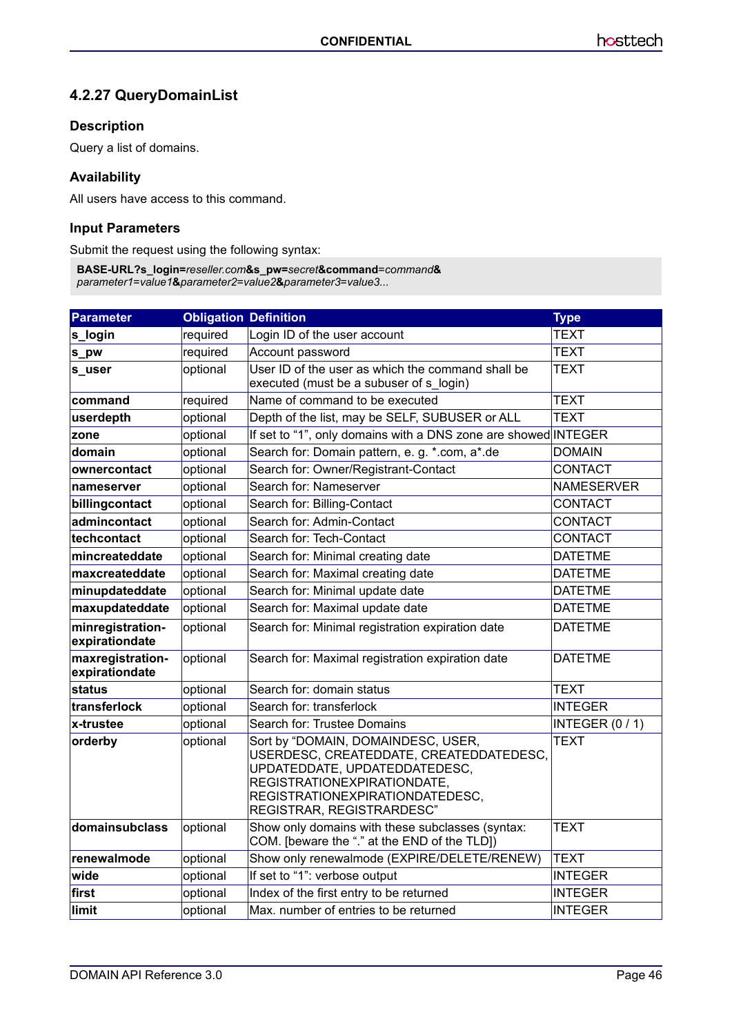### 4.2.27 QueryDomainList

#### Description

Query a list of domains.

#### Availability

All users have access to this command.

#### Input Parameters

Submit the request using the following syntax:

```
BASE-URL?s_login=reseller.com&s_pw=secret&command=command&
parameter1=value1&parameter2=value2&parameter3=value3...
```

| Parameter | Obligation | Definition | Type |
|---|---|---|---|
| **s_login** | required | Login ID of the user account | TEXT |
| **s_pw** | required | Account password | TEXT |
| **s_user** | optional | User ID of the user as which the command shall be executed (must be a subuser of s_login) | TEXT |
| **command** | required | Name of command to be executed | TEXT |
| **userdepth** | optional | Depth of the list, may be SELF, SUBUSER or ALL | TEXT |
| **zone** | optional | If set to “1”, only domains with a DNS zone are showed | INTEGER |
| **domain** | optional | Search for: Domain pattern, e. g. *.com, a*.de | DOMAIN |
| **ownercontact** | optional | Search for: Owner/Registrant-Contact | CONTACT |
| **nameserver** | optional | Search for: Nameserver | NAMESERVER |
| **billingcontact** | optional | Search for: Billing-Contact | CONTACT |
| **admincontact** | optional | Search for: Admin-Contact | CONTACT |
| **techcontact** | optional | Search for: Tech-Contact | CONTACT |
| **mincreateddate** | optional | Search for: Minimal creating date | DATETME |
| **maxcreateddate** | optional | Search for: Maximal creating date | DATETME |
| **minupdateddate** | optional | Search for: Minimal update date | DATETME |
| **maxupdateddate** | optional | Search for: Maximal update date | DATETME |
| **minregistration-expirationdate** | optional | Search for: Minimal registration expiration date | DATETME |
| **maxregistration-expirationdate** | optional | Search for: Maximal registration expiration date | DATETME |
| **status** | optional | Search for: domain status | TEXT |
| **transferlock** | optional | Search for: transferlock | INTEGER |
| **x-trustee** | optional | Search for: Trustee Domains | INTEGER (0 / 1) |
| **orderby** | optional | Sort by “DOMAIN, DOMAINDESC, USER, USERDESC, CREATEDDATE, CREATEDDATEDESC, UPDATEDDATE, UPDATEDDATEDESC, REGISTRATIONEXPIRATIONDATE, REGISTRATIONEXPIRATIONDATEDESC, REGISTRAR, REGISTRARDESC” | TEXT |
| **domainsubclass** | optional | Show only domains with these subclasses (syntax: COM. [beware the “.” at the END of the TLD]) | TEXT |
| **renewalmode** | optional | Show only renewalmode (EXPIRE/DELETE/RENEW) | TEXT |
| **wide** | optional | If set to “1”: verbose output | INTEGER |
| **first** | optional | Index of the first entry to be returned | INTEGER |
| **limit** | optional | Max. number of entries to be returned | INTEGER |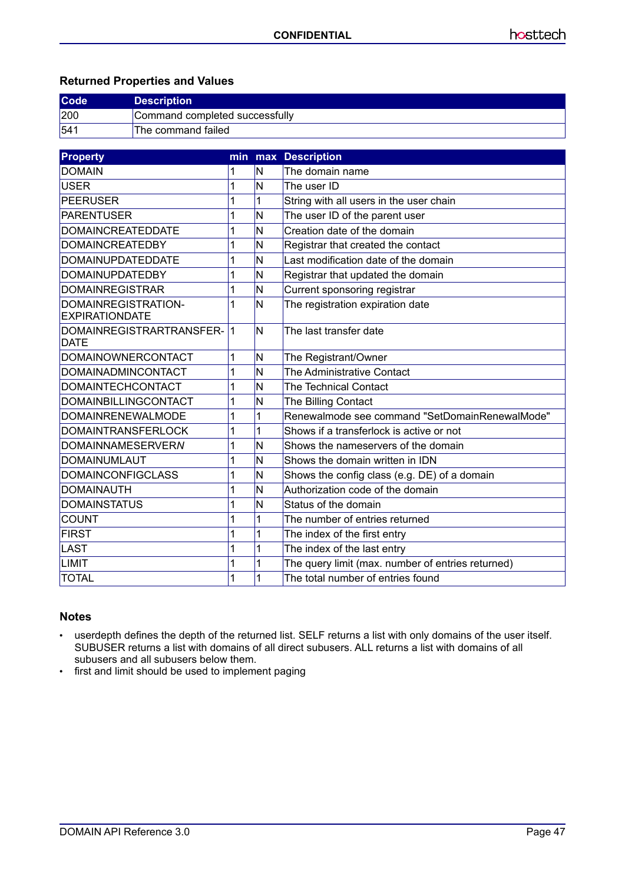### Returned Properties and Values

| Code | Description |
|---|---|
| 200 | Command completed successfully |
| 541 | The command failed |

| Property | min | max | Description |
|---|---|---|---|
| DOMAIN | 1 | N | The domain name |
| USER | 1 | N | The user ID |
| PEERUSER | 1 | 1 | String with all users in the user chain |
| PARENTUSER | 1 | N | The user ID of the parent user |
| DOMAINCREATEDDATE | 1 | N | Creation date of the domain |
| DOMAINCREATEDBY | 1 | N | Registrar that created the contact |
| DOMAINUPDATEDDATE | 1 | N | Last modification date of the domain |
| DOMAINUPDATEDBY | 1 | N | Registrar that updated the domain |
| DOMAINREGISTRAR | 1 | N | Current sponsoring registrar |
| DOMAINREGISTRATION-EXPIRATIONDATE | 1 | N | The registration expiration date |
| DOMAINREGISTRARTRANSFER-DATE | 1 | N | The last transfer date |
| DOMAINOWNERCONTACT | 1 | N | The Registrant/Owner |
| DOMAINADMINCONTACT | 1 | N | The Administrative Contact |
| DOMAINTECHCONTACT | 1 | N | The Technical Contact |
| DOMAINBILLINGCONTACT | 1 | N | The Billing Contact |
| DOMAINRENEWALMODE | 1 | 1 | Renewalmode see command "SetDomainRenewalMode" |
| DOMAINTRANSFERLOCK | 1 | 1 | Shows if a transferlock is active or not |
| DOMAINNAMESERVER*N* | 1 | N | Shows the nameservers of the domain |
| DOMAINUMLAUT | 1 | N | Shows the domain written in IDN |
| DOMAINCONFIGCLASS | 1 | N | Shows the config class (e.g. DE) of a domain |
| DOMAINAUTH | 1 | N | Authorization code of the domain |
| DOMAINSTATUS | 1 | N | Status of the domain |
| COUNT | 1 | 1 | The number of entries returned |
| FIRST | 1 | 1 | The index of the first entry |
| LAST | 1 | 1 | The index of the last entry |
| LIMIT | 1 | 1 | The query limit (max. number of entries returned) |
| TOTAL | 1 | 1 | The total number of entries found |

### Notes

- userdepth defines the depth of the returned list. SELF returns a list with only domains of the user itself. SUBUSER returns a list with domains of all direct subusers. ALL returns a list with domains of all subusers and all subusers below them.
- first and limit should be used to implement paging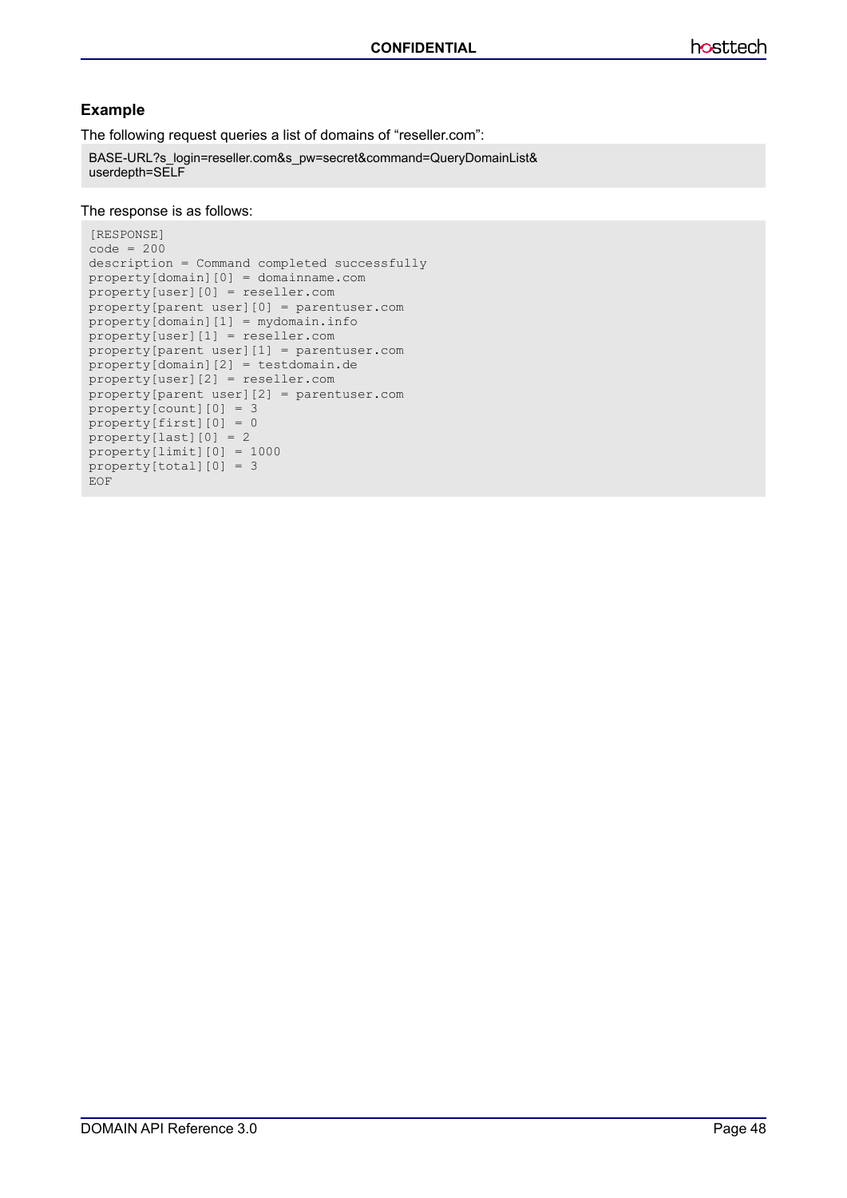### Example

The following request queries a list of domains of “reseller.com”:

```
BASE-URL?s_login=reseller.com&s_pw=secret&command=QueryDomainList&
userdepth=SELF
```

The response is as follows:

```
[RESPONSE]
code = 200
description = Command completed successfully
property[domain][0] = domainname.com
property[user][0] = reseller.com
property[parent user][0] = parentuser.com
property[domain][1] = mydomain.info
property[user][1] = reseller.com
property[parent user][1] = parentuser.com
property[domain][2] = testdomain.de
property[user][2] = reseller.com
property[parent user][2] = parentuser.com
property[count][0] = 3
property[first][0] = 0
property[last][0] = 2
property[limit][0] = 1000
property[total][0] = 3
EOF
```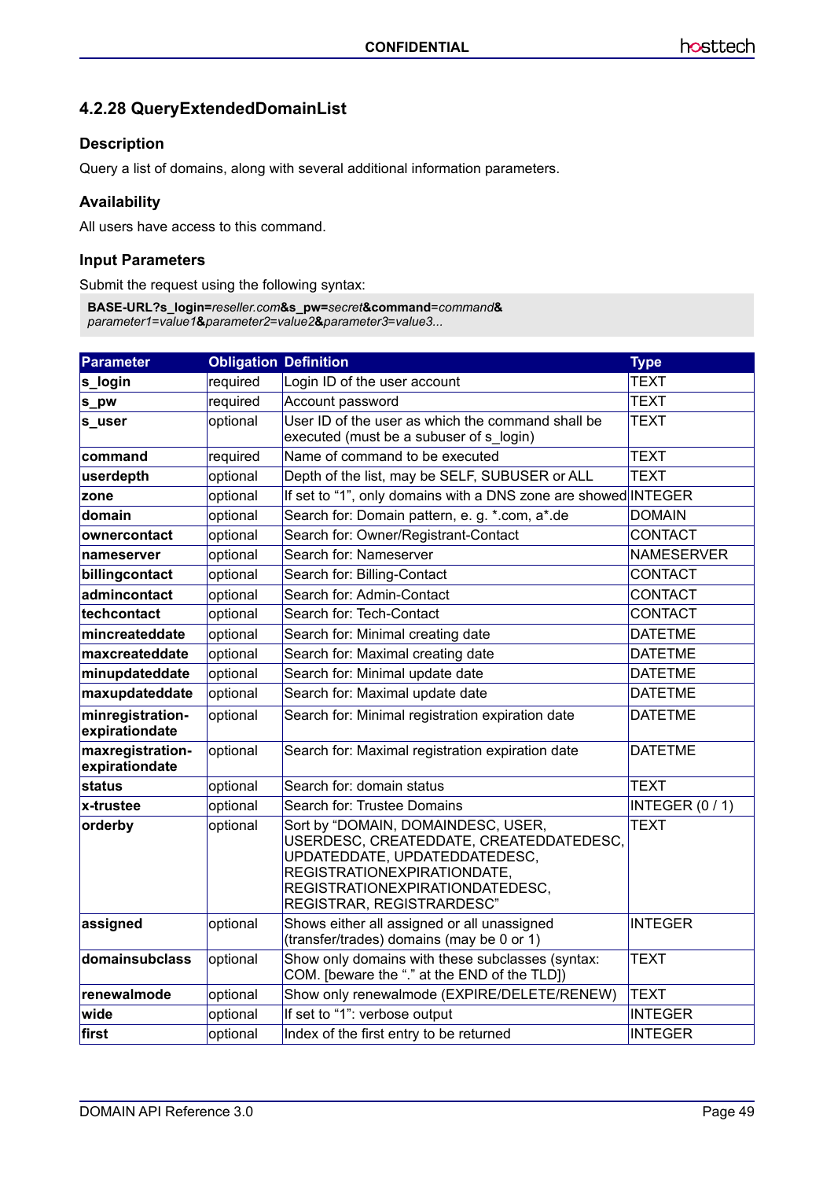### 4.2.28 QueryExtendedDomainList

#### Description

Query a list of domains, along with several additional information parameters.

#### Availability

All users have access to this command.

#### Input Parameters

Submit the request using the following syntax:

**BASE-URL?s_login=***reseller.com***&s_pw=***secret***&command=***command***&**
*parameter1=value1***&***parameter2=value2***&***parameter3=value3...*

| Parameter | Obligation | Definition | Type |
|---|---|---|---|
| **s_login** | required | Login ID of the user account | TEXT |
| **s_pw** | required | Account password | TEXT |
| **s_user** | optional | User ID of the user as which the command shall be executed (must be a subuser of s_login) | TEXT |
| **command** | required | Name of command to be executed | TEXT |
| **userdepth** | optional | Depth of the list, may be SELF, SUBUSER or ALL | TEXT |
| **zone** | optional | If set to "1", only domains with a DNS zone are showed | INTEGER |
| **domain** | optional | Search for: Domain pattern, e. g. *.com, a*.de | DOMAIN |
| **ownercontact** | optional | Search for: Owner/Registrant-Contact | CONTACT |
| **nameserver** | optional | Search for: Nameserver | NAMESERVER |
| **billingcontact** | optional | Search for: Billing-Contact | CONTACT |
| **admincontact** | optional | Search for: Admin-Contact | CONTACT |
| **techcontact** | optional | Search for: Tech-Contact | CONTACT |
| **mincreateddate** | optional | Search for: Minimal creating date | DATETME |
| **maxcreateddate** | optional | Search for: Maximal creating date | DATETME |
| **minupdateddate** | optional | Search for: Minimal update date | DATETME |
| **maxupdateddate** | optional | Search for: Maximal update date | DATETME |
| **minregistration-expirationdate** | optional | Search for: Minimal registration expiration date | DATETME |
| **maxregistration-expirationdate** | optional | Search for: Maximal registration expiration date | DATETME |
| **status** | optional | Search for: domain status | TEXT |
| **x-trustee** | optional | Search for: Trustee Domains | INTEGER (0 / 1) |
| **orderby** | optional | Sort by "DOMAIN, DOMAINDESC, USER, USERDESC, CREATEDDATE, CREATEDDATEDESC, UPDATEDDATE, UPDATEDDATEDESC, REGISTRATIONEXPIRATIONDATE, REGISTRATIONEXPIRATIONDATEDESC, REGISTRAR, REGISTRARDESC" | TEXT |
| **assigned** | optional | Shows either all assigned or all unassigned (transfer/trades) domains (may be 0 or 1) | INTEGER |
| **domainsubclass** | optional | Show only domains with these subclasses (syntax: COM. [beware the "." at the END of the TLD]) | TEXT |
| **renewalmode** | optional | Show only renewalmode (EXPIRE/DELETE/RENEW) | TEXT |
| **wide** | optional | If set to "1": verbose output | INTEGER |
| **first** | optional | Index of the first entry to be returned | INTEGER |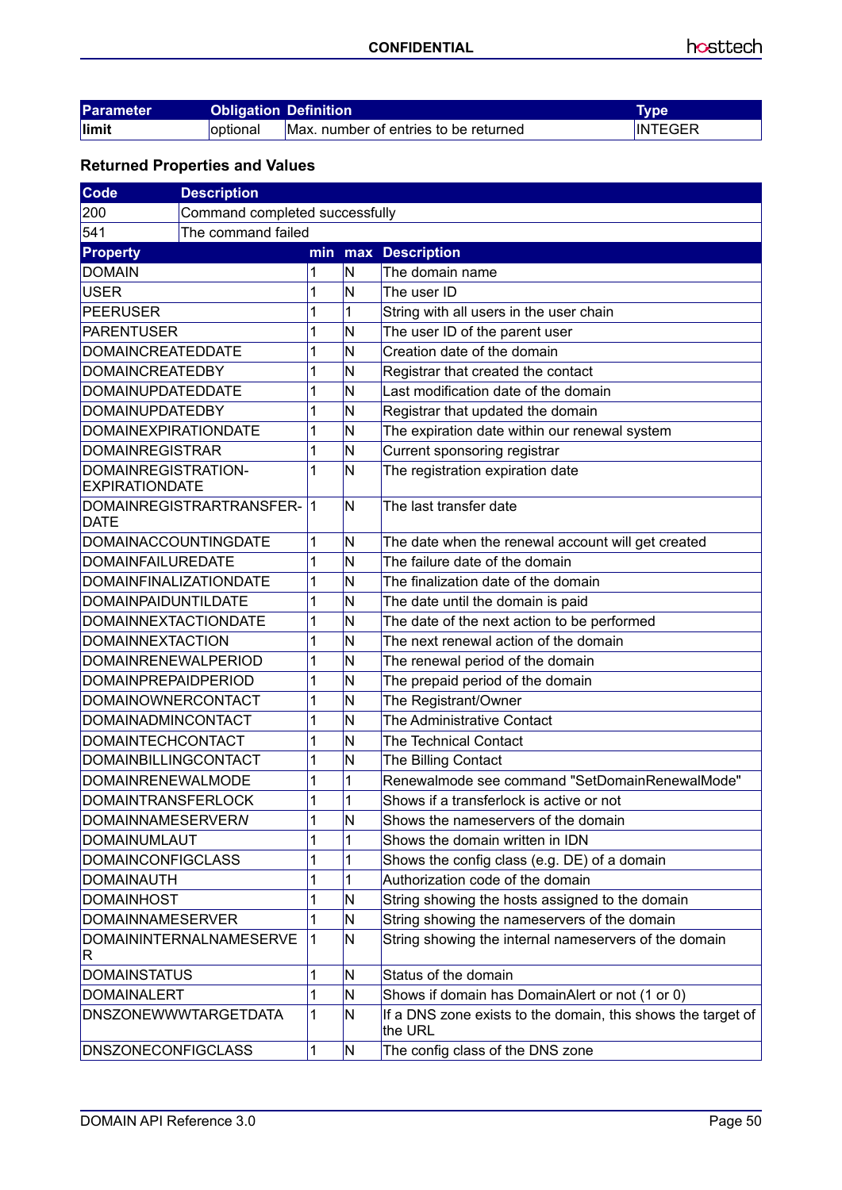| Parameter | Obligation | Definition | Type |
|---|---|---|---|
| **limit** | optional | Max. number of entries to be returned | INTEGER |

### Returned Properties and Values

| Code | Description |
|---|---|
| 200 | Command completed successfully |
| 541 | The command failed |

| Property | min | max | Description |
|---|---|---|---|
| DOMAIN | 1 | N | The domain name |
| USER | 1 | N | The user ID |
| PEERUSER | 1 | 1 | String with all users in the user chain |
| PARENTUSER | 1 | N | The user ID of the parent user |
| DOMAINCREATEDDATE | 1 | N | Creation date of the domain |
| DOMAINCREATEDBY | 1 | N | Registrar that created the contact |
| DOMAINUPDATEDDATE | 1 | N | Last modification date of the domain |
| DOMAINUPDATEDBY | 1 | N | Registrar that updated the domain |
| DOMAINEXPIRATIONDATE | 1 | N | The expiration date within our renewal system |
| DOMAINREGISTRAR | 1 | N | Current sponsoring registrar |
| DOMAINREGISTRATION-EXPIRATIONDATE | 1 | N | The registration expiration date |
| DOMAINREGISTRARTRANSFER-DATE | 1 | N | The last transfer date |
| DOMAINACCOUNTINGDATE | 1 | N | The date when the renewal account will get created |
| DOMAINFAILUREDATE | 1 | N | The failure date of the domain |
| DOMAINFINALIZATIONDATE | 1 | N | The finalization date of the domain |
| DOMAINPAIDUNTILDATE | 1 | N | The date until the domain is paid |
| DOMAINNEXTACTIONDATE | 1 | N | The date of the next action to be performed |
| DOMAINNEXTACTION | 1 | N | The next renewal action of the domain |
| DOMAINRENEWALPERIOD | 1 | N | The renewal period of the domain |
| DOMAINPREPAIDPERIOD | 1 | N | The prepaid period of the domain |
| DOMAINOWNERCONTACT | 1 | N | The Registrant/Owner |
| DOMAINADMINCONTACT | 1 | N | The Administrative Contact |
| DOMAINTECHCONTACT | 1 | N | The Technical Contact |
| DOMAINBILLINGCONTACT | 1 | N | The Billing Contact |
| DOMAINRENEWALMODE | 1 | 1 | Renewalmode see command "SetDomainRenewalMode" |
| DOMAINTRANSFERLOCK | 1 | 1 | Shows if a transferlock is active or not |
| DOMAINNAMESERVER*N* | 1 | N | Shows the nameservers of the domain |
| DOMAINUMLAUT | 1 | 1 | Shows the domain written in IDN |
| DOMAINCONFIGCLASS | 1 | 1 | Shows the config class (e.g. DE) of a domain |
| DOMAINAUTH | 1 | 1 | Authorization code of the domain |
| DOMAINHOST | 1 | N | String showing the hosts assigned to the domain |
| DOMAINNAMESERVER | 1 | N | String showing the nameservers of the domain |
| DOMAININTERNALNAMESERVER | 1 | N | String showing the internal nameservers of the domain |
| DOMAINSTATUS | 1 | N | Status of the domain |
| DOMAINALERT | 1 | N | Shows if domain has DomainAlert or not (1 or 0) |
| DNSZONEWWWTARGETDATA | 1 | N | If a DNS zone exists to the domain, this shows the target of the URL |
| DNSZONECONFIGCLASS | 1 | N | The config class of the DNS zone |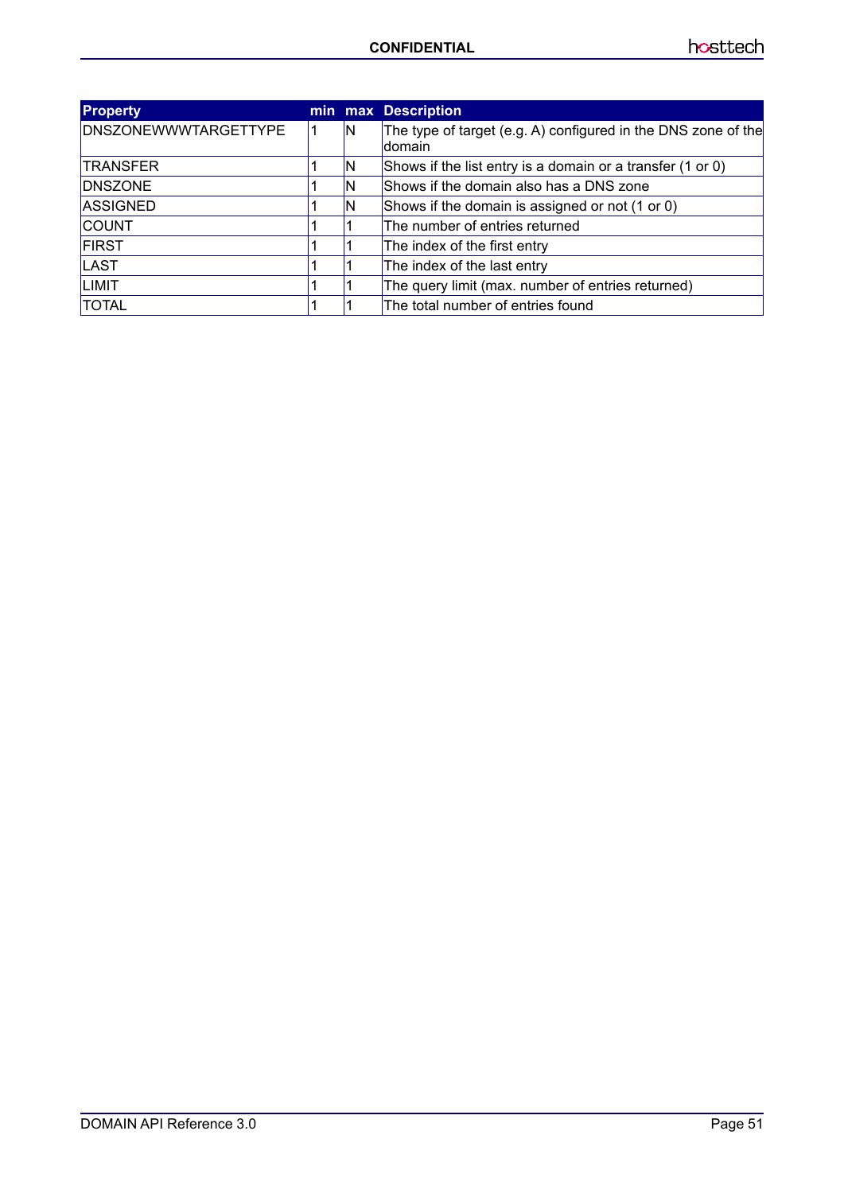| Property | min | max | Description |
|---|---|---|---|
| DNSZONEWWWTARGETTYPE | 1 | N | The type of target (e.g. A) configured in the DNS zone of the domain |
| TRANSFER | 1 | N | Shows if the list entry is a domain or a transfer (1 or 0) |
| DNSZONE | 1 | N | Shows if the domain also has a DNS zone |
| ASSIGNED | 1 | N | Shows if the domain is assigned or not (1 or 0) |
| COUNT | 1 | 1 | The number of entries returned |
| FIRST | 1 | 1 | The index of the first entry |
| LAST | 1 | 1 | The index of the last entry |
| LIMIT | 1 | 1 | The query limit (max. number of entries returned) |
| TOTAL | 1 | 1 | The total number of entries found |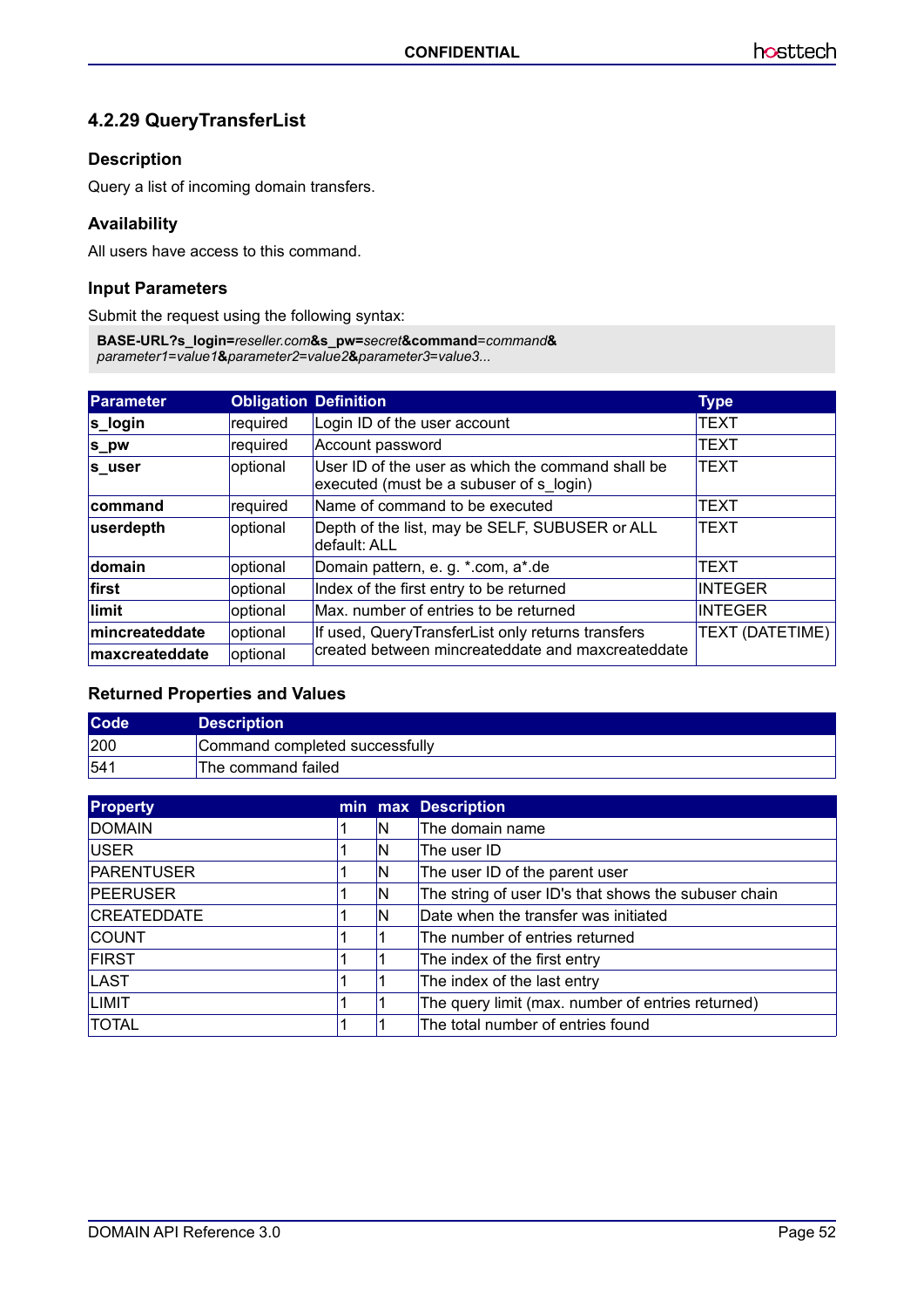### 4.2.29 QueryTransferList

#### Description

Query a list of incoming domain transfers.

#### Availability

All users have access to this command.

#### Input Parameters

Submit the request using the following syntax:

```
BASE-URL?s_login=reseller.com&s_pw=secret&command=command&
parameter1=value1&parameter2=value2&parameter3=value3...
```

| Parameter | Obligation | Definition | Type |
|---|---|---|---|
| **s_login** | required | Login ID of the user account | TEXT |
| **s_pw** | required | Account password | TEXT |
| **s_user** | optional | User ID of the user as which the command shall be executed (must be a subuser of s_login) | TEXT |
| **command** | required | Name of command to be executed | TEXT |
| **userdepth** | optional | Depth of the list, may be SELF, SUBUSER or ALL default: ALL | TEXT |
| **domain** | optional | Domain pattern, e. g. *.com, a*.de | TEXT |
| **first** | optional | Index of the first entry to be returned | INTEGER |
| **limit** | optional | Max. number of entries to be returned | INTEGER |
| **mincreateddate** | optional | If used, QueryTransferList only returns transfers created between mincreateddate and maxcreateddate | TEXT (DATETIME) |
| **maxcreateddate** | optional | | |

#### Returned Properties and Values

| Code | Description |
|---|---|
| 200 | Command completed successfully |
| 541 | The command failed |

| Property | min | max | Description |
|---|---|---|---|
| DOMAIN | 1 | N | The domain name |
| USER | 1 | N | The user ID |
| PARENTUSER | 1 | N | The user ID of the parent user |
| PEERUSER | 1 | N | The string of user ID's that shows the subuser chain |
| CREATEDDATE | 1 | N | Date when the transfer was initiated |
| COUNT | 1 | 1 | The number of entries returned |
| FIRST | 1 | 1 | The index of the first entry |
| LAST | 1 | 1 | The index of the last entry |
| LIMIT | 1 | 1 | The query limit (max. number of entries returned) |
| TOTAL | 1 | 1 | The total number of entries found |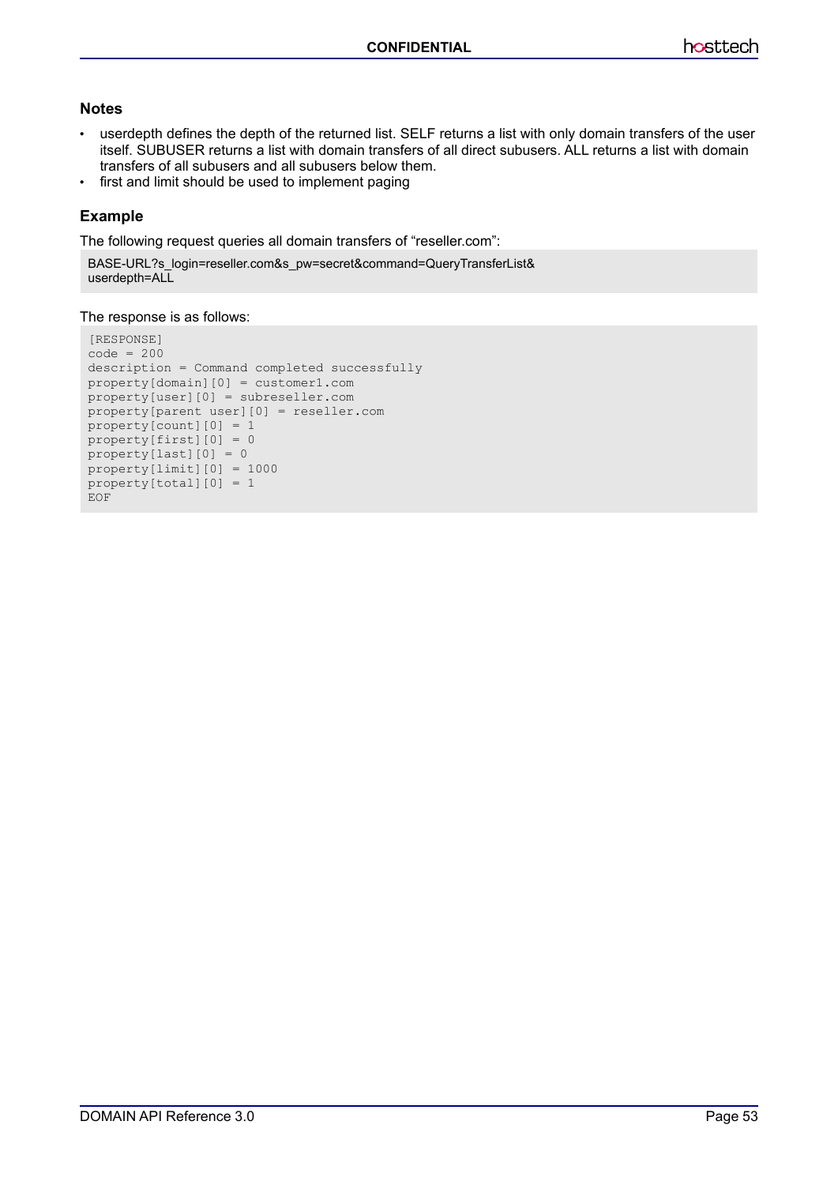### Notes

- userdepth defines the depth of the returned list. SELF returns a list with only domain transfers of the user itself. SUBUSER returns a list with domain transfers of all direct subusers. ALL returns a list with domain transfers of all subusers and all subusers below them.
- first and limit should be used to implement paging

### Example

The following request queries all domain transfers of “reseller.com”:

```
BASE-URL?s_login=reseller.com&s_pw=secret&command=QueryTransferList&
userdepth=ALL
```

The response is as follows:

```
[RESPONSE]
code = 200
description = Command completed successfully
property[domain][0] = customer1.com
property[user][0] = subreseller.com
property[parent user][0] = reseller.com
property[count][0] = 1
property[first][0] = 0
property[last][0] = 0
property[limit][0] = 1000
property[total][0] = 1
EOF
```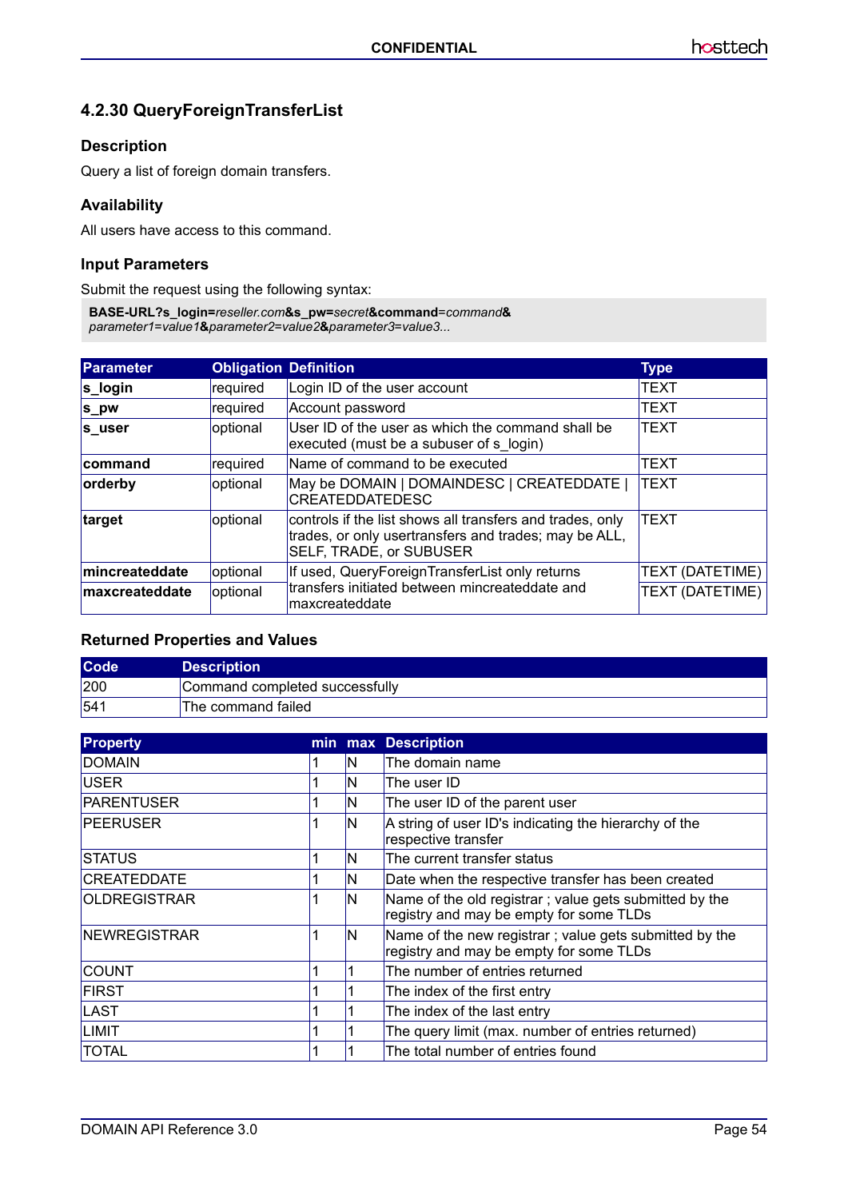## 4.2.30 QueryForeignTransferList

### Description

Query a list of foreign domain transfers.

### Availability

All users have access to this command.

### Input Parameters

Submit the request using the following syntax:

**BASE-URL?s_login=***reseller.com***&s_pw=***secret***&command=***command***&**
*parameter1=value1***&***parameter2=value2***&***parameter3=value3...*

| Parameter | Obligation | Definition | Type |
|---|---|---|---|
| **s_login** | required | Login ID of the user account | TEXT |
| **s_pw** | required | Account password | TEXT |
| **s_user** | optional | User ID of the user as which the command shall be executed (must be a subuser of s_login) | TEXT |
| **command** | required | Name of command to be executed | TEXT |
| **orderby** | optional | May be DOMAIN \| DOMAINDESC \| CREATEDDATE \| CREATEDDATEDESC | TEXT |
| **target** | optional | controls if the list shows all transfers and trades, only trades, or only usertransfers and trades; may be ALL, SELF, TRADE, or SUBUSER | TEXT |
| **mincreateddate** | optional | If used, QueryForeignTransferList only returns transfers initiated between mincreateddate and maxcreateddate | TEXT (DATETIME) |
| **maxcreateddate** | optional | | TEXT (DATETIME) |

### Returned Properties and Values

| Code | Description |
|---|---|
| 200 | Command completed successfully |
| 541 | The command failed |

| Property | min | max | Description |
|---|---|---|---|
| DOMAIN | 1 | N | The domain name |
| USER | 1 | N | The user ID |
| PARENTUSER | 1 | N | The user ID of the parent user |
| PEERUSER | 1 | N | A string of user ID's indicating the hierarchy of the respective transfer |
| STATUS | 1 | N | The current transfer status |
| CREATEDDATE | 1 | N | Date when the respective transfer has been created |
| OLDREGISTRAR | 1 | N | Name of the old registrar ; value gets submitted by the registry and may be empty for some TLDs |
| NEWREGISTRAR | 1 | N | Name of the new registrar ; value gets submitted by the registry and may be empty for some TLDs |
| COUNT | 1 | 1 | The number of entries returned |
| FIRST | 1 | 1 | The index of the first entry |
| LAST | 1 | 1 | The index of the last entry |
| LIMIT | 1 | 1 | The query limit (max. number of entries returned) |
| TOTAL | 1 | 1 | The total number of entries found |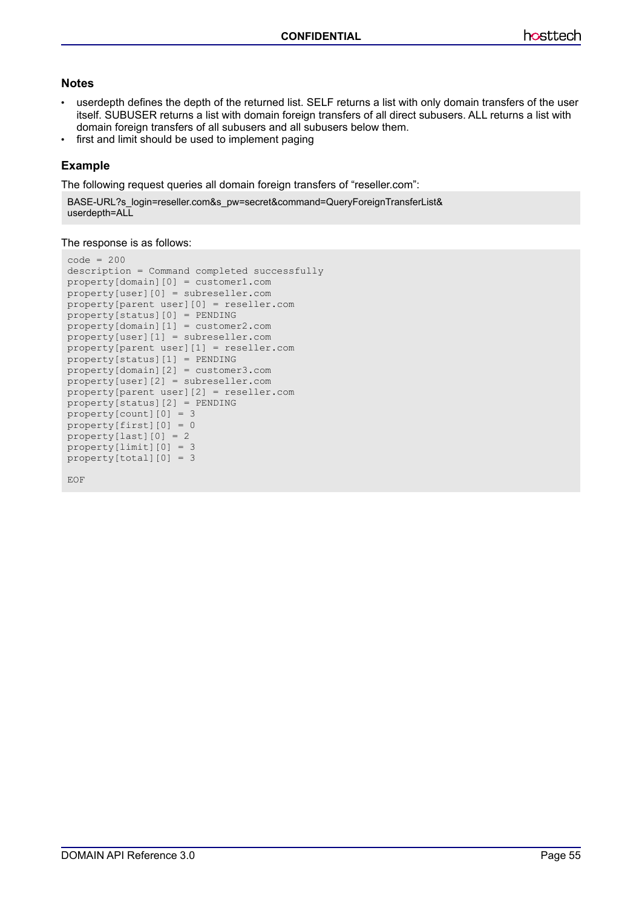### Notes

- userdepth defines the depth of the returned list. SELF returns a list with only domain transfers of the user itself. SUBUSER returns a list with domain foreign transfers of all direct subusers. ALL returns a list with domain foreign transfers of all subusers and all subusers below them.
- first and limit should be used to implement paging

### Example

The following request queries all domain foreign transfers of “reseller.com”:

```
BASE-URL?s_login=reseller.com&s_pw=secret&command=QueryForeignTransferList&
userdepth=ALL
```

The response is as follows:

```
code = 200
description = Command completed successfully
property[domain][0] = customer1.com
property[user][0] = subreseller.com
property[parent user][0] = reseller.com
property[status][0] = PENDING
property[domain][1] = customer2.com
property[user][1] = subreseller.com
property[parent user][1] = reseller.com
property[status][1] = PENDING
property[domain][2] = customer3.com
property[user][2] = subreseller.com
property[parent user][2] = reseller.com
property[status][2] = PENDING
property[count][0] = 3
property[first][0] = 0
property[last][0] = 2
property[limit][0] = 3
property[total][0] = 3

EOF
```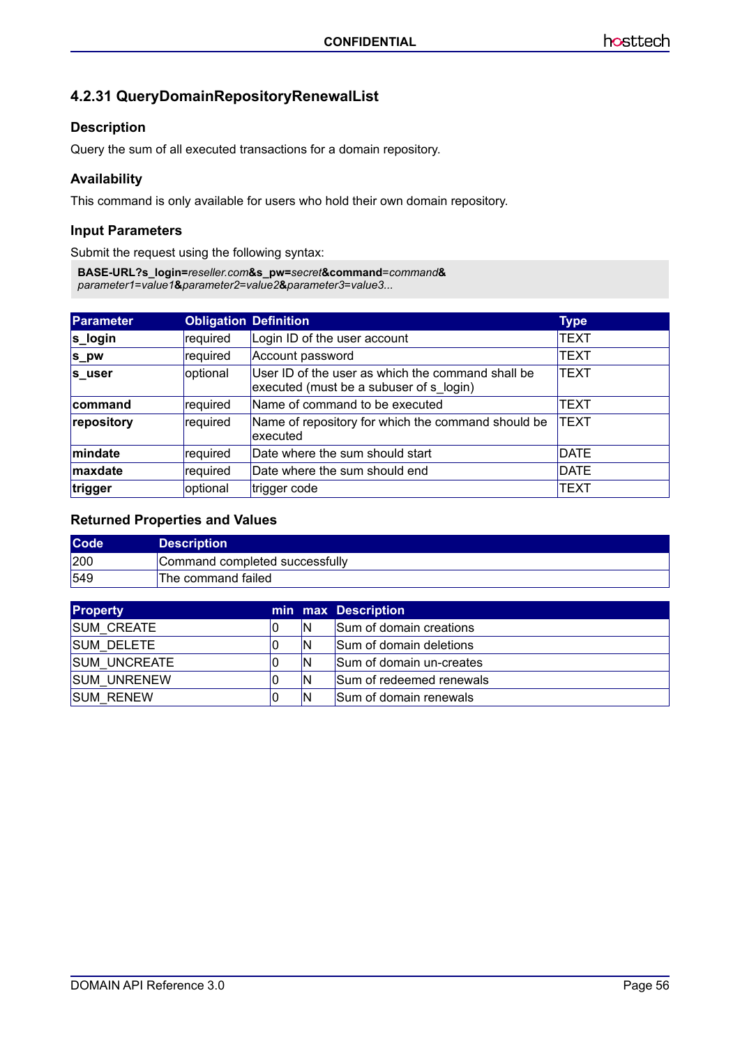### 4.2.31 QueryDomainRepositoryRenewalList

#### Description

Query the sum of all executed transactions for a domain repository.

#### Availability

This command is only available for users who hold their own domain repository.

#### Input Parameters

Submit the request using the following syntax:

**BASE-URL?s_login=***reseller.com***&s_pw=***secret***&command=***command***&**
*parameter1=value1***&***parameter2=value2***&***parameter3=value3...*

| Parameter | Obligation | Definition | Type |
|---|---|---|---|
| **s_login** | required | Login ID of the user account | TEXT |
| **s_pw** | required | Account password | TEXT |
| **s_user** | optional | User ID of the user as which the command shall be executed (must be a subuser of s_login) | TEXT |
| **command** | required | Name of command to be executed | TEXT |
| **repository** | required | Name of repository for which the command should be executed | TEXT |
| **mindate** | required | Date where the sum should start | DATE |
| **maxdate** | required | Date where the sum should end | DATE |
| **trigger** | optional | trigger code | TEXT |

#### Returned Properties and Values

| Code | Description |
|---|---|
| 200 | Command completed successfully |
| 549 | The command failed |

| Property | min | max | Description |
|---|---|---|---|
| SUM_CREATE | 0 | N | Sum of domain creations |
| SUM_DELETE | 0 | N | Sum of domain deletions |
| SUM_UNCREATE | 0 | N | Sum of domain un-creates |
| SUM_UNRENEW | 0 | N | Sum of redeemed renewals |
| SUM_RENEW | 0 | N | Sum of domain renewals |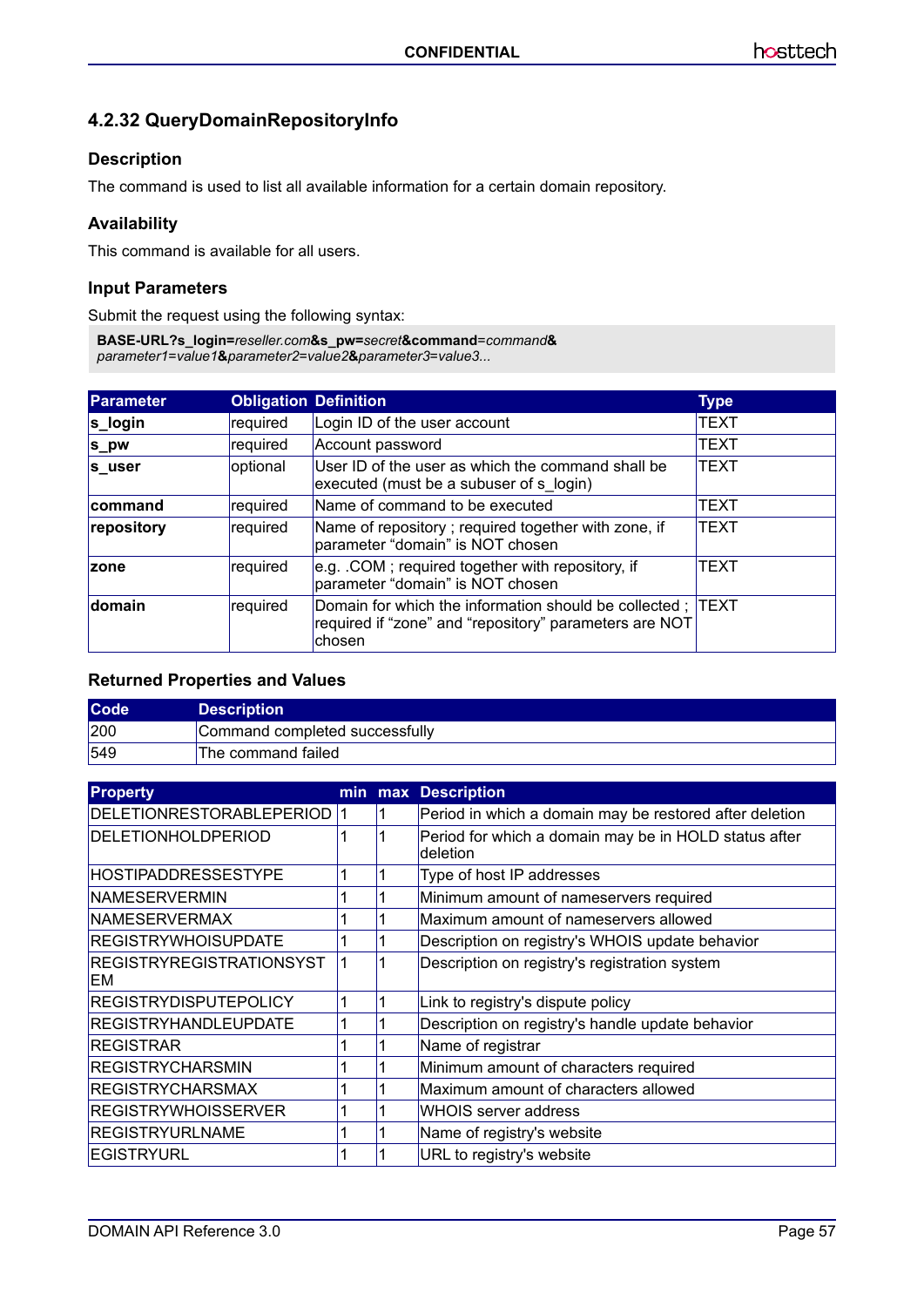### 4.2.32 QueryDomainRepositoryInfo

#### Description

The command is used to list all available information for a certain domain repository.

#### Availability

This command is available for all users.

#### Input Parameters

Submit the request using the following syntax:

**BASE-URL?s_login=***reseller.com***&s_pw=***secret***&command=***command***&**
*parameter1=value1***&***parameter2=value2***&***parameter3=value3...*

| Parameter | Obligation | Definition | Type |
|---|---|---|---|
| **s_login** | required | Login ID of the user account | TEXT |
| **s_pw** | required | Account password | TEXT |
| **s_user** | optional | User ID of the user as which the command shall be executed (must be a subuser of s_login) | TEXT |
| **command** | required | Name of command to be executed | TEXT |
| **repository** | required | Name of repository ; required together with zone, if parameter “domain” is NOT chosen | TEXT |
| **zone** | required | e.g. .COM ; required together with repository, if parameter “domain” is NOT chosen | TEXT |
| **domain** | required | Domain for which the information should be collected ; required if “zone” and “repository” parameters are NOT chosen | TEXT |

#### Returned Properties and Values

| Code | Description |
|---|---|
| 200 | Command completed successfully |
| 549 | The command failed |

| Property | min | max | Description |
|---|---|---|---|
| DELETIONRESTORABLEPERIOD | 1 | 1 | Period in which a domain may be restored after deletion |
| DELETIONHOLDPERIOD | 1 | 1 | Period for which a domain may be in HOLD status after deletion |
| HOSTIPADDRESSESTYPE | 1 | 1 | Type of host IP addresses |
| NAMESERVERMIN | 1 | 1 | Minimum amount of nameservers required |
| NAMESERVERMAX | 1 | 1 | Maximum amount of nameservers allowed |
| REGISTRYWHOISUPDATE | 1 | 1 | Description on registry's WHOIS update behavior |
| REGISTRYREGISTRATIONSYSTEM | 1 | 1 | Description on registry's registration system |
| REGISTRYDISPUTEPOLICY | 1 | 1 | Link to registry's dispute policy |
| REGISTRYHANDLEUPDATE | 1 | 1 | Description on registry's handle update behavior |
| REGISTRAR | 1 | 1 | Name of registrar |
| REGISTRYCHARSMIN | 1 | 1 | Minimum amount of characters required |
| REGISTRYCHARSMAX | 1 | 1 | Maximum amount of characters allowed |
| REGISTRYWHOISSERVER | 1 | 1 | WHOIS server address |
| REGISTRYURLNAME | 1 | 1 | Name of registry's website |
| EGISTRYURL | 1 | 1 | URL to registry's website |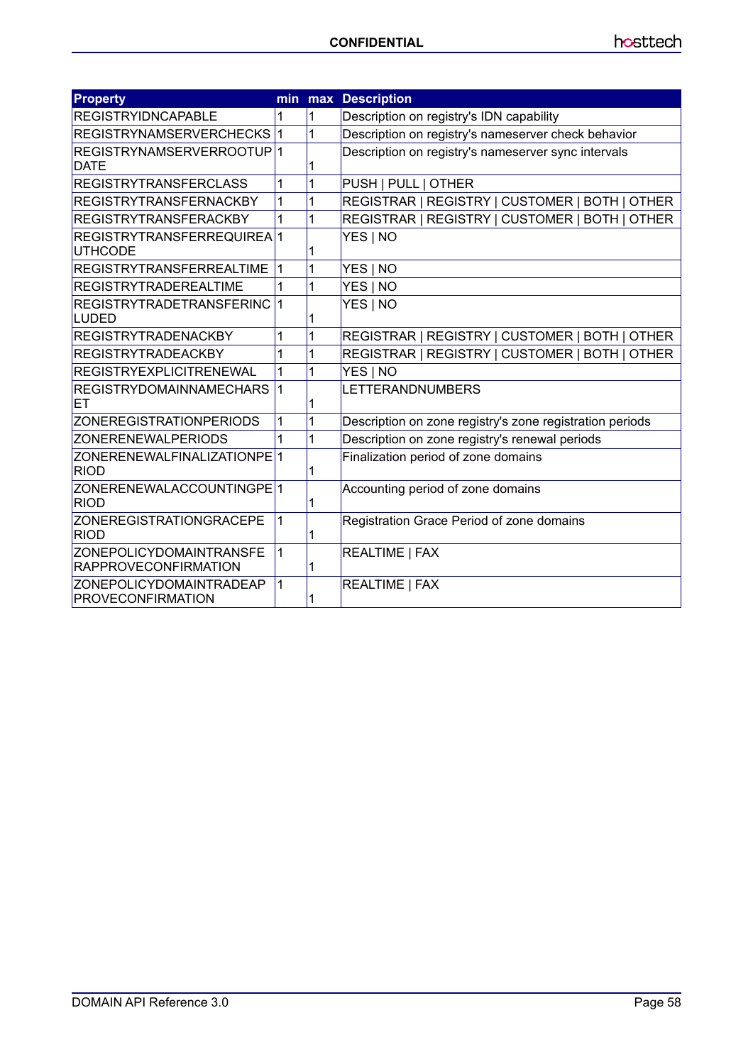| Property | min | max | Description |
|---|---|---|---|
| REGISTRYIDNCAPABLE | 1 | 1 | Description on registry's IDN capability |
| REGISTRYNAMSERVERCHECKS | 1 | 1 | Description on registry's nameserver check behavior |
| REGISTRYNAMSERVERROOTUPDATE | 1 | 1 | Description on registry's nameserver sync intervals |
| REGISTRYTRANSFERCLASS | 1 | 1 | PUSH \| PULL \| OTHER |
| REGISTRYTRANSFERNACKBY | 1 | 1 | REGISTRAR \| REGISTRY \| CUSTOMER \| BOTH \| OTHER |
| REGISTRYTRANSFERACKBY | 1 | 1 | REGISTRAR \| REGISTRY \| CUSTOMER \| BOTH \| OTHER |
| REGISTRYTRANSFERREQUIREAUTHCODE | 1 | 1 | YES \| NO |
| REGISTRYTRANSFERREALTIME | 1 | 1 | YES \| NO |
| REGISTRYTRADEREALTIME | 1 | 1 | YES \| NO |
| REGISTRYTRADETRANSFERINCLUDED | 1 | 1 | YES \| NO |
| REGISTRYTRADENACKBY | 1 | 1 | REGISTRAR \| REGISTRY \| CUSTOMER \| BOTH \| OTHER |
| REGISTRYTRADEACKBY | 1 | 1 | REGISTRAR \| REGISTRY \| CUSTOMER \| BOTH \| OTHER |
| REGISTRYEXPLICITRENEWAL | 1 | 1 | YES \| NO |
| REGISTRYDOMAINNAMECHARSET | 1 | 1 | LETTERANDNUMBERS |
| ZONEREGISTRATIONPERIODS | 1 | 1 | Description on zone registry's zone registration periods |
| ZONERENEWALPERIODS | 1 | 1 | Description on zone registry's renewal periods |
| ZONERENEWALFINALIZATIONPERIOD | 1 | 1 | Finalization period of zone domains |
| ZONERENEWALACCOUNTINGPERIOD | 1 | 1 | Accounting period of zone domains |
| ZONEREGISTRATIONGRACEPERIOD | 1 | 1 | Registration Grace Period of zone domains |
| ZONEPOLICYDOMAINTRANSFERAPPROVECONFIRMATION | 1 | 1 | REALTIME \| FAX |
| ZONEPOLICYDOMAINTRADEAPPROVECONFIRMATION | 1 | 1 | REALTIME \| FAX |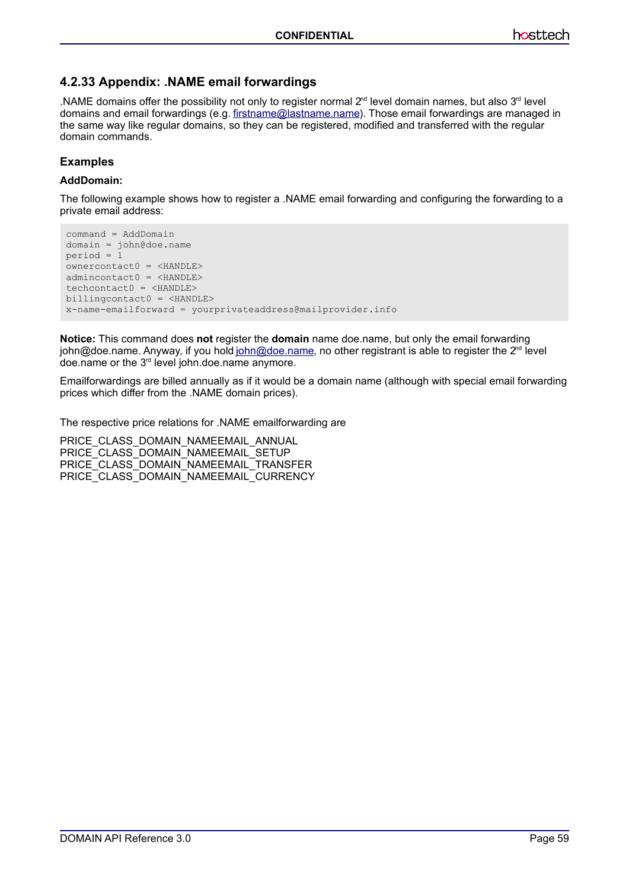### 4.2.33 Appendix: .NAME email forwardings

.NAME domains offer the possibility not only to register normal 2nd level domain names, but also 3rd level domains and email forwardings (e.g. firstname@lastname.name). Those email forwardings are managed in the same way like regular domains, so they can be registered, modified and transferred with the regular domain commands.

#### Examples

**AddDomain:**

The following example shows how to register a .NAME email forwarding and configuring the forwarding to a private email address:

```
command = AddDomain
domain = john@doe.name
period = 1
ownercontact0 = <HANDLE>
admincontact0 = <HANDLE>
techcontact0 = <HANDLE>
billingcontact0 = <HANDLE>
x-name-emailforward = yourprivateaddress@mailprovider.info
```

**Notice:** This command does **not** register the **domain** name doe.name, but only the email forwarding john@doe.name. Anyway, if you hold john@doe.name, no other registrant is able to register the 2nd level doe.name or the 3rd level john.doe.name anymore.

Emailforwardings are billed annually as if it would be a domain name (although with special email forwarding prices which differ from the .NAME domain prices).

The respective price relations for .NAME emailforwarding are

PRICE_CLASS_DOMAIN_NAMEEMAIL_ANNUAL
PRICE_CLASS_DOMAIN_NAMEEMAIL_SETUP
PRICE_CLASS_DOMAIN_NAMEEMAIL_TRANSFER
PRICE_CLASS_DOMAIN_NAMEEMAIL_CURRENCY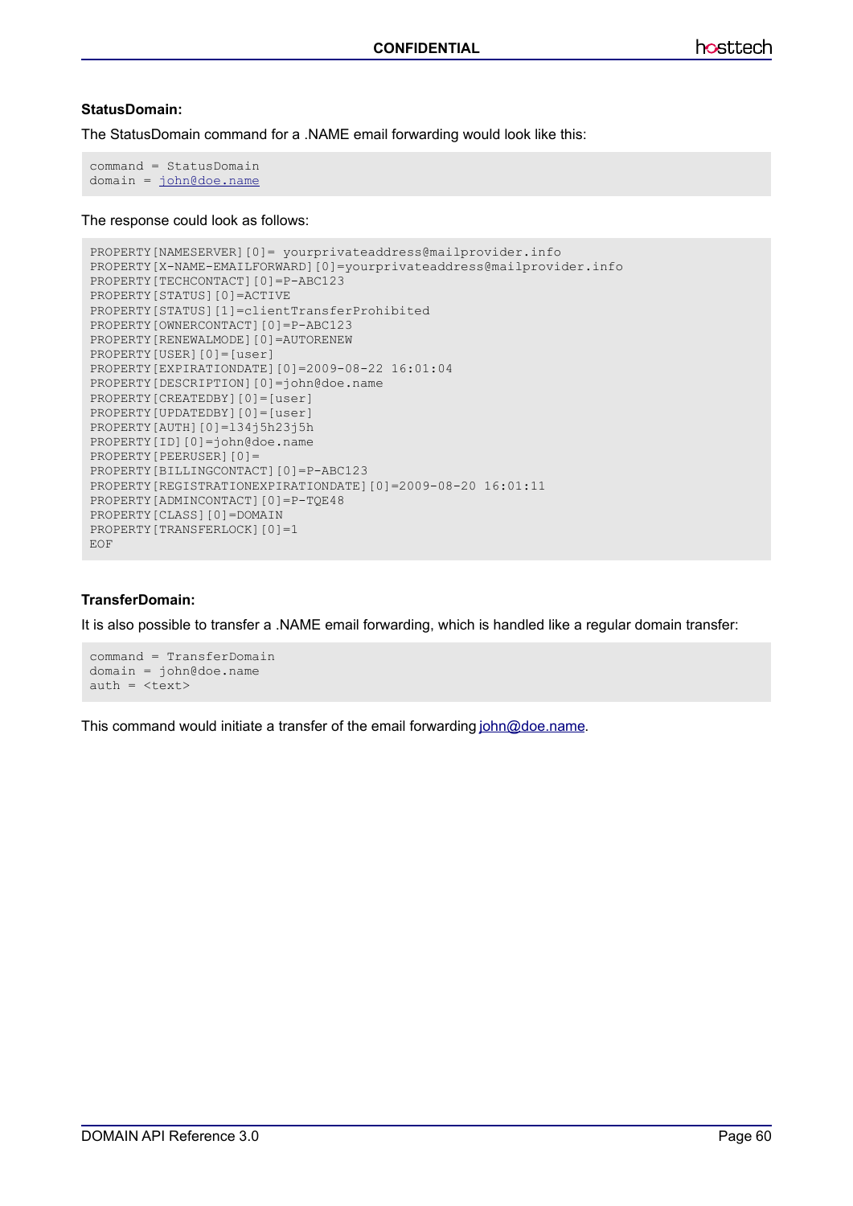### StatusDomain:

The StatusDomain command for a .NAME email forwarding would look like this:

```
command = StatusDomain
domain = john@doe.name
```

The response could look as follows:

```
PROPERTY[NAMESERVER][0]= yourprivateaddress@mailprovider.info
PROPERTY[X-NAME-EMAILFORWARD][0]=yourprivateaddress@mailprovider.info
PROPERTY[TECHCONTACT][0]=P-ABC123
PROPERTY[STATUS][0]=ACTIVE
PROPERTY[STATUS][1]=clientTransferProhibited
PROPERTY[OWNERCONTACT][0]=P-ABC123
PROPERTY[RENEWALMODE][0]=AUTORENEW
PROPERTY[USER][0]=[user]
PROPERTY[EXPIRATIONDATE][0]=2009-08-22 16:01:04
PROPERTY[DESCRIPTION][0]=john@doe.name
PROPERTY[CREATEDBY][0]=[user]
PROPERTY[UPDATEDBY][0]=[user]
PROPERTY[AUTH][0]=134j5h23j5h
PROPERTY[ID][0]=john@doe.name
PROPERTY[PEERUSER][0]=
PROPERTY[BILLINGCONTACT][0]=P-ABC123
PROPERTY[REGISTRATIONEXPIRATIONDATE][0]=2009-08-20 16:01:11
PROPERTY[ADMINCONTACT][0]=P-TQE48
PROPERTY[CLASS][0]=DOMAIN
PROPERTY[TRANSFERLOCK][0]=1
EOF
```

### TransferDomain:

It is also possible to transfer a .NAME email forwarding, which is handled like a regular domain transfer:

```
command = TransferDomain
domain = john@doe.name
auth = <text>
```

This command would initiate a transfer of the email forwarding john@doe.name.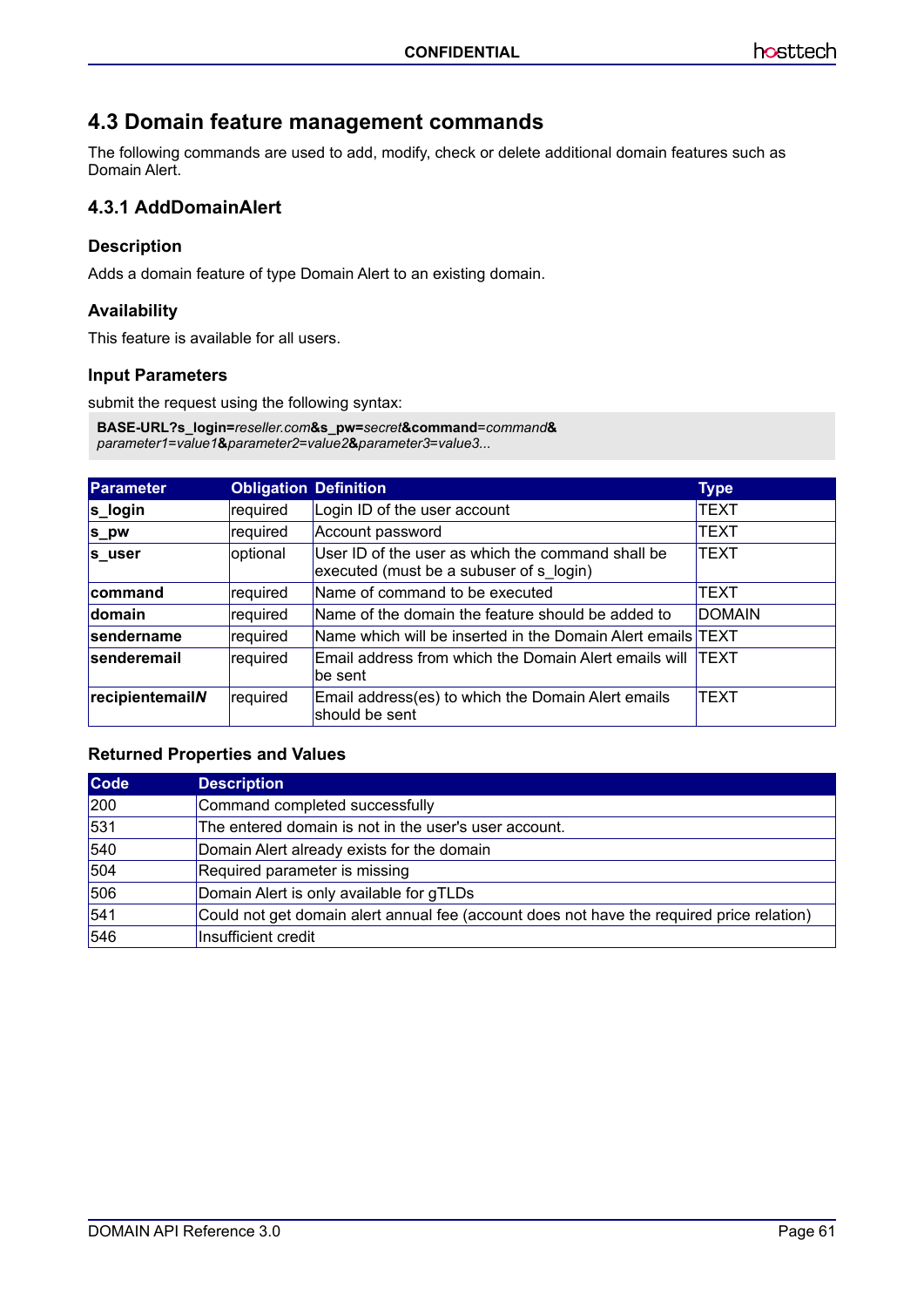## 4.3 Domain feature management commands

The following commands are used to add, modify, check or delete additional domain features such as Domain Alert.

### 4.3.1 AddDomainAlert

#### Description

Adds a domain feature of type Domain Alert to an existing domain.

#### Availability

This feature is available for all users.

#### Input Parameters

submit the request using the following syntax:

```
BASE-URL?s_login=reseller.com&s_pw=secret&command=command&
parameter1=value1&parameter2=value2&parameter3=value3...
```

| Parameter | Obligation | Definition | Type |
|---|---|---|---|
| **s_login** | required | Login ID of the user account | TEXT |
| **s_pw** | required | Account password | TEXT |
| **s_user** | optional | User ID of the user as which the command shall be executed (must be a subuser of s_login) | TEXT |
| **command** | required | Name of command to be executed | TEXT |
| **domain** | required | Name of the domain the feature should be added to | DOMAIN |
| **sendername** | required | Name which will be inserted in the Domain Alert emails | TEXT |
| **senderemail** | required | Email address from which the Domain Alert emails will be sent | TEXT |
| **recipientemail*N*** | required | Email address(es) to which the Domain Alert emails should be sent | TEXT |

#### Returned Properties and Values

| Code | Description |
|---|---|
| 200 | Command completed successfully |
| 531 | The entered domain is not in the user's user account. |
| 540 | Domain Alert already exists for the domain |
| 504 | Required parameter is missing |
| 506 | Domain Alert is only available for gTLDs |
| 541 | Could not get domain alert annual fee (account does not have the required price relation) |
| 546 | Insufficient credit |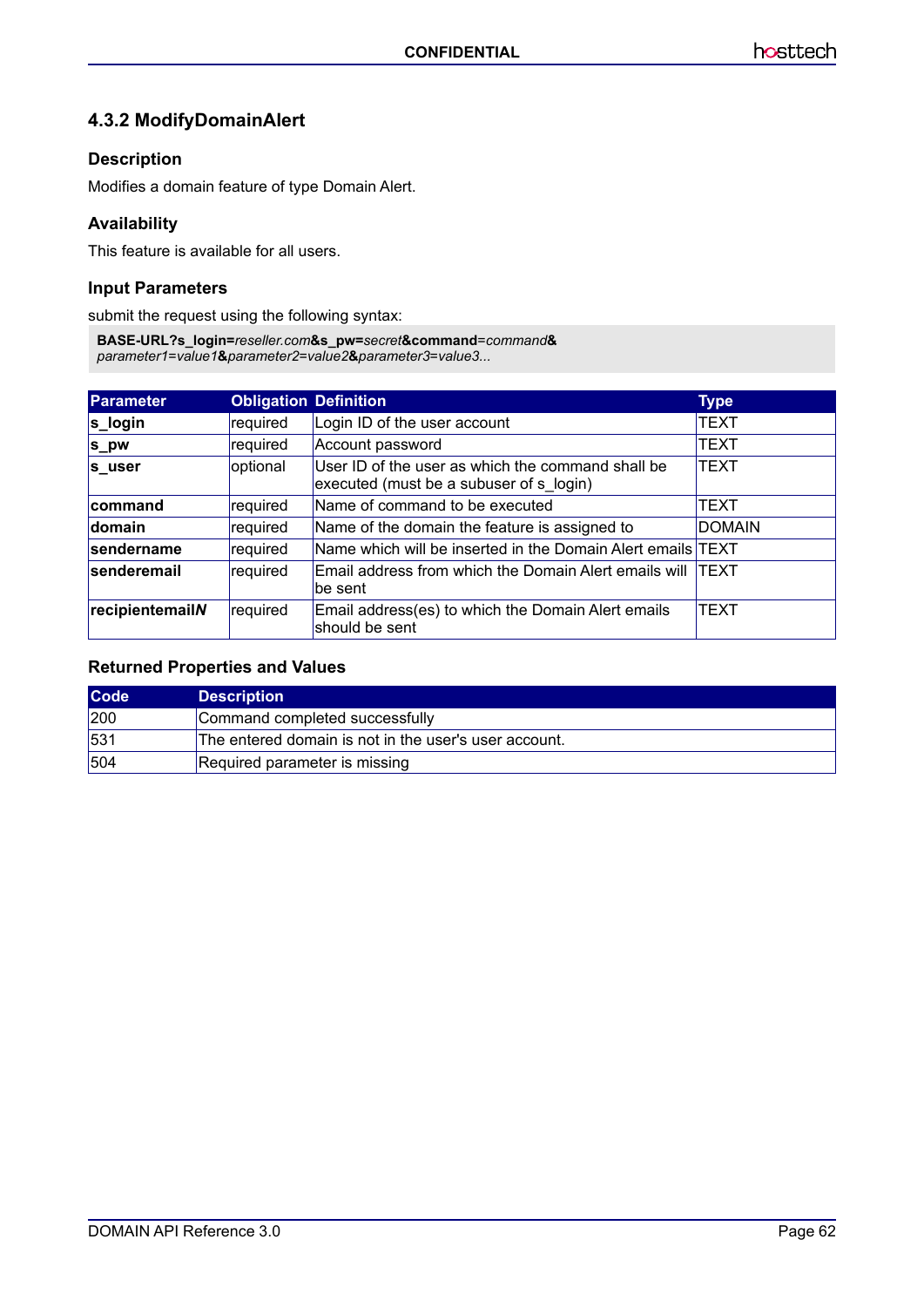### 4.3.2 ModifyDomainAlert

#### Description

Modifies a domain feature of type Domain Alert.

#### Availability

This feature is available for all users.

#### Input Parameters

submit the request using the following syntax:

**BASE-URL?s_login=***reseller.com***&s_pw=***secret***&command=***command***&**
*parameter1=value1***&***parameter2=value2***&***parameter3=value3...*

| Parameter | Obligation | Definition | Type |
|---|---|---|---|
| **s_login** | required | Login ID of the user account | TEXT |
| **s_pw** | required | Account password | TEXT |
| **s_user** | optional | User ID of the user as which the command shall be executed (must be a subuser of s_login) | TEXT |
| **command** | required | Name of command to be executed | TEXT |
| **domain** | required | Name of the domain the feature is assigned to | DOMAIN |
| **sendername** | required | Name which will be inserted in the Domain Alert emails | TEXT |
| **senderemail** | required | Email address from which the Domain Alert emails will be sent | TEXT |
| **recipientemail*N*** | required | Email address(es) to which the Domain Alert emails should be sent | TEXT |

#### Returned Properties and Values

| Code | Description |
|---|---|
| 200 | Command completed successfully |
| 531 | The entered domain is not in the user's user account. |
| 504 | Required parameter is missing |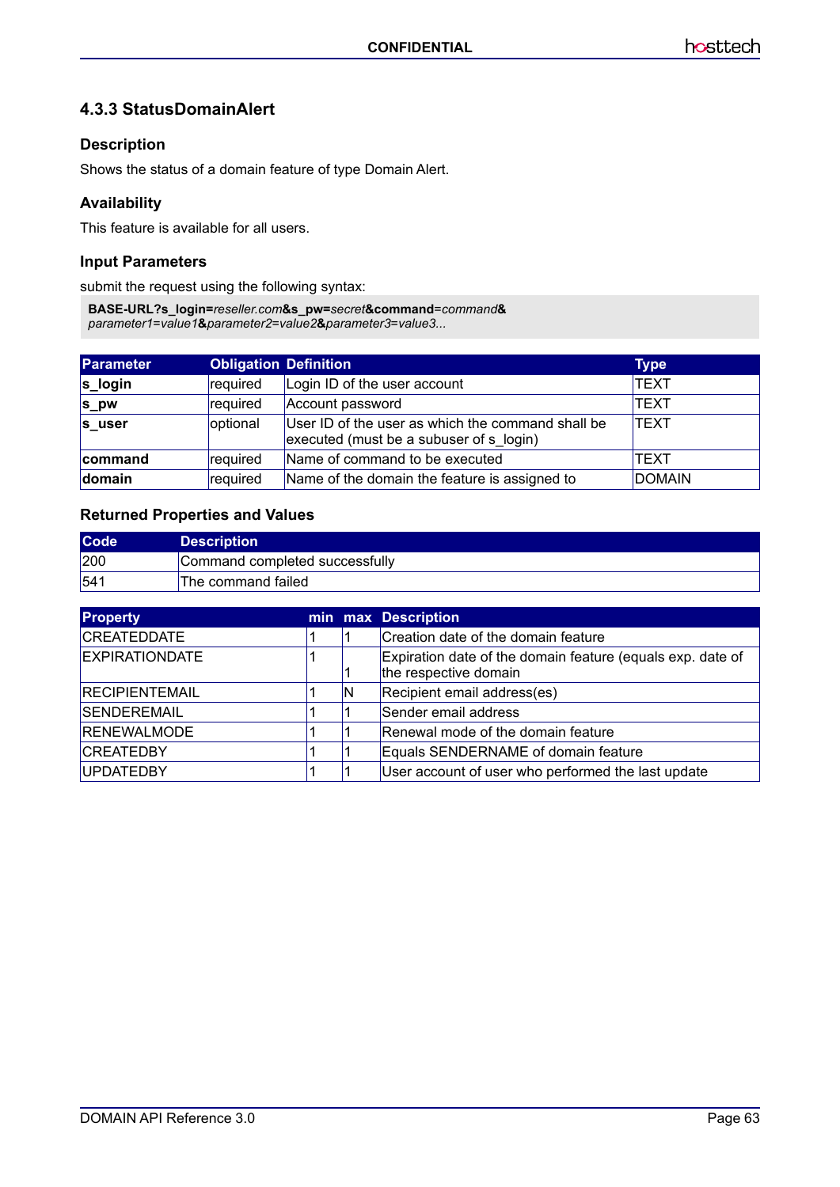### 4.3.3 StatusDomainAlert

#### Description

Shows the status of a domain feature of type Domain Alert.

#### Availability

This feature is available for all users.

#### Input Parameters

submit the request using the following syntax:

**BASE-URL?s_login=***reseller.com***&s_pw=***secret***&command=***command***&**
*parameter1=value1***&***parameter2=value2***&***parameter3=value3...*

| Parameter | Obligation | Definition | Type |
|---|---|---|---|
| **s_login** | required | Login ID of the user account | TEXT |
| **s_pw** | required | Account password | TEXT |
| **s_user** | optional | User ID of the user as which the command shall be executed (must be a subuser of s_login) | TEXT |
| **command** | required | Name of command to be executed | TEXT |
| **domain** | required | Name of the domain the feature is assigned to | DOMAIN |

#### Returned Properties and Values

| Code | Description |
|---|---|
| 200 | Command completed successfully |
| 541 | The command failed |

| Property | min | max | Description |
|---|---|---|---|
| CREATEDDATE | 1 | 1 | Creation date of the domain feature |
| EXPIRATIONDATE | 1 | 1 | Expiration date of the domain feature (equals exp. date of the respective domain |
| RECIPIENTEMAIL | 1 | N | Recipient email address(es) |
| SENDEREMAIL | 1 | 1 | Sender email address |
| RENEWALMODE | 1 | 1 | Renewal mode of the domain feature |
| CREATEDBY | 1 | 1 | Equals SENDERNAME of domain feature |
| UPDATEDBY | 1 | 1 | User account of user who performed the last update |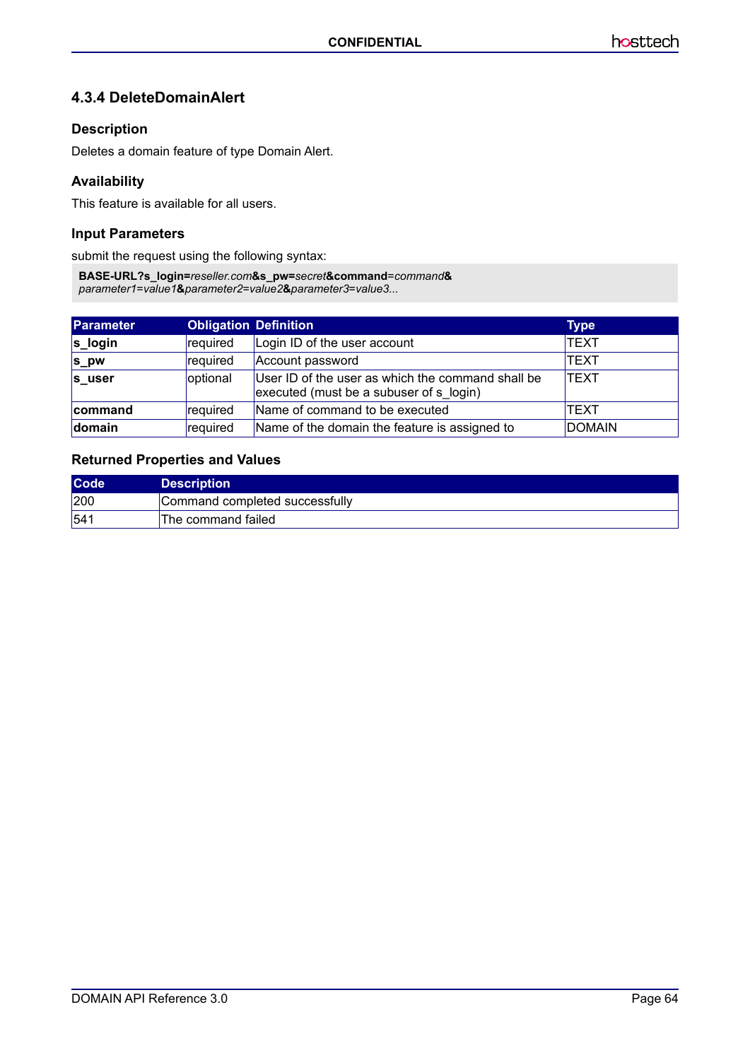### 4.3.4 DeleteDomainAlert

#### Description

Deletes a domain feature of type Domain Alert.

#### Availability

This feature is available for all users.

#### Input Parameters

submit the request using the following syntax:

**BASE-URL?s_login=***reseller.com***&s_pw=***secret***&command=***command***&**
*parameter1=value1***&***parameter2=value2***&***parameter3=value3...*

| Parameter | Obligation | Definition | Type |
|---|---|---|---|
| **s_login** | required | Login ID of the user account | TEXT |
| **s_pw** | required | Account password | TEXT |
| **s_user** | optional | User ID of the user as which the command shall be executed (must be a subuser of s_login) | TEXT |
| **command** | required | Name of command to be executed | TEXT |
| **domain** | required | Name of the domain the feature is assigned to | DOMAIN |

#### Returned Properties and Values

| Code | Description |
|---|---|
| 200 | Command completed successfully |
| 541 | The command failed |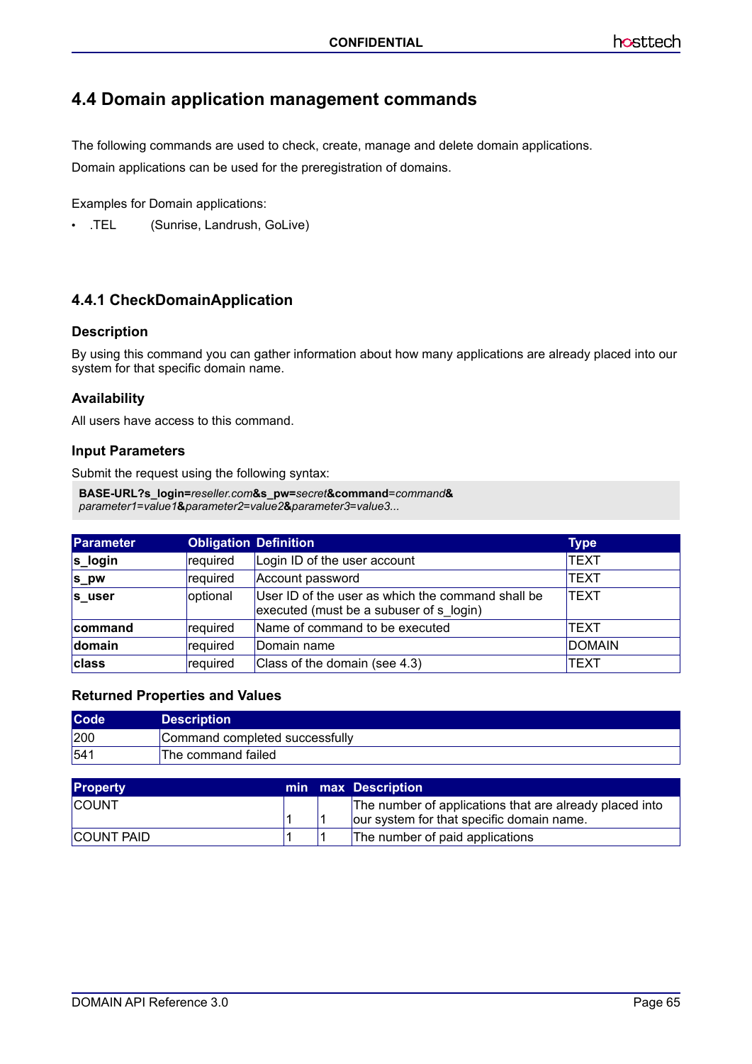## 4.4 Domain application management commands

The following commands are used to check, create, manage and delete domain applications.

Domain applications can be used for the preregistration of domains.

Examples for Domain applications:

- .TEL (Sunrise, Landrush, GoLive)

### 4.4.1 CheckDomainApplication

#### Description

By using this command you can gather information about how many applications are already placed into our system for that specific domain name.

#### Availability

All users have access to this command.

#### Input Parameters

Submit the request using the following syntax:

**BASE-URL?s_login=***reseller.com***&s_pw=***secret***&command=***command***&**
*parameter1=value1***&***parameter2=value2***&***parameter3=value3...*

| Parameter | Obligation | Definition | Type |
|---|---|---|---|
| **s_login** | required | Login ID of the user account | TEXT |
| **s_pw** | required | Account password | TEXT |
| **s_user** | optional | User ID of the user as which the command shall be executed (must be a subuser of s_login) | TEXT |
| **command** | required | Name of command to be executed | TEXT |
| **domain** | required | Domain name | DOMAIN |
| **class** | required | Class of the domain (see 4.3) | TEXT |

#### Returned Properties and Values

| Code | Description |
|---|---|
| 200 | Command completed successfully |
| 541 | The command failed |

| Property | min | max | Description |
|---|---|---|---|
| COUNT | 1 | 1 | The number of applications that are already placed into our system for that specific domain name. |
| COUNT PAID | 1 | 1 | The number of paid applications |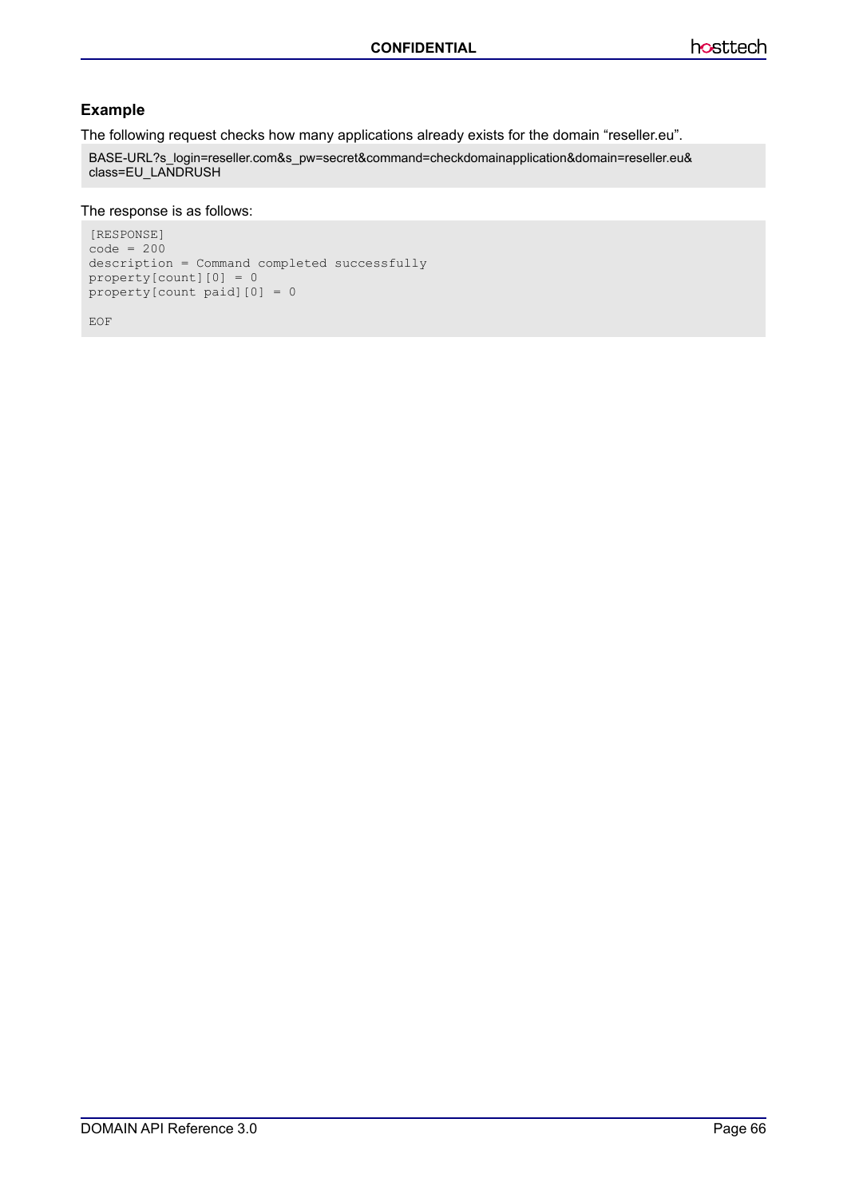### Example

The following request checks how many applications already exists for the domain “reseller.eu”.

```
BASE-URL?s_login=reseller.com&s_pw=secret&command=checkdomainapplication&domain=reseller.eu&
class=EU_LANDRUSH
```

The response is as follows:

```
[RESPONSE]
code = 200
description = Command completed successfully
property[count][0] = 0
property[count paid][0] = 0

EOF
```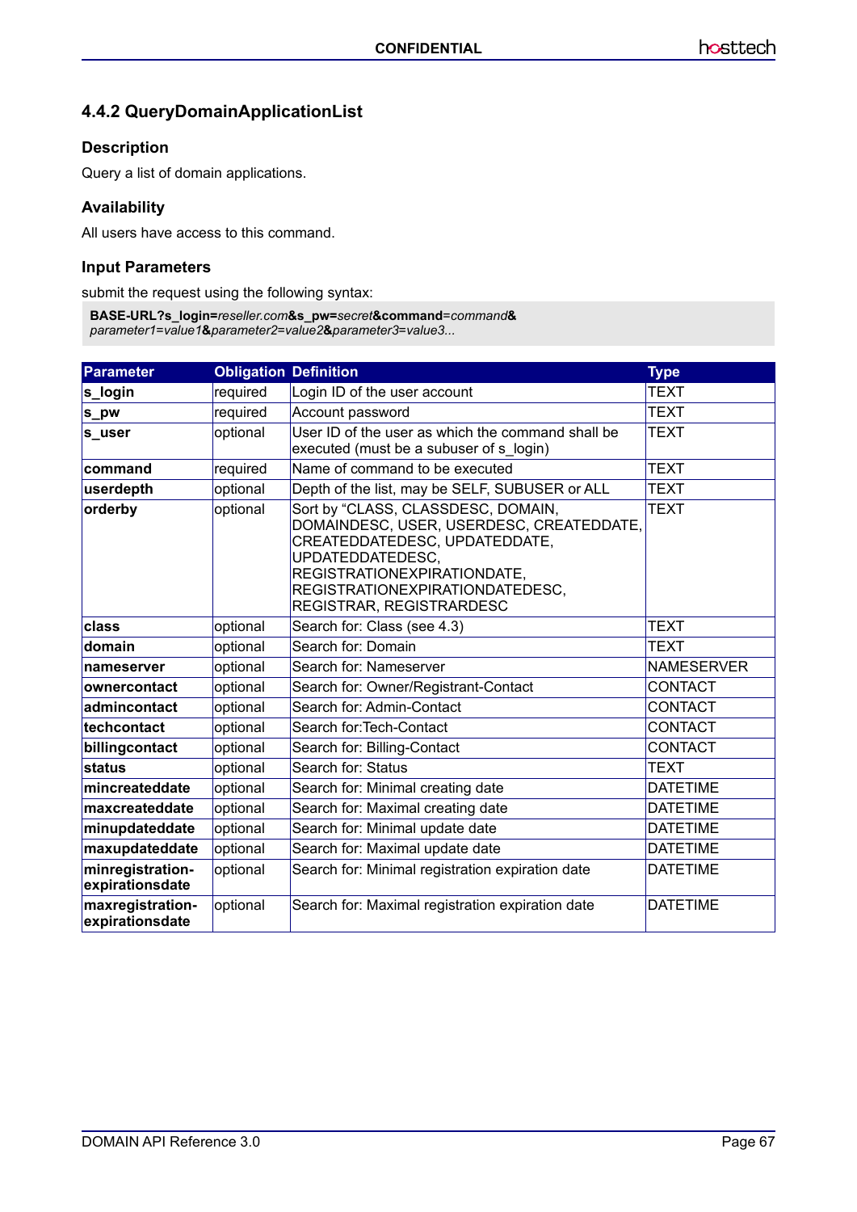## 4.4.2 QueryDomainApplicationList

### Description

Query a list of domain applications.

### Availability

All users have access to this command.

### Input Parameters

submit the request using the following syntax:

**BASE-URL?s_login=***reseller.com***&s_pw=***secret***&command=***command***&**
*parameter1=value1***&***parameter2=value2***&***parameter3=value3...*

| Parameter | Obligation | Definition | Type |
|---|---|---|---|
| **s_login** | required | Login ID of the user account | TEXT |
| **s_pw** | required | Account password | TEXT |
| **s_user** | optional | User ID of the user as which the command shall be executed (must be a subuser of s_login) | TEXT |
| **command** | required | Name of command to be executed | TEXT |
| **userdepth** | optional | Depth of the list, may be SELF, SUBUSER or ALL | TEXT |
| **orderby** | optional | Sort by "CLASS, CLASSDESC, DOMAIN, DOMAINDESC, USER, USERDESC, CREATEDDATE, CREATEDDATEDESC, UPDATEDDATE, UPDATEDDATEDESC, REGISTRATIONEXPIRATIONDATE, REGISTRATIONEXPIRATIONDATEDESC, REGISTRAR, REGISTRARDESC | TEXT |
| **class** | optional | Search for: Class (see 4.3) | TEXT |
| **domain** | optional | Search for: Domain | TEXT |
| **nameserver** | optional | Search for: Nameserver | NAMESERVER |
| **ownercontact** | optional | Search for: Owner/Registrant-Contact | CONTACT |
| **admincontact** | optional | Search for: Admin-Contact | CONTACT |
| **techcontact** | optional | Search for:Tech-Contact | CONTACT |
| **billingcontact** | optional | Search for: Billing-Contact | CONTACT |
| **status** | optional | Search for: Status | TEXT |
| **mincreateddate** | optional | Search for: Minimal creating date | DATETIME |
| **maxcreateddate** | optional | Search for: Maximal creating date | DATETIME |
| **minupdateddate** | optional | Search for: Minimal update date | DATETIME |
| **maxupdateddate** | optional | Search for: Maximal update date | DATETIME |
| **minregistration-expirationsdate** | optional | Search for: Minimal registration expiration date | DATETIME |
| **maxregistration-expirationsdate** | optional | Search for: Maximal registration expiration date | DATETIME |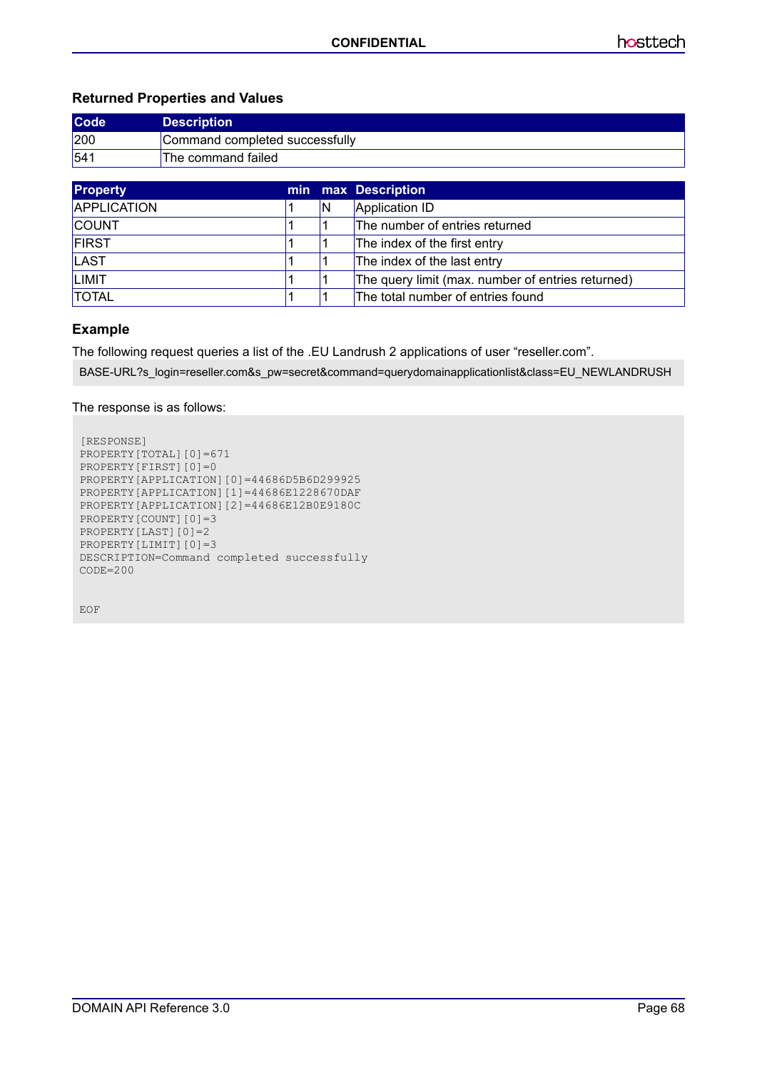### Returned Properties and Values

| Code | Description |
|---|---|
| 200 | Command completed successfully |
| 541 | The command failed |

| Property | min | max | Description |
|---|---|---|---|
| APPLICATION | 1 | N | Application ID |
| COUNT | 1 | 1 | The number of entries returned |
| FIRST | 1 | 1 | The index of the first entry |
| LAST | 1 | 1 | The index of the last entry |
| LIMIT | 1 | 1 | The query limit (max. number of entries returned) |
| TOTAL | 1 | 1 | The total number of entries found |

### Example

The following request queries a list of the .EU Landrush 2 applications of user “reseller.com”.

```
BASE-URL?s_login=reseller.com&s_pw=secret&command=querydomainapplicationlist&class=EU_NEWLANDRUSH
```

The response is as follows:

```
[RESPONSE]
PROPERTY[TOTAL][0]=671
PROPERTY[FIRST][0]=0
PROPERTY[APPLICATION][0]=44686D5B6D299925
PROPERTY[APPLICATION][1]=44686E1228670DAF
PROPERTY[APPLICATION][2]=44686E12B0E9180C
PROPERTY[COUNT][0]=3
PROPERTY[LAST][0]=2
PROPERTY[LIMIT][0]=3
DESCRIPTION=Command completed successfully
CODE=200


EOF
```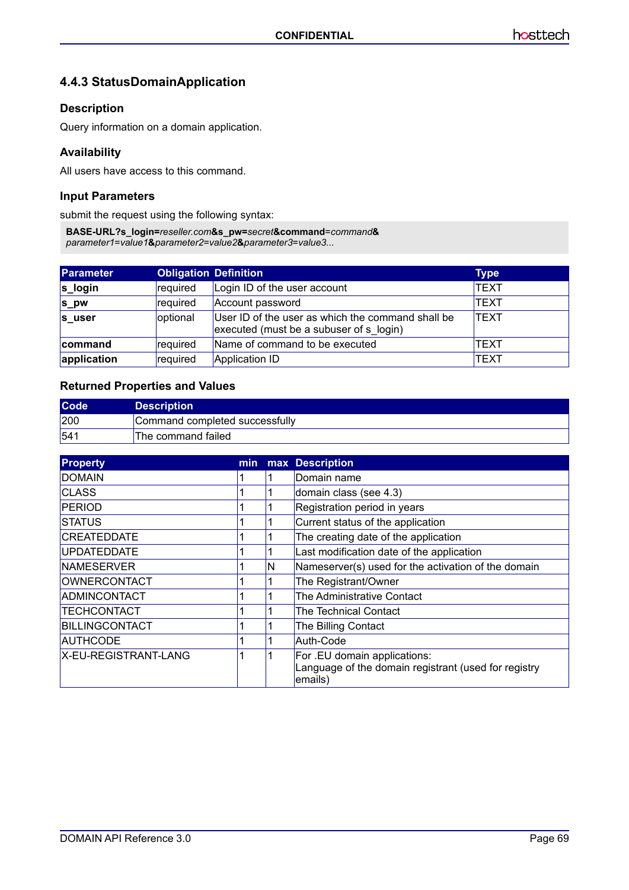### 4.4.3 StatusDomainApplication

#### Description

Query information on a domain application.

#### Availability

All users have access to this command.

#### Input Parameters

submit the request using the following syntax:

**BASE-URL?s_login=**_reseller.com_**&s_pw=**_secret_**&command**=_command_**&**
_parameter1=value1_**&**_parameter2=value2_**&**_parameter3=value3..._

| Parameter | Obligation | Definition | Type |
|---|---|---|---|
| **s_login** | required | Login ID of the user account | TEXT |
| **s_pw** | required | Account password | TEXT |
| **s_user** | optional | User ID of the user as which the command shall be executed (must be a subuser of s_login) | TEXT |
| **command** | required | Name of command to be executed | TEXT |
| **application** | required | Application ID | TEXT |

#### Returned Properties and Values

| Code | Description |
|---|---|
| 200 | Command completed successfully |
| 541 | The command failed |

| Property | min | max | Description |
|---|---|---|---|
| DOMAIN | 1 | 1 | Domain name |
| CLASS | 1 | 1 | domain class (see 4.3) |
| PERIOD | 1 | 1 | Registration period in years |
| STATUS | 1 | 1 | Current status of the application |
| CREATEDDATE | 1 | 1 | The creating date of the application |
| UPDATEDDATE | 1 | 1 | Last modification date of the application |
| NAMESERVER | 1 | N | Nameserver(s) used for the activation of the domain |
| OWNERCONTACT | 1 | 1 | The Registrant/Owner |
| ADMINCONTACT | 1 | 1 | The Administrative Contact |
| TECHCONTACT | 1 | 1 | The Technical Contact |
| BILLINGCONTACT | 1 | 1 | The Billing Contact |
| AUTHCODE | 1 | 1 | Auth-Code |
| X-EU-REGISTRANT-LANG | 1 | 1 | For .EU domain applications: Language of the domain registrant (used for registry emails) |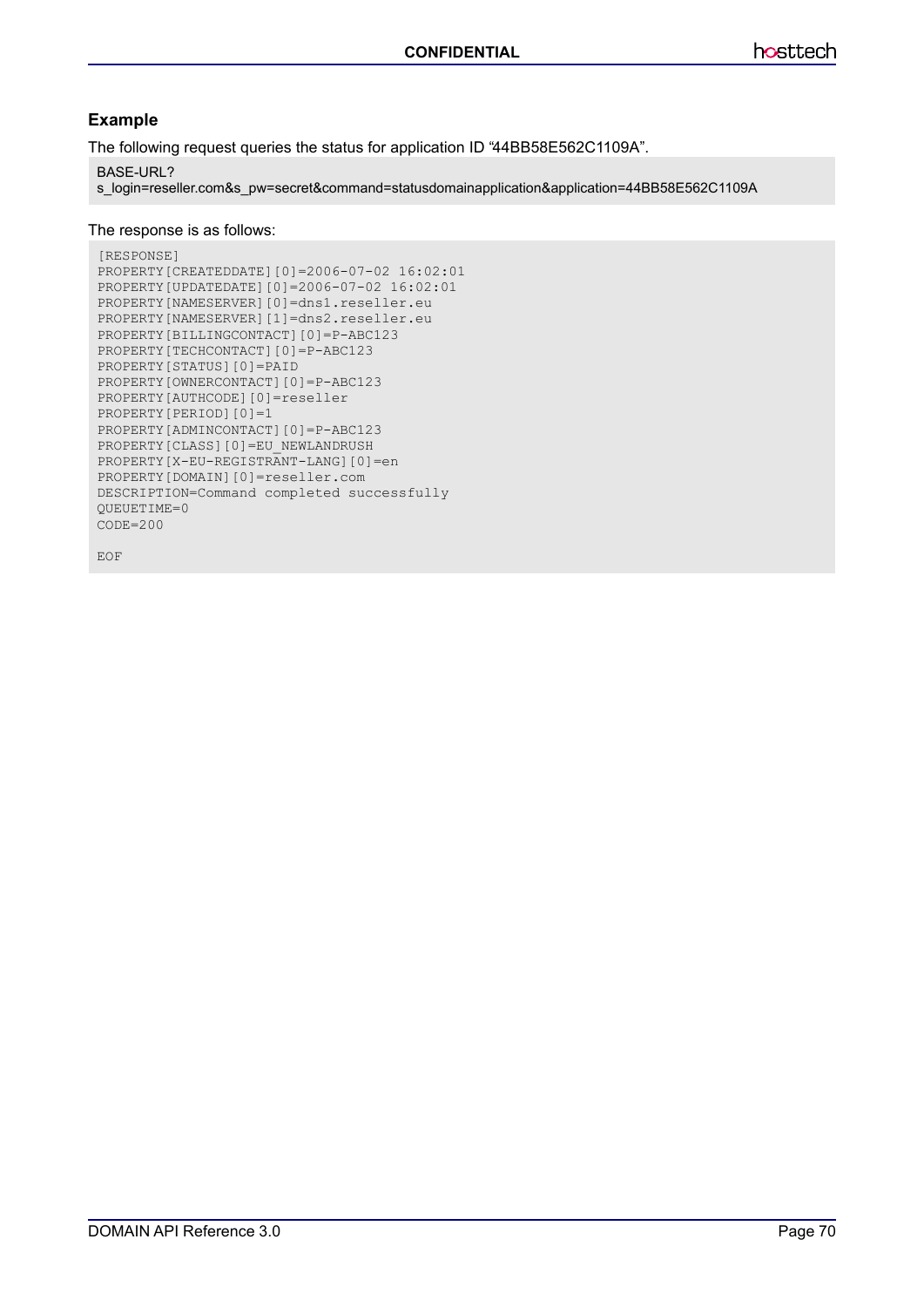### Example

The following request queries the status for application ID “44BB58E562C1109A”.

```
BASE-URL?
s_login=reseller.com&s_pw=secret&command=statusdomainapplication&application=44BB58E562C1109A
```

The response is as follows:

```
[RESPONSE]
PROPERTY[CREATEDDATE][0]=2006-07-02 16:02:01
PROPERTY[UPDATEDATE][0]=2006-07-02 16:02:01
PROPERTY[NAMESERVER][0]=dns1.reseller.eu
PROPERTY[NAMESERVER][1]=dns2.reseller.eu
PROPERTY[BILLINGCONTACT][0]=P-ABC123
PROPERTY[TECHCONTACT][0]=P-ABC123
PROPERTY[STATUS][0]=PAID
PROPERTY[OWNERCONTACT][0]=P-ABC123
PROPERTY[AUTHCODE][0]=reseller
PROPERTY[PERIOD][0]=1
PROPERTY[ADMINCONTACT][0]=P-ABC123
PROPERTY[CLASS][0]=EU_NEWLANDRUSH
PROPERTY[X-EU-REGISTRANT-LANG][0]=en
PROPERTY[DOMAIN][0]=reseller.com
DESCRIPTION=Command completed successfully
QUEUETIME=0
CODE=200

EOF
```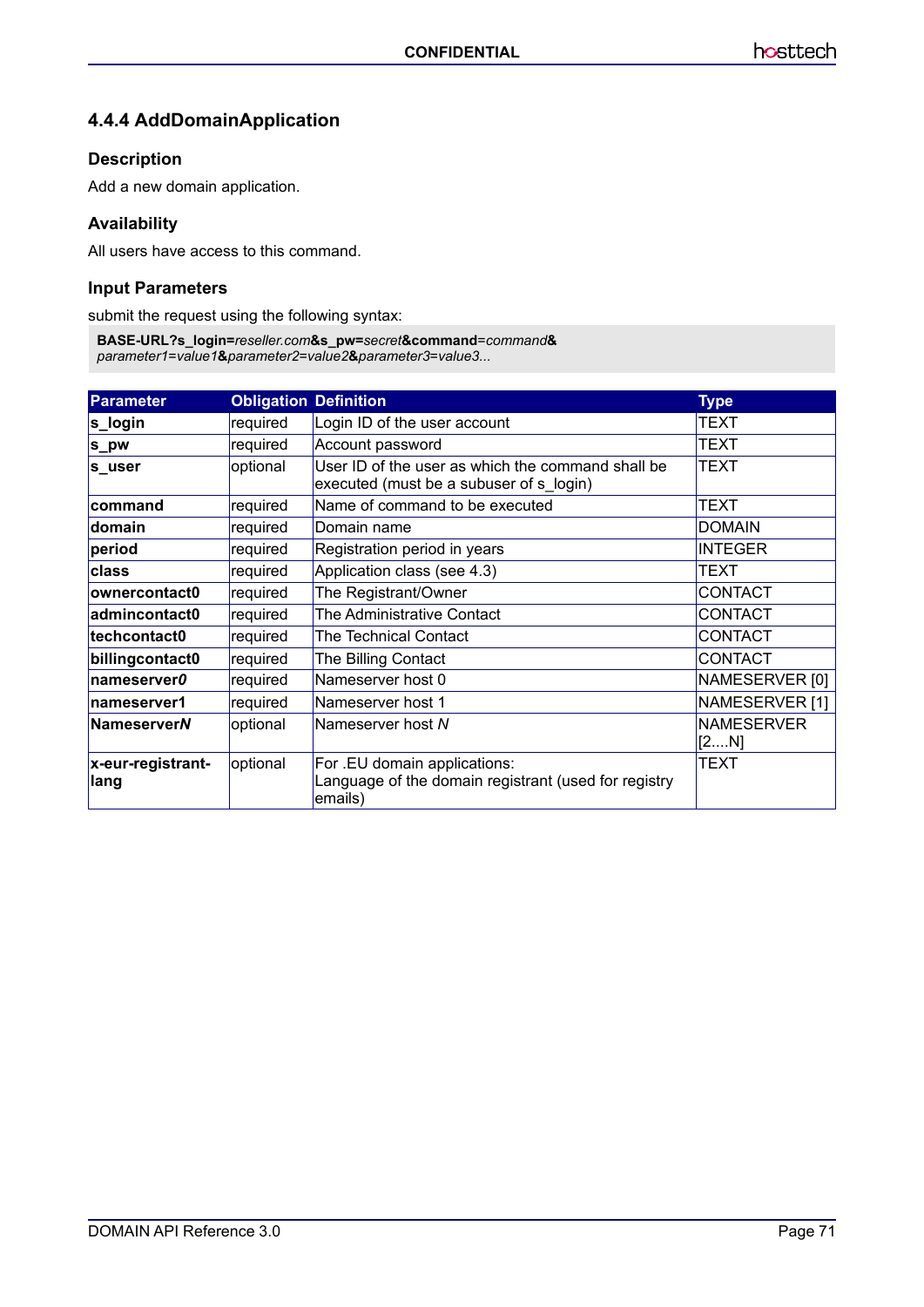### 4.4.4 AddDomainApplication

#### Description

Add a new domain application.

#### Availability

All users have access to this command.

#### Input Parameters

submit the request using the following syntax:

**BASE-URL?s_login=***reseller.com***&s_pw=***secret***&command=***command***&**
*parameter1=value1***&***parameter2=value2***&***parameter3=value3...*

| Parameter | Obligation | Definition | Type |
|---|---|---|---|
| **s_login** | required | Login ID of the user account | TEXT |
| **s_pw** | required | Account password | TEXT |
| **s_user** | optional | User ID of the user as which the command shall be executed (must be a subuser of s_login) | TEXT |
| **command** | required | Name of command to be executed | TEXT |
| **domain** | required | Domain name | DOMAIN |
| **period** | required | Registration period in years | INTEGER |
| **class** | required | Application class (see 4.3) | TEXT |
| **ownercontact0** | required | The Registrant/Owner | CONTACT |
| **admincontact0** | required | The Administrative Contact | CONTACT |
| **techcontact0** | required | The Technical Contact | CONTACT |
| **billingcontact0** | required | The Billing Contact | CONTACT |
| **nameserver*0*** | required | Nameserver host 0 | NAMESERVER [0] |
| **nameserver1** | required | Nameserver host 1 | NAMESERVER [1] |
| **Nameserver*N*** | optional | Nameserver host *N* | NAMESERVER [2....N] |
| **x-eur-registrant-lang** | optional | For .EU domain applications: Language of the domain registrant (used for registry emails) | TEXT |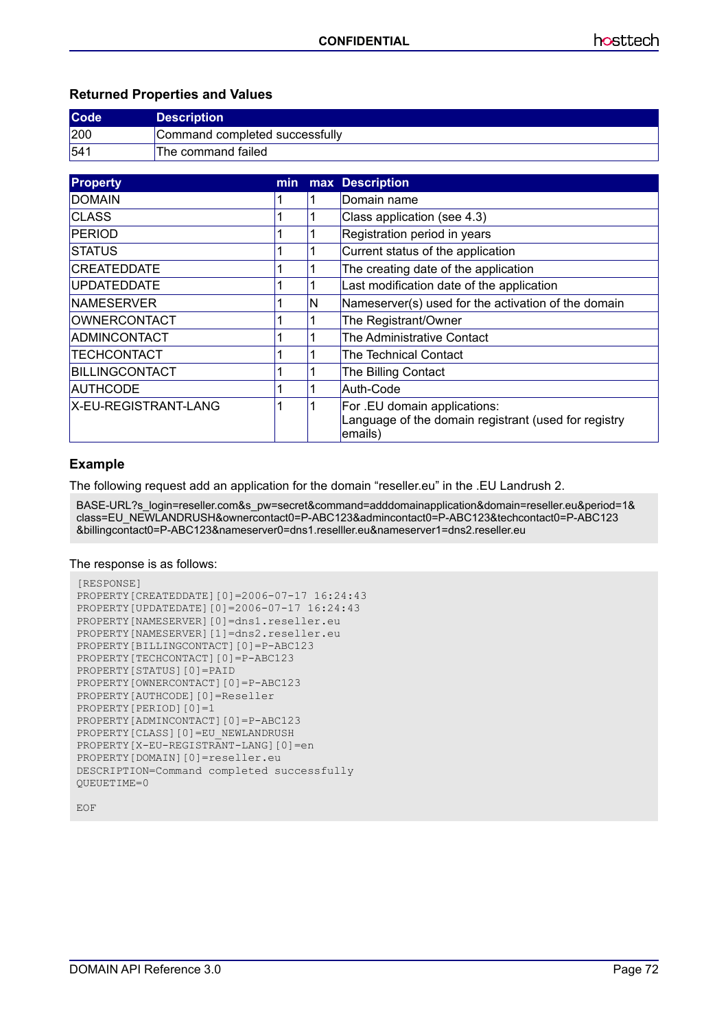### Returned Properties and Values

| Code | Description |
|---|---|
| 200 | Command completed successfully |
| 541 | The command failed |

| Property | min | max | Description |
|---|---|---|---|
| DOMAIN | 1 | 1 | Domain name |
| CLASS | 1 | 1 | Class application (see 4.3) |
| PERIOD | 1 | 1 | Registration period in years |
| STATUS | 1 | 1 | Current status of the application |
| CREATEDDATE | 1 | 1 | The creating date of the application |
| UPDATEDDATE | 1 | 1 | Last modification date of the application |
| NAMESERVER | 1 | N | Nameserver(s) used for the activation of the domain |
| OWNERCONTACT | 1 | 1 | The Registrant/Owner |
| ADMINCONTACT | 1 | 1 | The Administrative Contact |
| TECHCONTACT | 1 | 1 | The Technical Contact |
| BILLINGCONTACT | 1 | 1 | The Billing Contact |
| AUTHCODE | 1 | 1 | Auth-Code |
| X-EU-REGISTRANT-LANG | 1 | 1 | For .EU domain applications:<br>Language of the domain registrant (used for registry emails) |

### Example

The following request add an application for the domain “reseller.eu” in the .EU Landrush 2.

```
BASE-URL?s_login=reseller.com&s_pw=secret&command=adddomainapplication&domain=reseller.eu&period=1&
class=EU_NEWLANDRUSH&ownercontact0=P-ABC123&admincontact0=P-ABC123&techcontact0=P-ABC123
&billingcontact0=P-ABC123&nameserver0=dns1.reselller.eu&nameserver1=dns2.reseller.eu
```

The response is as follows:

```
[RESPONSE]
PROPERTY[CREATEDDATE][0]=2006-07-17 16:24:43
PROPERTY[UPDATEDATE][0]=2006-07-17 16:24:43
PROPERTY[NAMESERVER][0]=dns1.reseller.eu
PROPERTY[NAMESERVER][1]=dns2.reseller.eu
PROPERTY[BILLINGCONTACT][0]=P-ABC123
PROPERTY[TECHCONTACT][0]=P-ABC123
PROPERTY[STATUS][0]=PAID
PROPERTY[OWNERCONTACT][0]=P-ABC123
PROPERTY[AUTHCODE][0]=Reseller
PROPERTY[PERIOD][0]=1
PROPERTY[ADMINCONTACT][0]=P-ABC123
PROPERTY[CLASS][0]=EU_NEWLANDRUSH
PROPERTY[X-EU-REGISTRANT-LANG][0]=en
PROPERTY[DOMAIN][0]=reseller.eu
DESCRIPTION=Command completed successfully
QUEUETIME=0

EOF
```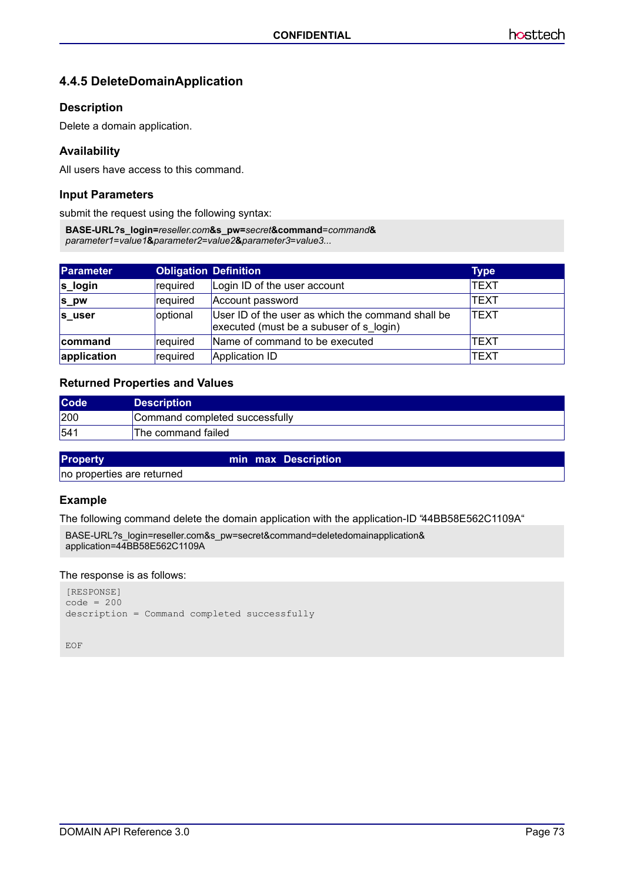### 4.4.5 DeleteDomainApplication

#### Description

Delete a domain application.

#### Availability

All users have access to this command.

#### Input Parameters

submit the request using the following syntax:

**BASE-URL?s_login=***reseller.com***&s_pw=***secret***&command=***command***&**
*parameter1=value1***&***parameter2=value2***&***parameter3=value3...*

| Parameter | Obligation | Definition | Type |
|---|---|---|---|
| **s_login** | required | Login ID of the user account | TEXT |
| **s_pw** | required | Account password | TEXT |
| **s_user** | optional | User ID of the user as which the command shall be executed (must be a subuser of s_login) | TEXT |
| **command** | required | Name of command to be executed | TEXT |
| **application** | required | Application ID | TEXT |

#### Returned Properties and Values

| Code | Description |
|---|---|
| 200 | Command completed successfully |
| 541 | The command failed |

| Property | min | max | Description |
|---|---|---|---|
| no properties are returned | | | |

#### Example

The following command delete the domain application with the application-ID “44BB58E562C1109A“

```
BASE-URL?s_login=reseller.com&s_pw=secret&command=deletedomainapplication&
application=44BB58E562C1109A
```

The response is as follows:

```
[RESPONSE]
code = 200
description = Command completed successfully


EOF
```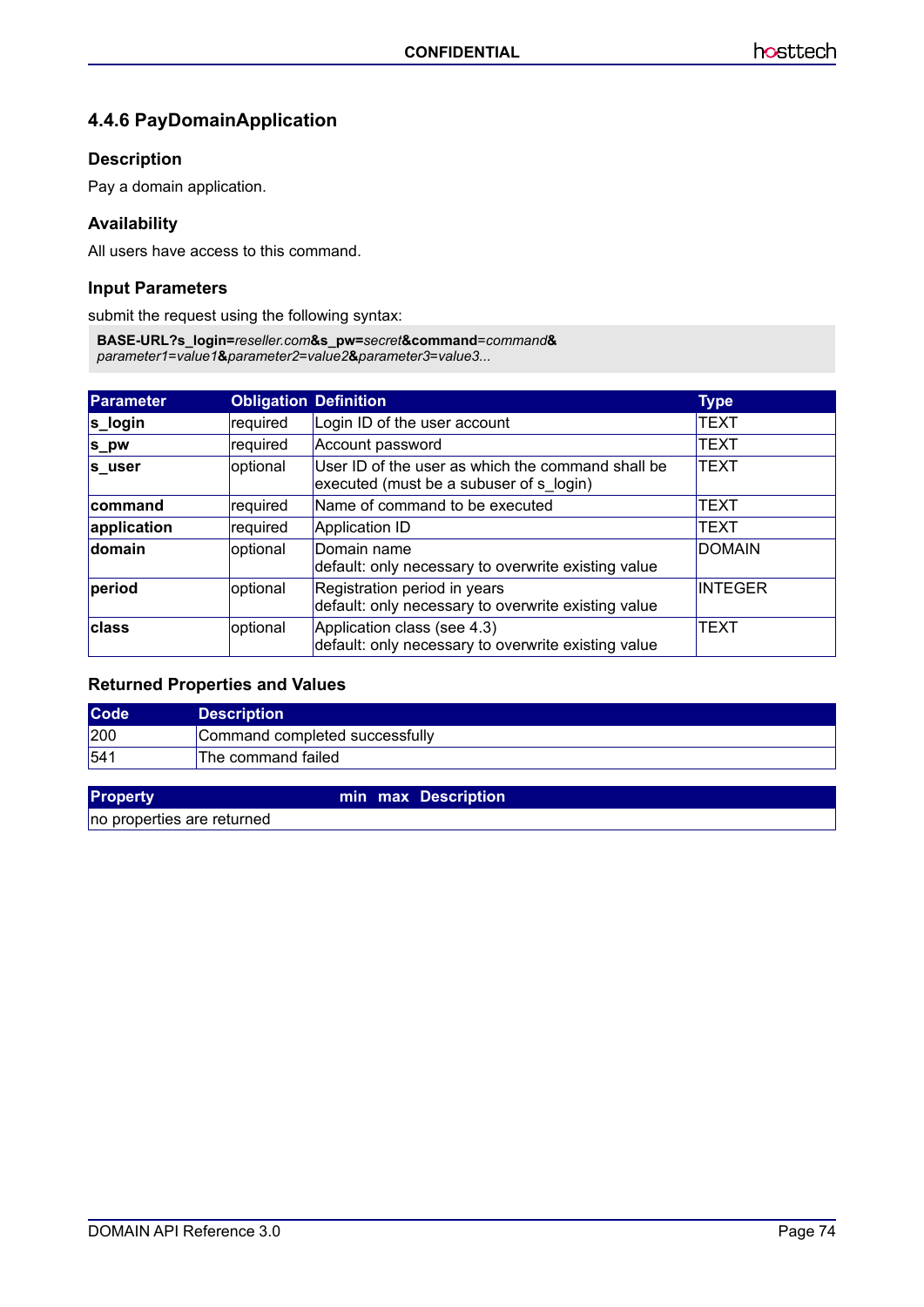### 4.4.6 PayDomainApplication

#### Description

Pay a domain application.

#### Availability

All users have access to this command.

#### Input Parameters

submit the request using the following syntax:

```
BASE-URL?s_login=reseller.com&s_pw=secret&command=command&
parameter1=value1&parameter2=value2&parameter3=value3...
```

| Parameter | Obligation | Definition | Type |
|---|---|---|---|
| **s_login** | required | Login ID of the user account | TEXT |
| **s_pw** | required | Account password | TEXT |
| **s_user** | optional | User ID of the user as which the command shall be executed (must be a subuser of s_login) | TEXT |
| **command** | required | Name of command to be executed | TEXT |
| **application** | required | Application ID | TEXT |
| **domain** | optional | Domain name<br>default: only necessary to overwrite existing value | DOMAIN |
| **period** | optional | Registration period in years<br>default: only necessary to overwrite existing value | INTEGER |
| **class** | optional | Application class (see 4.3)<br>default: only necessary to overwrite existing value | TEXT |

#### Returned Properties and Values

| Code | Description |
|---|---|
| 200 | Command completed successfully |
| 541 | The command failed |

| Property | min | max | Description |
|---|---|---|---|
| no properties are returned | | | |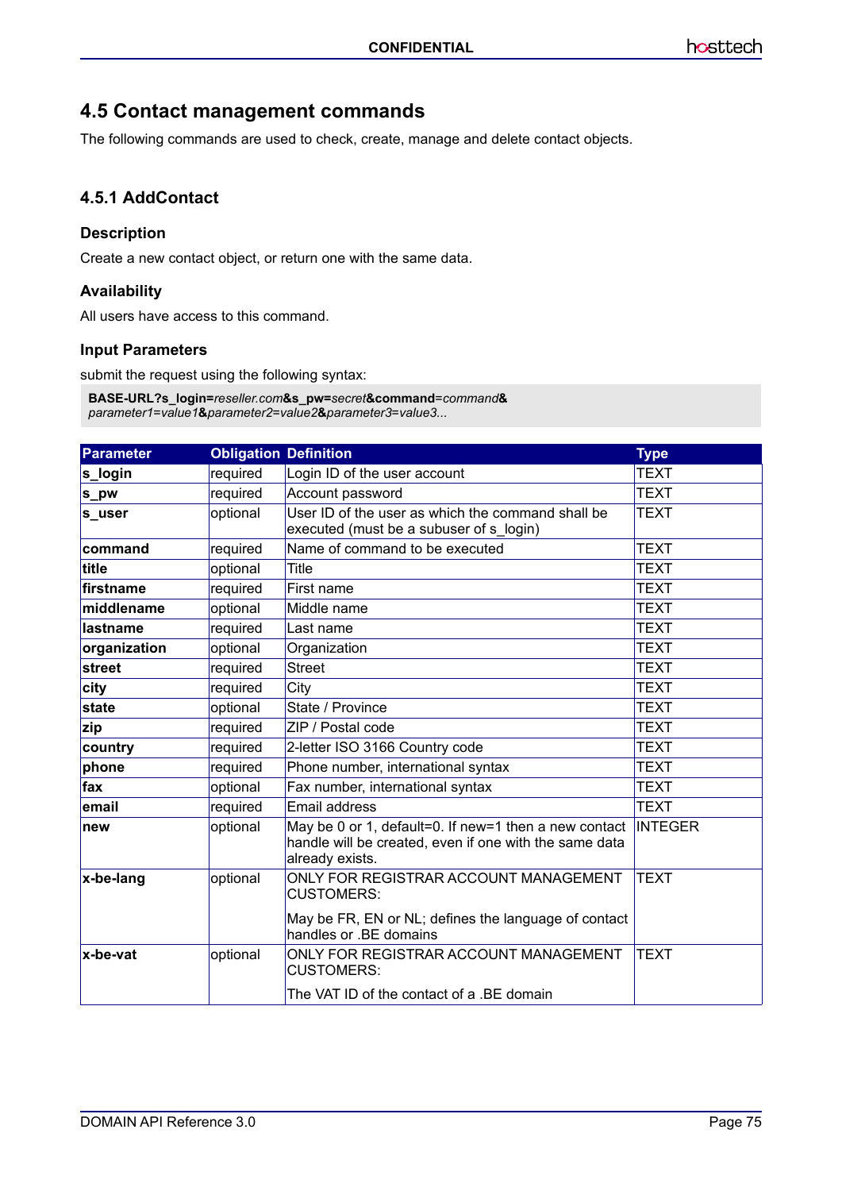## 4.5 Contact management commands

The following commands are used to check, create, manage and delete contact objects.

### 4.5.1 AddContact

#### Description

Create a new contact object, or return one with the same data.

#### Availability

All users have access to this command.

#### Input Parameters

submit the request using the following syntax:

```
BASE-URL?s_login=reseller.com&s_pw=secret&command=command&
parameter1=value1&parameter2=value2&parameter3=value3...
```

| Parameter | Obligation | Definition | Type |
|---|---|---|---|
| **s_login** | required | Login ID of the user account | TEXT |
| **s_pw** | required | Account password | TEXT |
| **s_user** | optional | User ID of the user as which the command shall be executed (must be a subuser of s_login) | TEXT |
| **command** | required | Name of command to be executed | TEXT |
| **title** | optional | Title | TEXT |
| **firstname** | required | First name | TEXT |
| **middlename** | optional | Middle name | TEXT |
| **lastname** | required | Last name | TEXT |
| **organization** | optional | Organization | TEXT |
| **street** | required | Street | TEXT |
| **city** | required | City | TEXT |
| **state** | optional | State / Province | TEXT |
| **zip** | required | ZIP / Postal code | TEXT |
| **country** | required | 2-letter ISO 3166 Country code | TEXT |
| **phone** | required | Phone number, international syntax | TEXT |
| **fax** | optional | Fax number, international syntax | TEXT |
| **email** | required | Email address | TEXT |
| **new** | optional | May be 0 or 1, default=0. If new=1 then a new contact handle will be created, even if one with the same data already exists. | INTEGER |
| **x-be-lang** | optional | ONLY FOR REGISTRAR ACCOUNT MANAGEMENT CUSTOMERS: May be FR, EN or NL; defines the language of contact handles or .BE domains | TEXT |
| **x-be-vat** | optional | ONLY FOR REGISTRAR ACCOUNT MANAGEMENT CUSTOMERS: The VAT ID of the contact of a .BE domain | TEXT |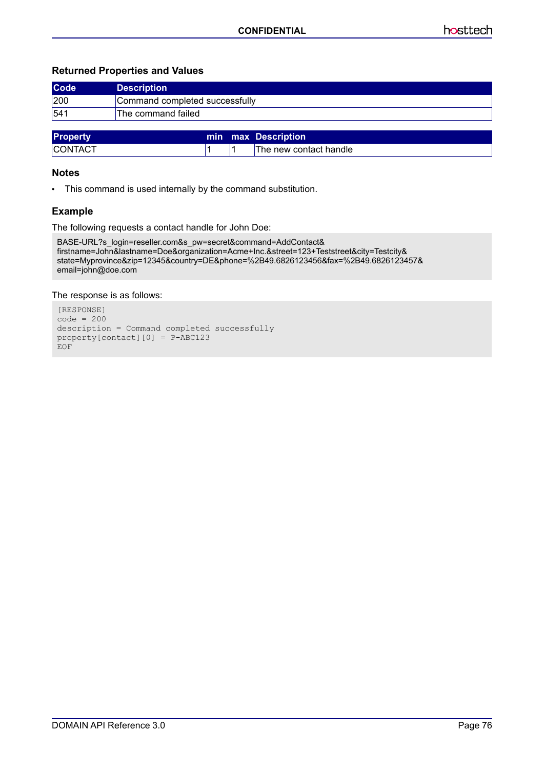### Returned Properties and Values

| Code | Description |
| --- | --- |
| 200 | Command completed successfully |
| 541 | The command failed |

| Property | min | max | Description |
| --- | --- | --- | --- |
| CONTACT | 1 | 1 | The new contact handle |

### Notes

- This command is used internally by the command substitution.

### Example

The following requests a contact handle for John Doe:

```
BASE-URL?s_login=reseller.com&s_pw=secret&command=AddContact&
firstname=John&lastname=Doe&organization=Acme+Inc.&street=123+Teststreet&city=Testcity&
state=Myprovince&zip=12345&country=DE&phone=%2B49.6826123456&fax=%2B49.6826123457&
email=john@doe.com
```

The response is as follows:

```
[RESPONSE]
code = 200
description = Command completed successfully
property[contact][0] = P-ABC123
EOF
```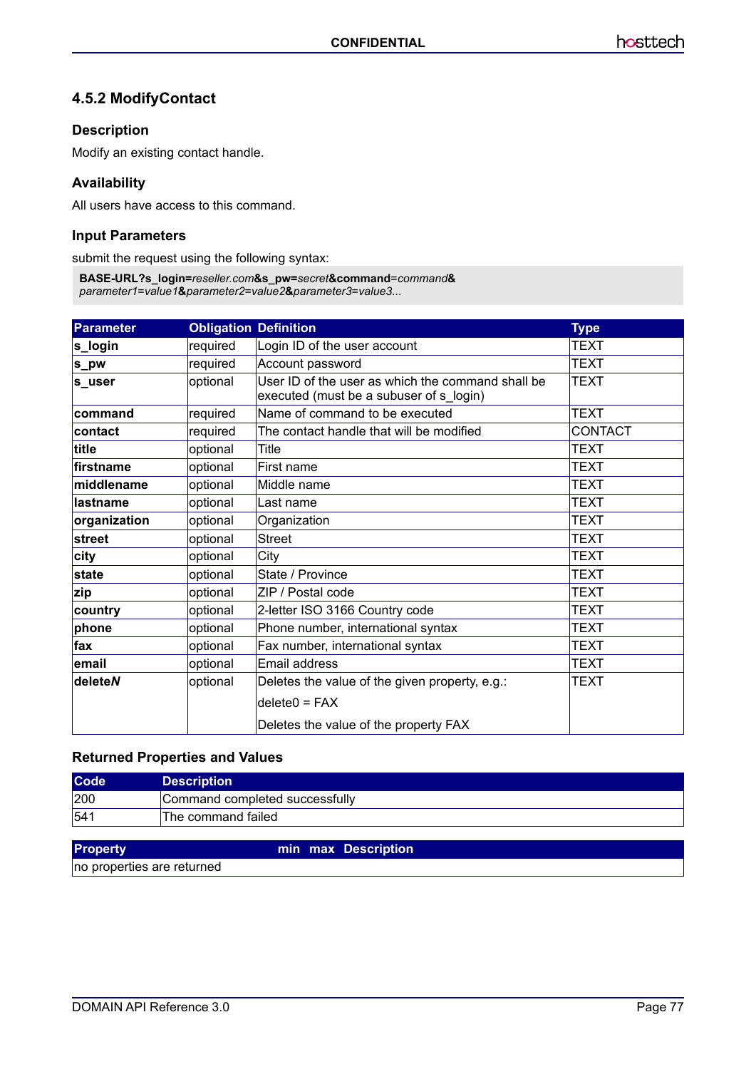### 4.5.2 ModifyContact

#### Description

Modify an existing contact handle.

#### Availability

All users have access to this command.

#### Input Parameters

submit the request using the following syntax:

```
BASE-URL?s_login=reseller.com&s_pw=secret&command=command&
parameter1=value1&parameter2=value2&parameter3=value3...
```

| Parameter | Obligation | Definition | Type |
|---|---|---|---|
| **s_login** | required | Login ID of the user account | TEXT |
| **s_pw** | required | Account password | TEXT |
| **s_user** | optional | User ID of the user as which the command shall be executed (must be a subuser of s_login) | TEXT |
| **command** | required | Name of command to be executed | TEXT |
| **contact** | required | The contact handle that will be modified | CONTACT |
| **title** | optional | Title | TEXT |
| **firstname** | optional | First name | TEXT |
| **middlename** | optional | Middle name | TEXT |
| **lastname** | optional | Last name | TEXT |
| **organization** | optional | Organization | TEXT |
| **street** | optional | Street | TEXT |
| **city** | optional | City | TEXT |
| **state** | optional | State / Province | TEXT |
| **zip** | optional | ZIP / Postal code | TEXT |
| **country** | optional | 2-letter ISO 3166 Country code | TEXT |
| **phone** | optional | Phone number, international syntax | TEXT |
| **fax** | optional | Fax number, international syntax | TEXT |
| **email** | optional | Email address | TEXT |
| **delete*N*** | optional | Deletes the value of the given property, e.g.:<br>delete0 = FAX<br>Deletes the value of the property FAX | TEXT |

#### Returned Properties and Values

| Code | Description |
|---|---|
| 200 | Command completed successfully |
| 541 | The command failed |

| Property | min | max | Description |
|---|---|---|---|
| no properties are returned | | | |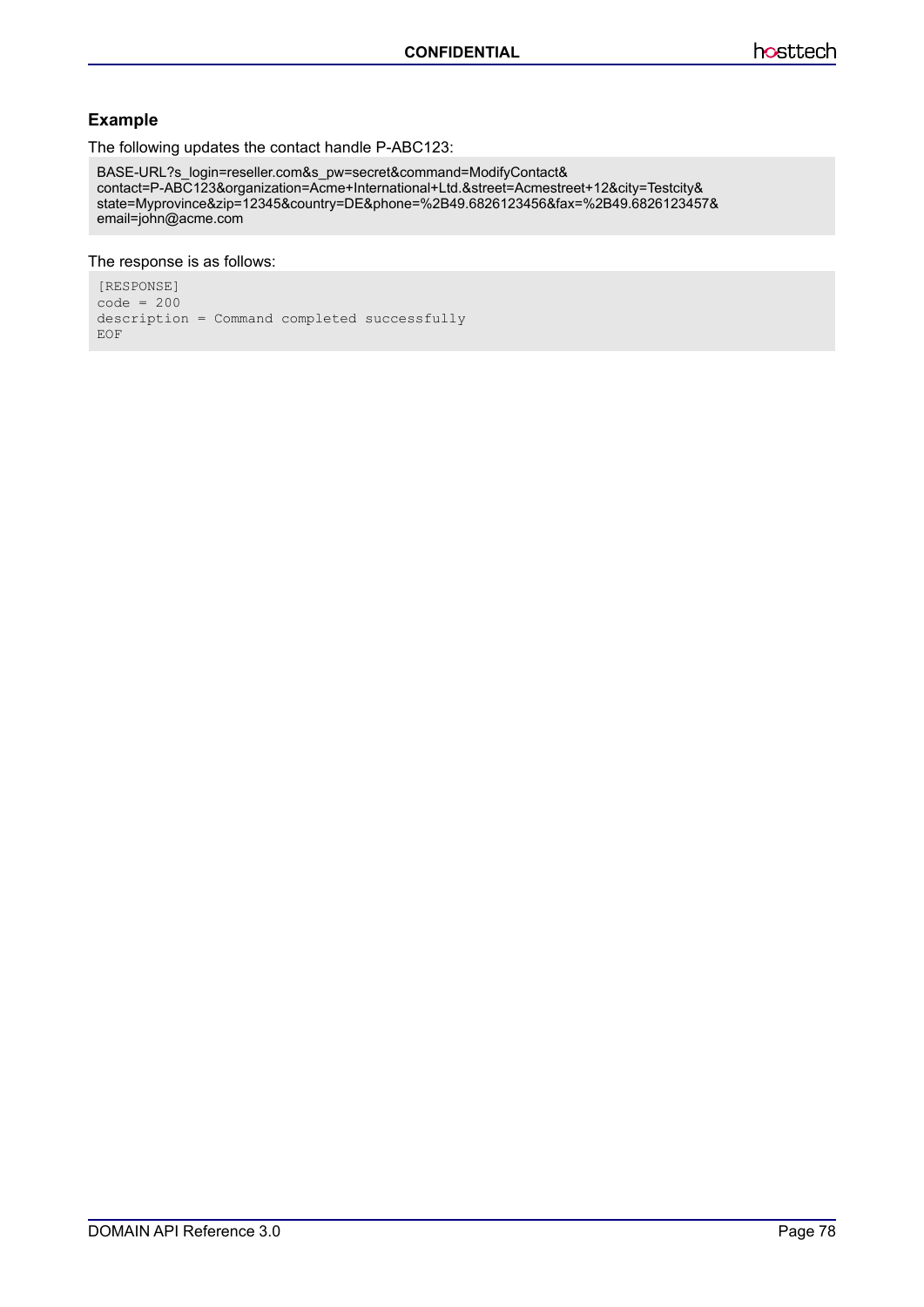### Example

The following updates the contact handle P-ABC123:

```
BASE-URL?s_login=reseller.com&s_pw=secret&command=ModifyContact&
contact=P-ABC123&organization=Acme+International+Ltd.&street=Acmestreet+12&city=Testcity&
state=Myprovince&zip=12345&country=DE&phone=%2B49.6826123456&fax=%2B49.6826123457&
email=john@acme.com
```

The response is as follows:

```
[RESPONSE]
code = 200
description = Command completed successfully
EOF
```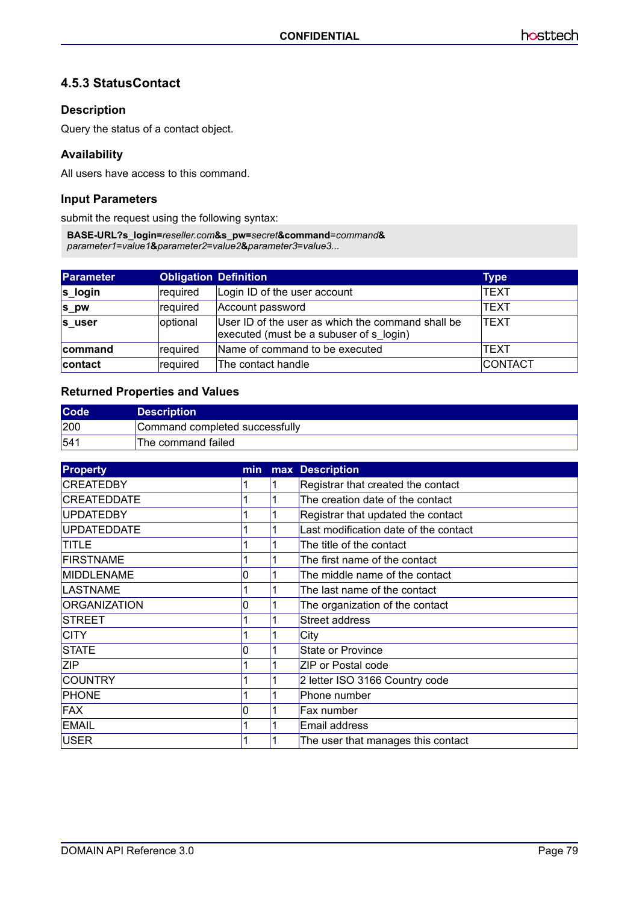### 4.5.3 StatusContact

#### Description

Query the status of a contact object.

#### Availability

All users have access to this command.

#### Input Parameters

submit the request using the following syntax:

**BASE-URL?s_login=***reseller.com***&s_pw=***secret***&command=***command***&**
*parameter1=value1***&***parameter2=value2***&***parameter3=value3...*

| Parameter | Obligation | Definition | Type |
|---|---|---|---|
| **s_login** | required | Login ID of the user account | TEXT |
| **s_pw** | required | Account password | TEXT |
| **s_user** | optional | User ID of the user as which the command shall be executed (must be a subuser of s_login) | TEXT |
| **command** | required | Name of command to be executed | TEXT |
| **contact** | required | The contact handle | CONTACT |

#### Returned Properties and Values

| Code | Description |
|---|---|
| 200 | Command completed successfully |
| 541 | The command failed |

| Property | min | max | Description |
|---|---|---|---|
| CREATEDBY | 1 | 1 | Registrar that created the contact |
| CREATEDDATE | 1 | 1 | The creation date of the contact |
| UPDATEDBY | 1 | 1 | Registrar that updated the contact |
| UPDATEDDATE | 1 | 1 | Last modification date of the contact |
| TITLE | 1 | 1 | The title of the contact |
| FIRSTNAME | 1 | 1 | The first name of the contact |
| MIDDLENAME | 0 | 1 | The middle name of the contact |
| LASTNAME | 1 | 1 | The last name of the contact |
| ORGANIZATION | 0 | 1 | The organization of the contact |
| STREET | 1 | 1 | Street address |
| CITY | 1 | 1 | City |
| STATE | 0 | 1 | State or Province |
| ZIP | 1 | 1 | ZIP or Postal code |
| COUNTRY | 1 | 1 | 2 letter ISO 3166 Country code |
| PHONE | 1 | 1 | Phone number |
| FAX | 0 | 1 | Fax number |
| EMAIL | 1 | 1 | Email address |
| USER | 1 | 1 | The user that manages this contact |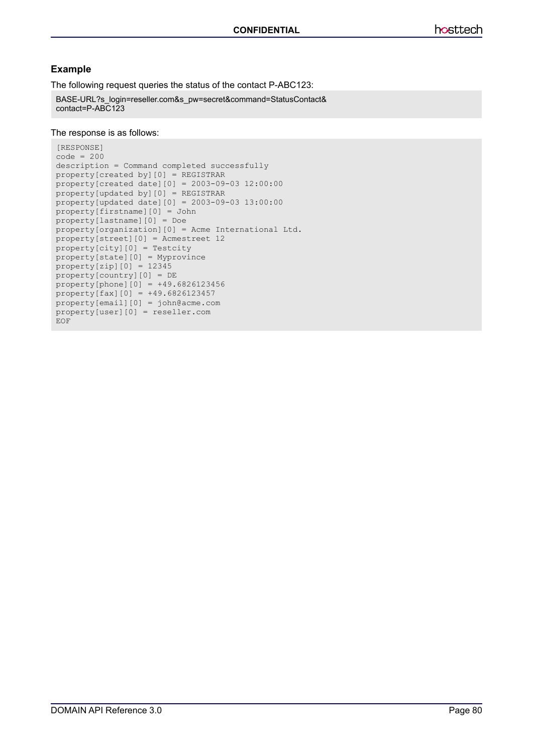### Example

The following request queries the status of the contact P-ABC123:

```
BASE-URL?s_login=reseller.com&s_pw=secret&command=StatusContact&
contact=P-ABC123
```

The response is as follows:

```
[RESPONSE]
code = 200
description = Command completed successfully
property[created by][0] = REGISTRAR
property[created date][0] = 2003-09-03 12:00:00
property[updated by][0] = REGISTRAR
property[updated date][0] = 2003-09-03 13:00:00
property[firstname][0] = John
property[lastname][0] = Doe
property[organization][0] = Acme International Ltd.
property[street][0] = Acmestreet 12
property[city][0] = Testcity
property[state][0] = Myprovince
property[zip][0] = 12345
property[country][0] = DE
property[phone][0] = +49.6826123456
property[fax][0] = +49.6826123457
property[email][0] = john@acme.com
property[user][0] = reseller.com
EOF
```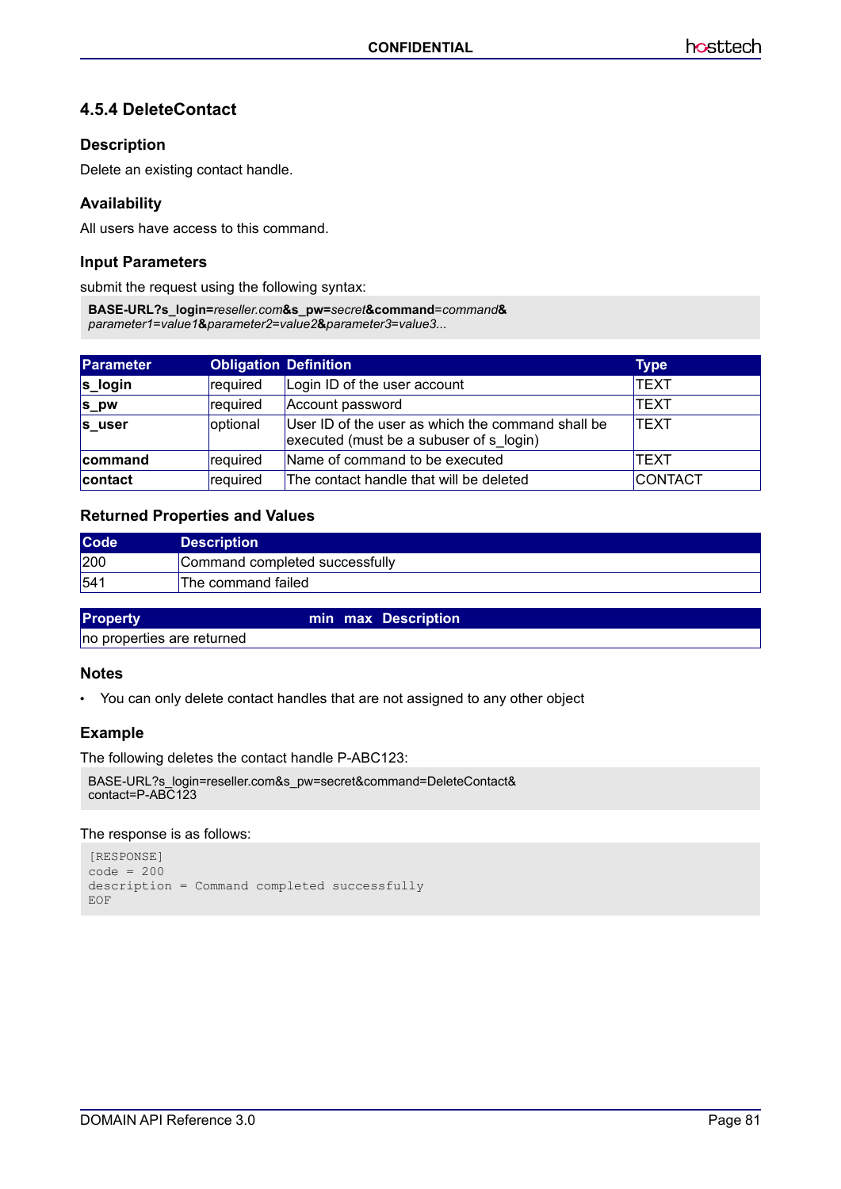### 4.5.4 DeleteContact

#### Description

Delete an existing contact handle.

#### Availability

All users have access to this command.

#### Input Parameters

submit the request using the following syntax:

**BASE-URL?s_login=***reseller.com***&s_pw=***secret***&command=***command***&**
*parameter1=value1***&***parameter2=value2***&***parameter3=value3...*

| Parameter | Obligation | Definition | Type |
|---|---|---|---|
| **s_login** | required | Login ID of the user account | TEXT |
| **s_pw** | required | Account password | TEXT |
| **s_user** | optional | User ID of the user as which the command shall be executed (must be a subuser of s_login) | TEXT |
| **command** | required | Name of command to be executed | TEXT |
| **contact** | required | The contact handle that will be deleted | CONTACT |

#### Returned Properties and Values

| Code | Description |
|---|---|
| 200 | Command completed successfully |
| 541 | The command failed |

| Property | min | max | Description |
|---|---|---|---|
| no properties are returned | | | |

#### Notes

- You can only delete contact handles that are not assigned to any other object

#### Example

The following deletes the contact handle P-ABC123:

```
BASE-URL?s_login=reseller.com&s_pw=secret&command=DeleteContact&
contact=P-ABC123
```

The response is as follows:

```
[RESPONSE]
code = 200
description = Command completed successfully
EOF
```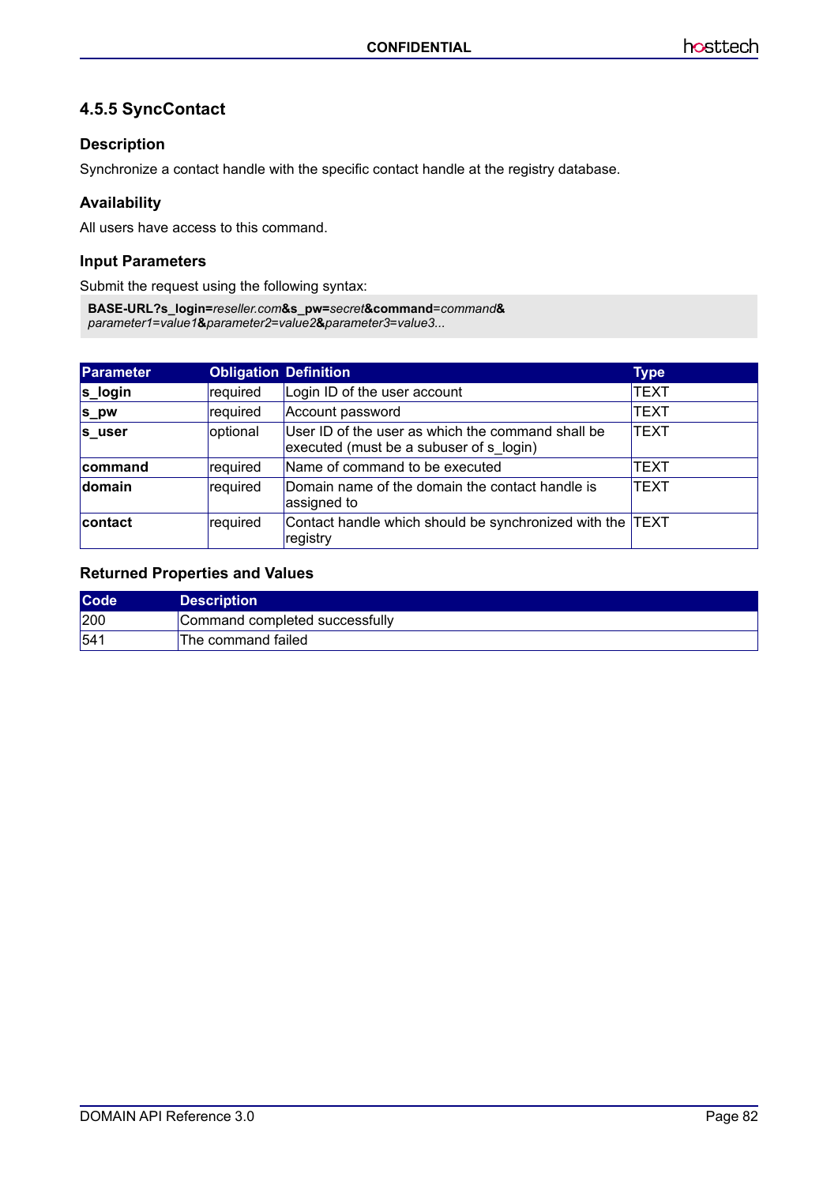### 4.5.5 SyncContact

#### Description

Synchronize a contact handle with the specific contact handle at the registry database.

#### Availability

All users have access to this command.

#### Input Parameters

Submit the request using the following syntax:

```
BASE-URL?s_login=reseller.com&s_pw=secret&command=command&
parameter1=value1&parameter2=value2&parameter3=value3...
```

| Parameter | Obligation | Definition | Type |
|---|---|---|---|
| **s_login** | required | Login ID of the user account | TEXT |
| **s_pw** | required | Account password | TEXT |
| **s_user** | optional | User ID of the user as which the command shall be executed (must be a subuser of s_login) | TEXT |
| **command** | required | Name of command to be executed | TEXT |
| **domain** | required | Domain name of the domain the contact handle is assigned to | TEXT |
| **contact** | required | Contact handle which should be synchronized with the registry | TEXT |

#### Returned Properties and Values

| Code | Description |
|---|---|
| 200 | Command completed successfully |
| 541 | The command failed |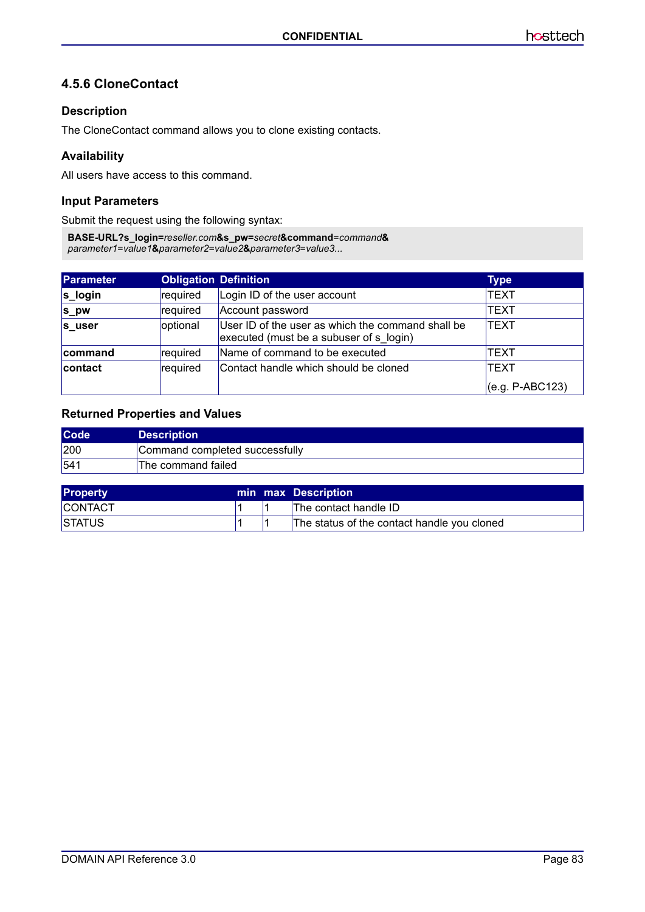### 4.5.6 CloneContact

#### Description

The CloneContact command allows you to clone existing contacts.

#### Availability

All users have access to this command.

#### Input Parameters

Submit the request using the following syntax:

**BASE-URL?s_login=***reseller.com***&s_pw=***secret***&command=***command***&**
*parameter1=value1***&***parameter2=value2***&***parameter3=value3...*

| Parameter | Obligation | Definition | Type |
|---|---|---|---|
| **s_login** | required | Login ID of the user account | TEXT |
| **s_pw** | required | Account password | TEXT |
| **s_user** | optional | User ID of the user as which the command shall be executed (must be a subuser of s_login) | TEXT |
| **command** | required | Name of command to be executed | TEXT |
| **contact** | required | Contact handle which should be cloned | TEXT (e.g. P-ABC123) |

#### Returned Properties and Values

| Code | Description |
|---|---|
| 200 | Command completed successfully |
| 541 | The command failed |

| Property | min | max | Description |
|---|---|---|---|
| CONTACT | 1 | 1 | The contact handle ID |
| STATUS | 1 | 1 | The status of the contact handle you cloned |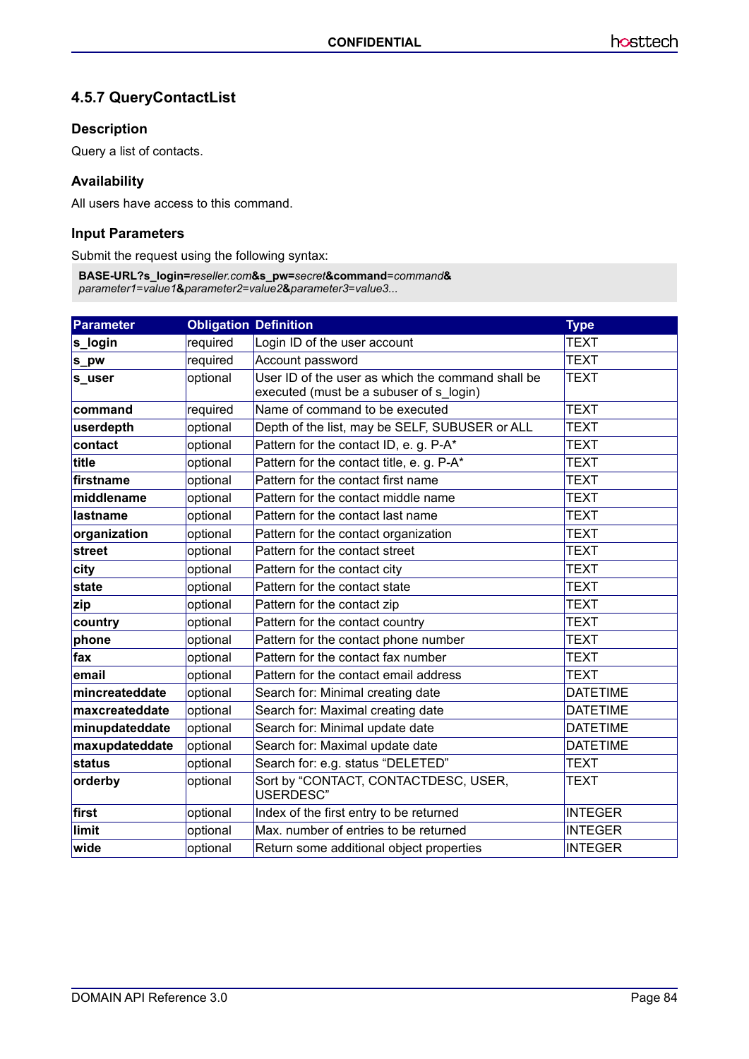### 4.5.7 QueryContactList

#### Description

Query a list of contacts.

#### Availability

All users have access to this command.

#### Input Parameters

Submit the request using the following syntax:

```
BASE-URL?s_login=reseller.com&s_pw=secret&command=command&
parameter1=value1&parameter2=value2&parameter3=value3...
```

| Parameter | Obligation | Definition | Type |
|---|---|---|---|
| **s_login** | required | Login ID of the user account | TEXT |
| **s_pw** | required | Account password | TEXT |
| **s_user** | optional | User ID of the user as which the command shall be executed (must be a subuser of s_login) | TEXT |
| **command** | required | Name of command to be executed | TEXT |
| **userdepth** | optional | Depth of the list, may be SELF, SUBUSER or ALL | TEXT |
| **contact** | optional | Pattern for the contact ID, e. g. P-A* | TEXT |
| **title** | optional | Pattern for the contact title, e. g. P-A* | TEXT |
| **firstname** | optional | Pattern for the contact first name | TEXT |
| **middlename** | optional | Pattern for the contact middle name | TEXT |
| **lastname** | optional | Pattern for the contact last name | TEXT |
| **organization** | optional | Pattern for the contact organization | TEXT |
| **street** | optional | Pattern for the contact street | TEXT |
| **city** | optional | Pattern for the contact city | TEXT |
| **state** | optional | Pattern for the contact state | TEXT |
| **zip** | optional | Pattern for the contact zip | TEXT |
| **country** | optional | Pattern for the contact country | TEXT |
| **phone** | optional | Pattern for the contact phone number | TEXT |
| **fax** | optional | Pattern for the contact fax number | TEXT |
| **email** | optional | Pattern for the contact email address | TEXT |
| **mincreateddate** | optional | Search for: Minimal creating date | DATETIME |
| **maxcreateddate** | optional | Search for: Maximal creating date | DATETIME |
| **minupdateddate** | optional | Search for: Minimal update date | DATETIME |
| **maxupdateddate** | optional | Search for: Maximal update date | DATETIME |
| **status** | optional | Search for: e.g. status “DELETED” | TEXT |
| **orderby** | optional | Sort by “CONTACT, CONTACTDESC, USER, USERDESC” | TEXT |
| **first** | optional | Index of the first entry to be returned | INTEGER |
| **limit** | optional | Max. number of entries to be returned | INTEGER |
| **wide** | optional | Return some additional object properties | INTEGER |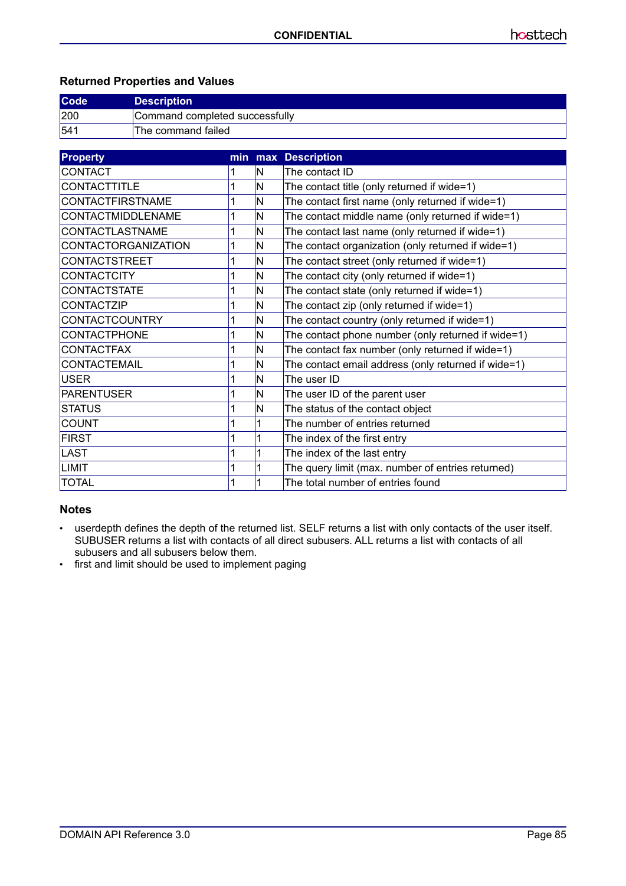### Returned Properties and Values

| Code | Description |
|---|---|
| 200 | Command completed successfully |
| 541 | The command failed |

| Property | min | max | Description |
|---|---|---|---|
| CONTACT | 1 | N | The contact ID |
| CONTACTTITLE | 1 | N | The contact title (only returned if wide=1) |
| CONTACTFIRSTNAME | 1 | N | The contact first name (only returned if wide=1) |
| CONTACTMIDDLENAME | 1 | N | The contact middle name (only returned if wide=1) |
| CONTACTLASTNAME | 1 | N | The contact last name (only returned if wide=1) |
| CONTACTORGANIZATION | 1 | N | The contact organization (only returned if wide=1) |
| CONTACTSTREET | 1 | N | The contact street (only returned if wide=1) |
| CONTACTCITY | 1 | N | The contact city (only returned if wide=1) |
| CONTACTSTATE | 1 | N | The contact state (only returned if wide=1) |
| CONTACTZIP | 1 | N | The contact zip (only returned if wide=1) |
| CONTACTCOUNTRY | 1 | N | The contact country (only returned if wide=1) |
| CONTACTPHONE | 1 | N | The contact phone number (only returned if wide=1) |
| CONTACTFAX | 1 | N | The contact fax number (only returned if wide=1) |
| CONTACTEMAIL | 1 | N | The contact email address (only returned if wide=1) |
| USER | 1 | N | The user ID |
| PARENTUSER | 1 | N | The user ID of the parent user |
| STATUS | 1 | N | The status of the contact object |
| COUNT | 1 | 1 | The number of entries returned |
| FIRST | 1 | 1 | The index of the first entry |
| LAST | 1 | 1 | The index of the last entry |
| LIMIT | 1 | 1 | The query limit (max. number of entries returned) |
| TOTAL | 1 | 1 | The total number of entries found |

### Notes

- userdepth defines the depth of the returned list. SELF returns a list with only contacts of the user itself. SUBUSER returns a list with contacts of all direct subusers. ALL returns a list with contacts of all subusers and all subusers below them.
- first and limit should be used to implement paging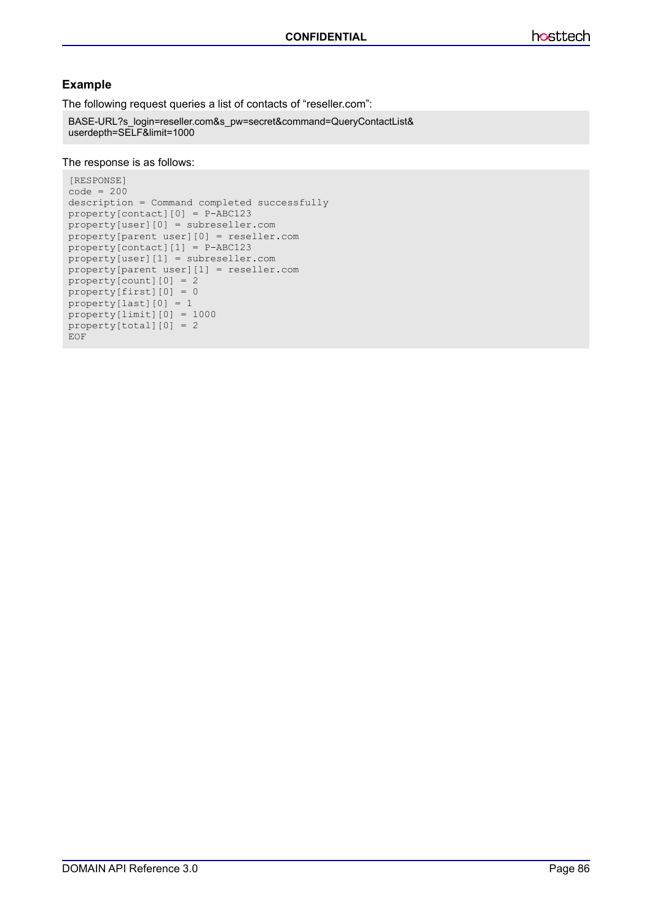### Example

The following request queries a list of contacts of “reseller.com”:

```
BASE-URL?s_login=reseller.com&s_pw=secret&command=QueryContactList&
userdepth=SELF&limit=1000
```

The response is as follows:

```
[RESPONSE]
code = 200
description = Command completed successfully
property[contact][0] = P-ABC123
property[user][0] = subreseller.com
property[parent user][0] = reseller.com
property[contact][1] = P-ABC123
property[user][1] = subreseller.com
property[parent user][1] = reseller.com
property[count][0] = 2
property[first][0] = 0
property[last][0] = 1
property[limit][0] = 1000
property[total][0] = 2
EOF
```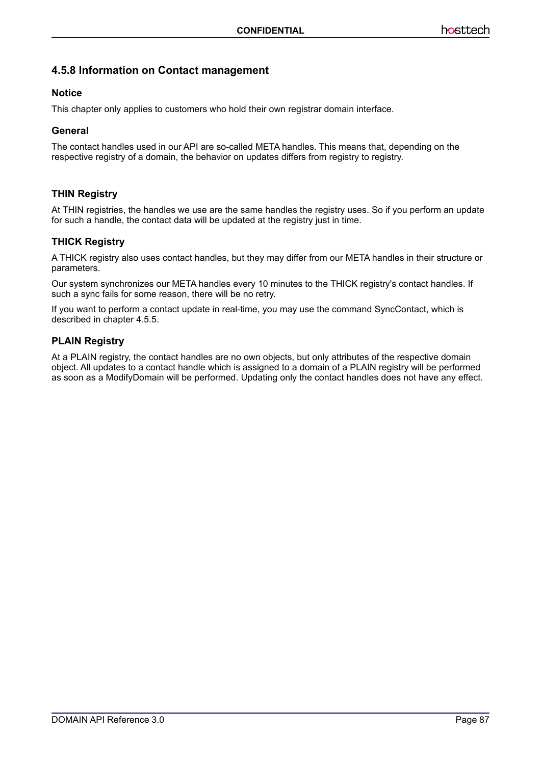### 4.5.8 Information on Contact management

#### Notice

This chapter only applies to customers who hold their own registrar domain interface.

#### General

The contact handles used in our API are so-called META handles. This means that, depending on the respective registry of a domain, the behavior on updates differs from registry to registry.

#### THIN Registry

At THIN registries, the handles we use are the same handles the registry uses. So if you perform an update for such a handle, the contact data will be updated at the registry just in time.

#### THICK Registry

A THICK registry also uses contact handles, but they may differ from our META handles in their structure or parameters.

Our system synchronizes our META handles every 10 minutes to the THICK registry's contact handles. If such a sync fails for some reason, there will be no retry.

If you want to perform a contact update in real-time, you may use the command SyncContact, which is described in chapter 4.5.5.

#### PLAIN Registry

At a PLAIN registry, the contact handles are no own objects, but only attributes of the respective domain object. All updates to a contact handle which is assigned to a domain of a PLAIN registry will be performed as soon as a ModifyDomain will be performed. Updating only the contact handles does not have any effect.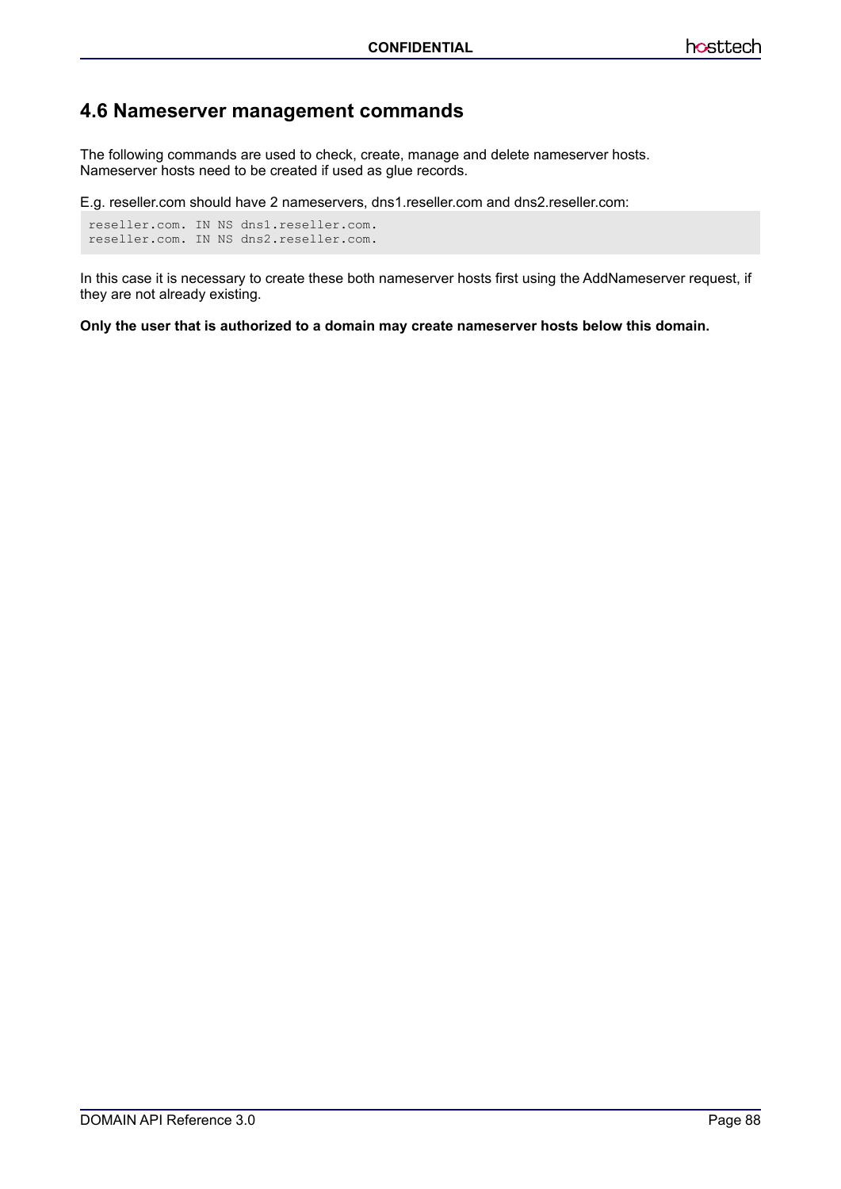## 4.6 Nameserver management commands

The following commands are used to check, create, manage and delete nameserver hosts.
Nameserver hosts need to be created if used as glue records.

E.g. reseller.com should have 2 nameservers, dns1.reseller.com and dns2.reseller.com:

```
reseller.com. IN NS dns1.reseller.com.
reseller.com. IN NS dns2.reseller.com.
```

In this case it is necessary to create these both nameserver hosts first using the AddNameserver request, if they are not already existing.

**Only the user that is authorized to a domain may create nameserver hosts below this domain.**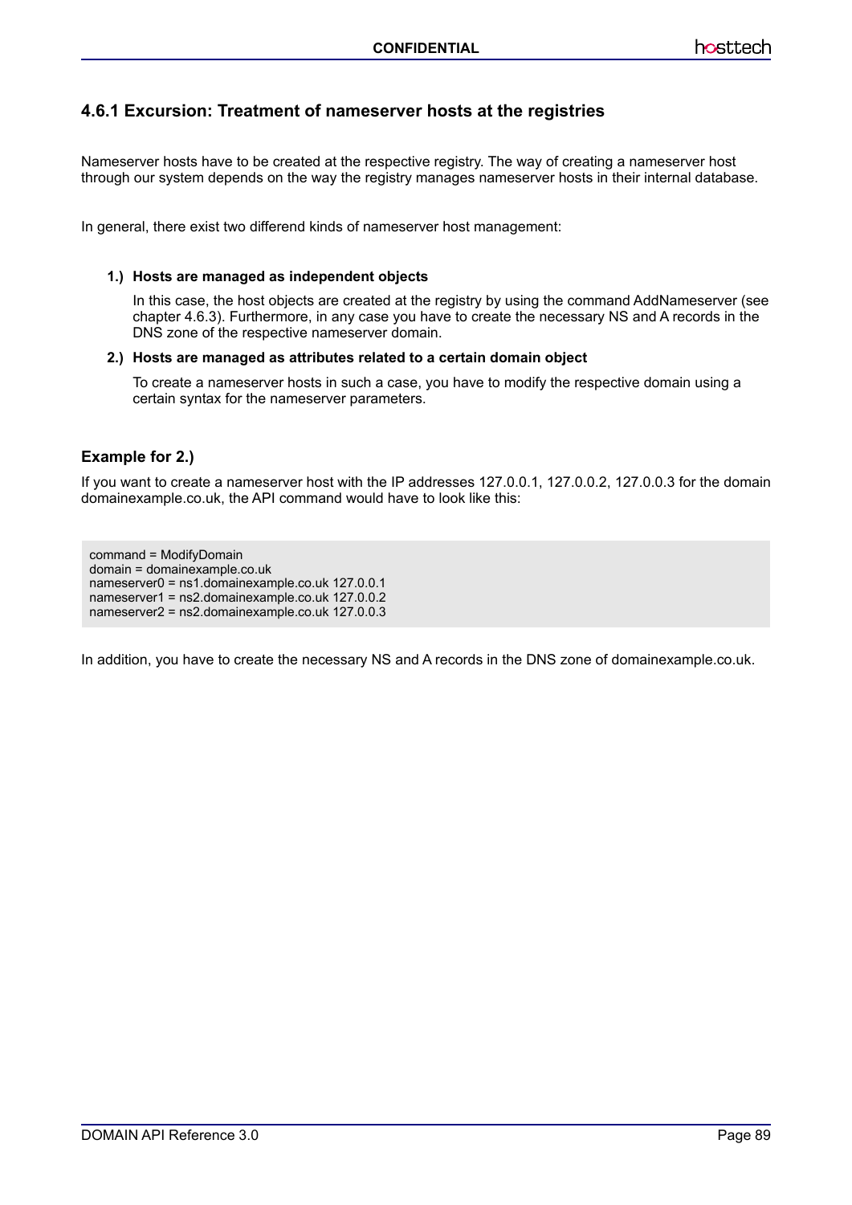### 4.6.1 Excursion: Treatment of nameserver hosts at the registries

Nameserver hosts have to be created at the respective registry. The way of creating a nameserver host through our system depends on the way the registry manages nameserver hosts in their internal database.

In general, there exist two differend kinds of nameserver host management:

**1.) Hosts are managed as independent objects**

In this case, the host objects are created at the registry by using the command AddNameserver (see chapter 4.6.3). Furthermore, in any case you have to create the necessary NS and A records in the DNS zone of the respective nameserver domain.

**2.) Hosts are managed as attributes related to a certain domain object**

To create a nameserver hosts in such a case, you have to modify the respective domain using a certain syntax for the nameserver parameters.

#### Example for 2.)

If you want to create a nameserver host with the IP addresses 127.0.0.1, 127.0.0.2, 127.0.0.3 for the domain domainexample.co.uk, the API command would have to look like this:

```
command = ModifyDomain
domain = domainexample.co.uk
nameserver0 = ns1.domainexample.co.uk 127.0.0.1
nameserver1 = ns2.domainexample.co.uk 127.0.0.2
nameserver2 = ns2.domainexample.co.uk 127.0.0.3
```

In addition, you have to create the necessary NS and A records in the DNS zone of domainexample.co.uk.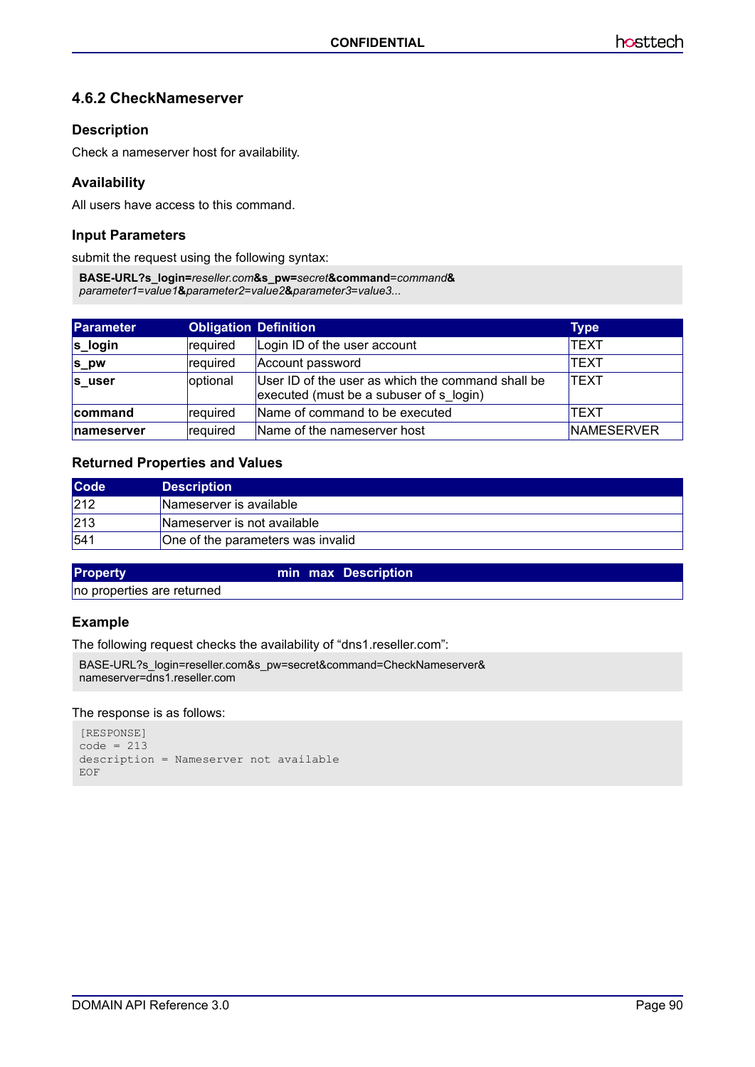## 4.6.2 CheckNameserver

### Description

Check a nameserver host for availability.

### Availability

All users have access to this command.

### Input Parameters

submit the request using the following syntax:

**BASE-URL?s_login=***reseller.com***&s_pw=***secret***&command=***command***&**
*parameter1=value1***&***parameter2=value2***&***parameter3=value3...*

| Parameter | Obligation | Definition | Type |
|---|---|---|---|
| **s_login** | required | Login ID of the user account | TEXT |
| **s_pw** | required | Account password | TEXT |
| **s_user** | optional | User ID of the user as which the command shall be executed (must be a subuser of s_login) | TEXT |
| **command** | required | Name of command to be executed | TEXT |
| **nameserver** | required | Name of the nameserver host | NAMESERVER |

### Returned Properties and Values

| Code | Description |
|---|---|
| 212 | Nameserver is available |
| 213 | Nameserver is not available |
| 541 | One of the parameters was invalid |

| Property | min | max | Description |
|---|---|---|---|
| no properties are returned | | | |

### Example

The following request checks the availability of “dns1.reseller.com”:

```
BASE-URL?s_login=reseller.com&s_pw=secret&command=CheckNameserver&
nameserver=dns1.reseller.com
```

The response is as follows:

```
[RESPONSE]
code = 213
description = Nameserver not available
EOF
```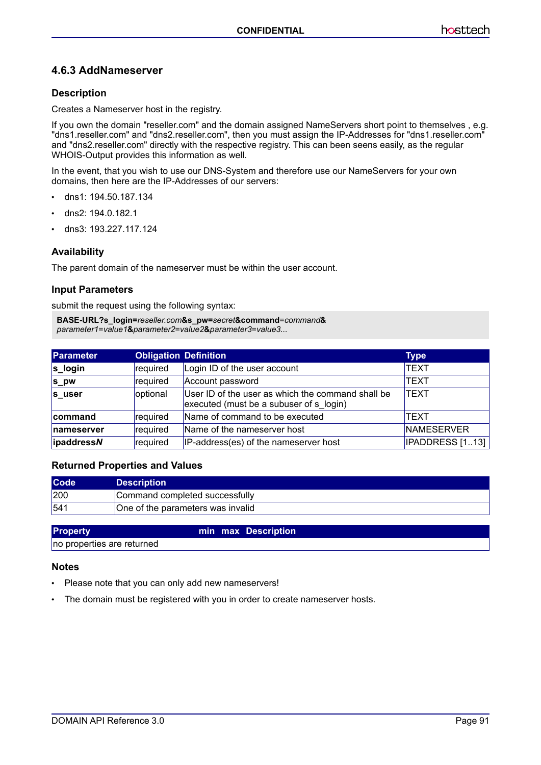### 4.6.3 AddNameserver

#### Description

Creates a Nameserver host in the registry.

If you own the domain "reseller.com" and the domain assigned NameServers short point to themselves , e.g. "dns1.reseller.com" and "dns2.reseller.com", then you must assign the IP-Addresses for "dns1.reseller.com" and "dns2.reseller.com" directly with the respective registry. This can been seens easily, as the regular WHOIS-Output provides this information as well.

In the event, that you wish to use our DNS-System and therefore use our NameServers for your own domains, then here are the IP-Addresses of our servers:

- dns1: 194.50.187.134
- dns2: 194.0.182.1
- dns3: 193.227.117.124

#### Availability

The parent domain of the nameserver must be within the user account.

#### Input Parameters

submit the request using the following syntax:

**BASE-URL?s_login=***reseller.com***&s_pw=***secret***&command**=*command***&**
*parameter1=value1***&***parameter2=value2***&***parameter3=value3...*

| Parameter | Obligation | Definition | Type |
|---|---|---|---|
| **s_login** | required | Login ID of the user account | TEXT |
| **s_pw** | required | Account password | TEXT |
| **s_user** | optional | User ID of the user as which the command shall be executed (must be a subuser of s_login) | TEXT |
| **command** | required | Name of command to be executed | TEXT |
| **nameserver** | required | Name of the nameserver host | NAMESERVER |
| **ipaddress*N*** | required | IP-address(es) of the nameserver host | IPADDRESS [1..13] |

#### Returned Properties and Values

| Code | Description |
|---|---|
| 200 | Command completed successfully |
| 541 | One of the parameters was invalid |

| Property | min | max | Description |
|---|---|---|---|
| no properties are returned | | | |

#### Notes

- Please note that you can only add new nameservers!
- The domain must be registered with you in order to create nameserver hosts.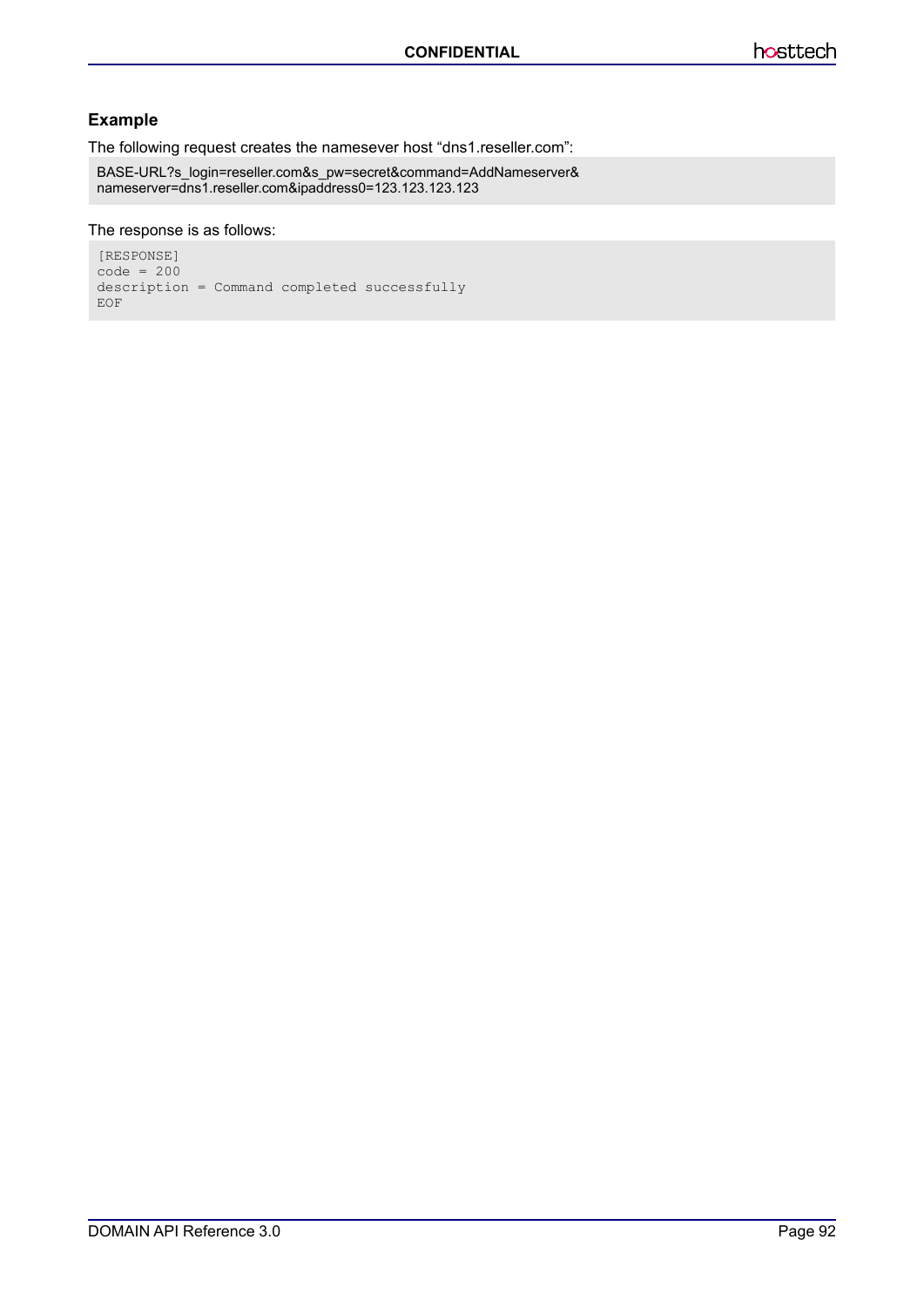### Example

The following request creates the namesever host “dns1.reseller.com”:

```
BASE-URL?s_login=reseller.com&s_pw=secret&command=AddNameserver&
nameserver=dns1.reseller.com&ipaddress0=123.123.123.123
```

The response is as follows:

```
[RESPONSE]
code = 200
description = Command completed successfully
EOF
```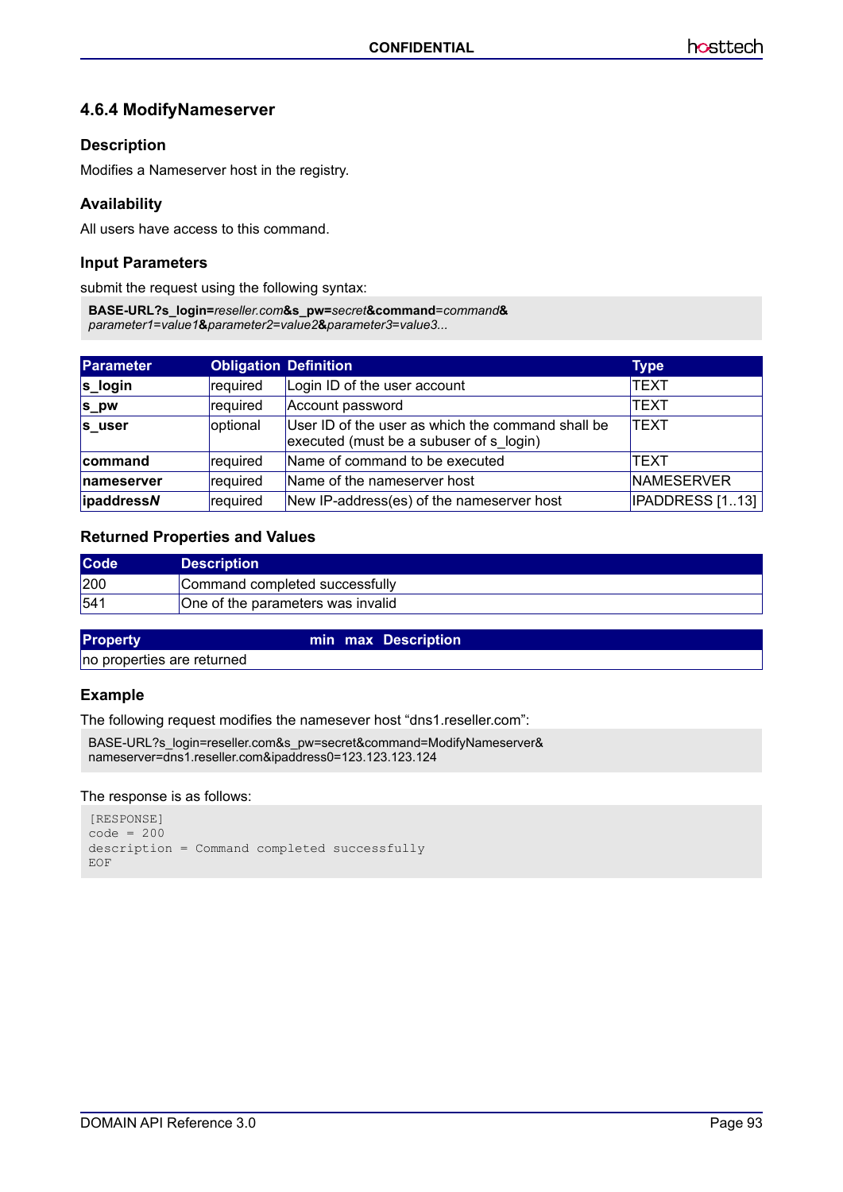### 4.6.4 ModifyNameserver

#### Description

Modifies a Nameserver host in the registry.

#### Availability

All users have access to this command.

#### Input Parameters

submit the request using the following syntax:

**BASE-URL?s_login=***reseller.com***&s_pw=***secret***&command=***command***&**
*parameter1=value1***&***parameter2=value2***&***parameter3=value3...*

| Parameter | Obligation | Definition | Type |
|---|---|---|---|
| **s_login** | required | Login ID of the user account | TEXT |
| **s_pw** | required | Account password | TEXT |
| **s_user** | optional | User ID of the user as which the command shall be executed (must be a subuser of s_login) | TEXT |
| **command** | required | Name of command to be executed | TEXT |
| **nameserver** | required | Name of the nameserver host | NAMESERVER |
| **ipaddress*N*** | required | New IP-address(es) of the nameserver host | IPADDRESS [1..13] |

#### Returned Properties and Values

| Code | Description |
|---|---|
| 200 | Command completed successfully |
| 541 | One of the parameters was invalid |

| Property | min | max | Description |
|---|---|---|---|
| no properties are returned | | | |

#### Example

The following request modifies the namesever host “dns1.reseller.com”:

```
BASE-URL?s_login=reseller.com&s_pw=secret&command=ModifyNameserver&
nameserver=dns1.reseller.com&ipaddress0=123.123.123.124
```

The response is as follows:

```
[RESPONSE]
code = 200
description = Command completed successfully
EOF
```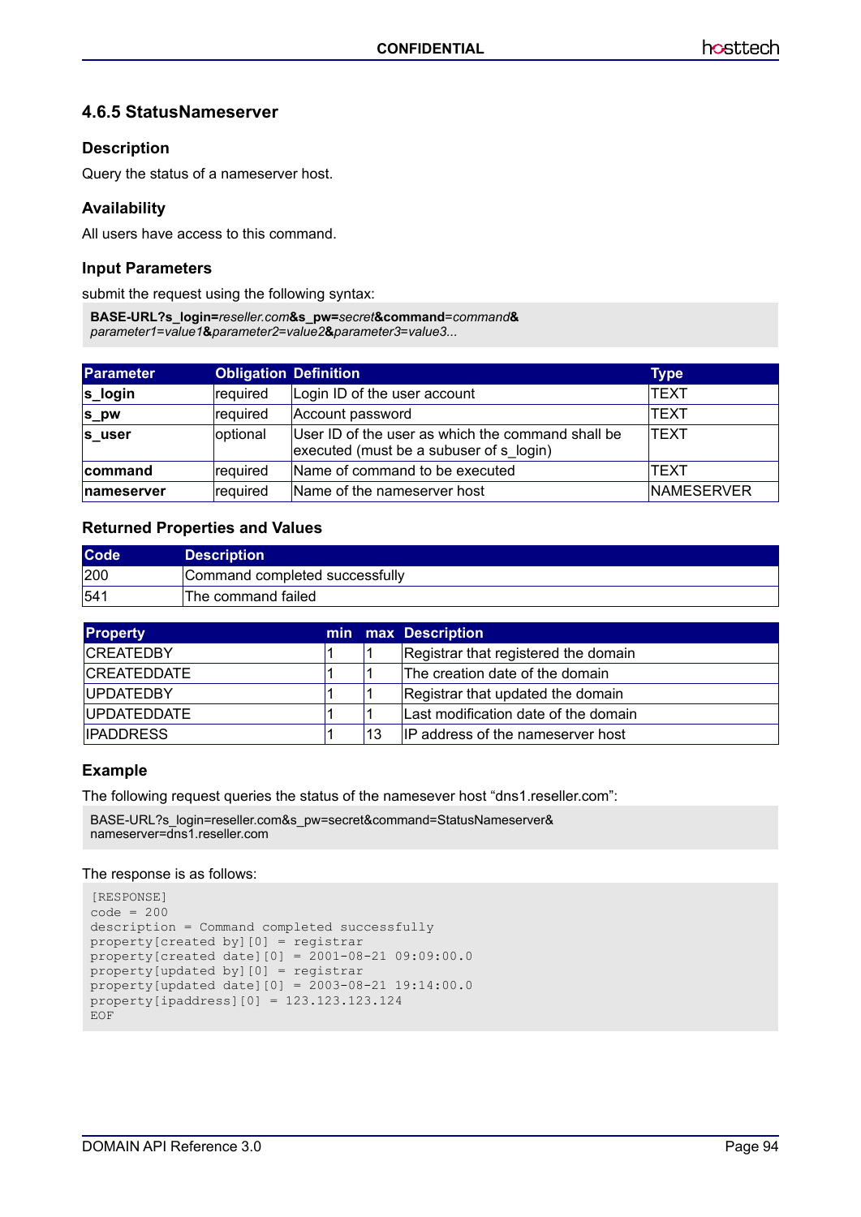### 4.6.5 StatusNameserver

#### Description

Query the status of a nameserver host.

#### Availability

All users have access to this command.

#### Input Parameters

submit the request using the following syntax:

**BASE-URL?s_login=***reseller.com***&s_pw=***secret***&command=***command***&**
*parameter1=value1***&***parameter2=value2***&***parameter3=value3...*

| Parameter | Obligation | Definition | Type |
|---|---|---|---|
| **s_login** | required | Login ID of the user account | TEXT |
| **s_pw** | required | Account password | TEXT |
| **s_user** | optional | User ID of the user as which the command shall be executed (must be a subuser of s_login) | TEXT |
| **command** | required | Name of command to be executed | TEXT |
| **nameserver** | required | Name of the nameserver host | NAMESERVER |

#### Returned Properties and Values

| Code | Description |
|---|---|
| 200 | Command completed successfully |
| 541 | The command failed |

| Property | min | max | Description |
|---|---|---|---|
| CREATEDBY | 1 | 1 | Registrar that registered the domain |
| CREATEDDATE | 1 | 1 | The creation date of the domain |
| UPDATEDBY | 1 | 1 | Registrar that updated the domain |
| UPDATEDDATE | 1 | 1 | Last modification date of the domain |
| IPADDRESS | 1 | 13 | IP address of the nameserver host |

#### Example

The following request queries the status of the namesever host "dns1.reseller.com":

BASE-URL?s_login=reseller.com&s_pw=secret&command=StatusNameserver&
nameserver=dns1.reseller.com

The response is as follows:

```
[RESPONSE]
code = 200
description = Command completed successfully
property[created by][0] = registrar
property[created date][0] = 2001-08-21 09:09:00.0
property[updated by][0] = registrar
property[updated date][0] = 2003-08-21 19:14:00.0
property[ipaddress][0] = 123.123.123.124
EOF
```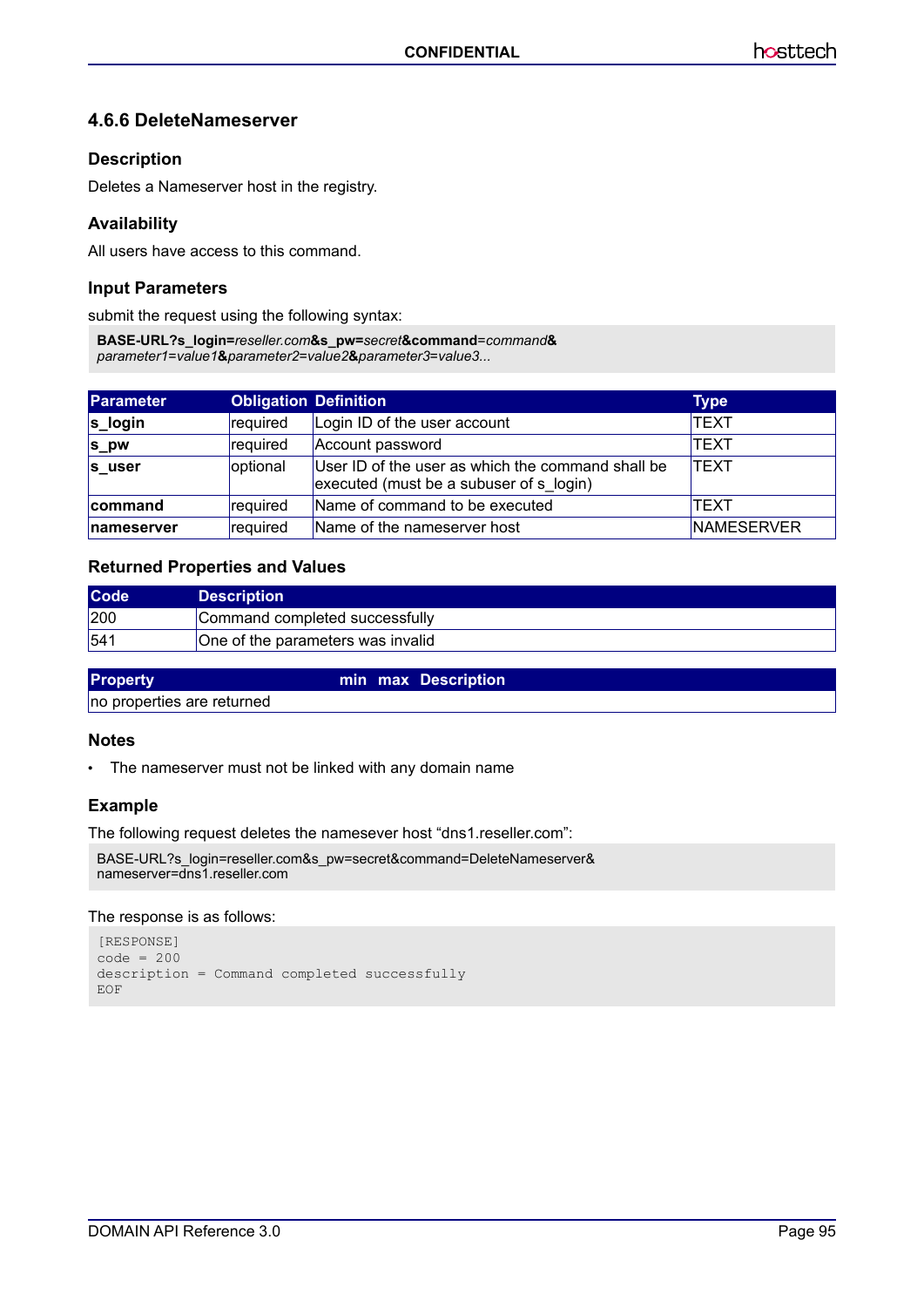### 4.6.6 DeleteNameserver

#### Description

Deletes a Nameserver host in the registry.

#### Availability

All users have access to this command.

#### Input Parameters

submit the request using the following syntax:

```
BASE-URL?s_login=reseller.com&s_pw=secret&command=command&
parameter1=value1&parameter2=value2&parameter3=value3...
```

| Parameter | Obligation | Definition | Type |
|---|---|---|---|
| **s_login** | required | Login ID of the user account | TEXT |
| **s_pw** | required | Account password | TEXT |
| **s_user** | optional | User ID of the user as which the command shall be executed (must be a subuser of s_login) | TEXT |
| **command** | required | Name of command to be executed | TEXT |
| **nameserver** | required | Name of the nameserver host | NAMESERVER |

#### Returned Properties and Values

| Code | Description |
|---|---|
| 200 | Command completed successfully |
| 541 | One of the parameters was invalid |

| Property | min | max | Description |
|---|---|---|---|
| no properties are returned | | | |

#### Notes

- The nameserver must not be linked with any domain name

#### Example

The following request deletes the namesever host “dns1.reseller.com”:

```
BASE-URL?s_login=reseller.com&s_pw=secret&command=DeleteNameserver&
nameserver=dns1.reseller.com
```

The response is as follows:

```
[RESPONSE]
code = 200
description = Command completed successfully
EOF
```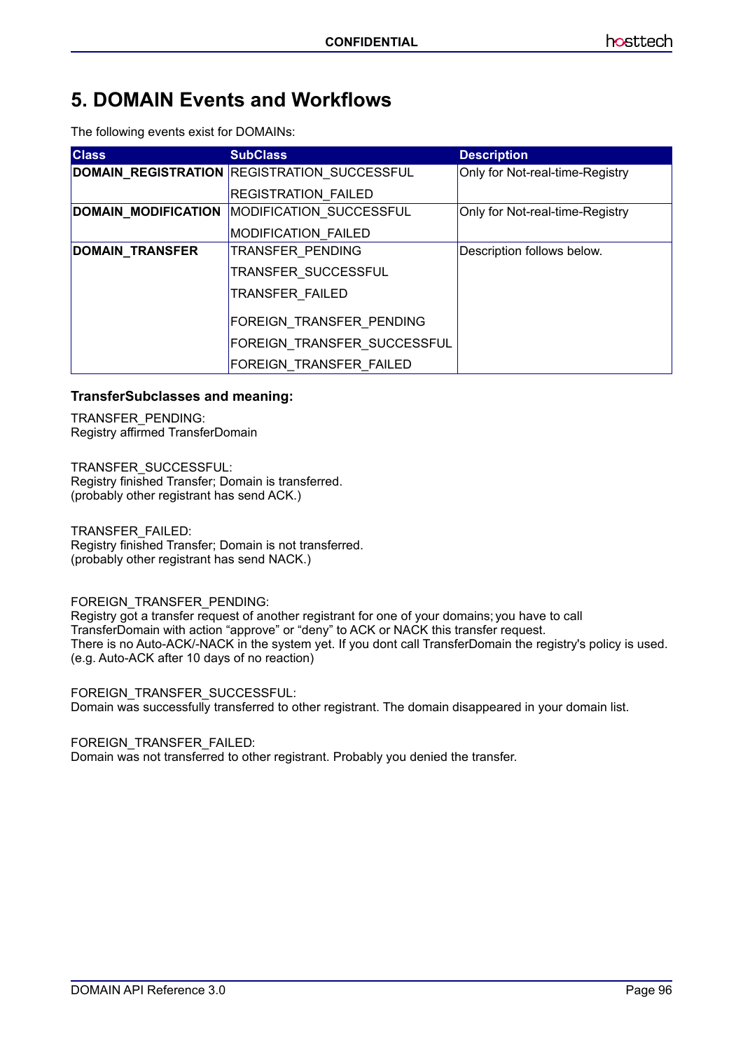# 5. DOMAIN Events and Workflows

The following events exist for DOMAINs:

| Class | SubClass | Description |
|---|---|---|
| **DOMAIN_REGISTRATION** | REGISTRATION_SUCCESSFUL<br>REGISTRATION_FAILED | Only for Not-real-time-Registry |
| **DOMAIN_MODIFICATION** | MODIFICATION_SUCCESSFUL<br>MODIFICATION_FAILED | Only for Not-real-time-Registry |
| **DOMAIN_TRANSFER** | TRANSFER_PENDING<br>TRANSFER_SUCCESSFUL<br>TRANSFER_FAILED<br>FOREIGN_TRANSFER_PENDING<br>FOREIGN_TRANSFER_SUCCESSFUL<br>FOREIGN_TRANSFER_FAILED | Description follows below. |

### TransferSubclasses and meaning:

TRANSFER_PENDING:
Registry affirmed TransferDomain

TRANSFER_SUCCESSFUL:
Registry finished Transfer; Domain is transferred.
(probably other registrant has send ACK.)

TRANSFER_FAILED:
Registry finished Transfer; Domain is not transferred.
(probably other registrant has send NACK.)

FOREIGN_TRANSFER_PENDING:
Registry got a transfer request of another registrant for one of your domains; you have to call TransferDomain with action "approve" or "deny" to ACK or NACK this transfer request.
There is no Auto-ACK/-NACK in the system yet. If you dont call TransferDomain the registry's policy is used.
(e.g. Auto-ACK after 10 days of no reaction)

FOREIGN_TRANSFER_SUCCESSFUL:
Domain was successfully transferred to other registrant. The domain disappeared in your domain list.

FOREIGN_TRANSFER_FAILED:
Domain was not transferred to other registrant. Probably you denied the transfer.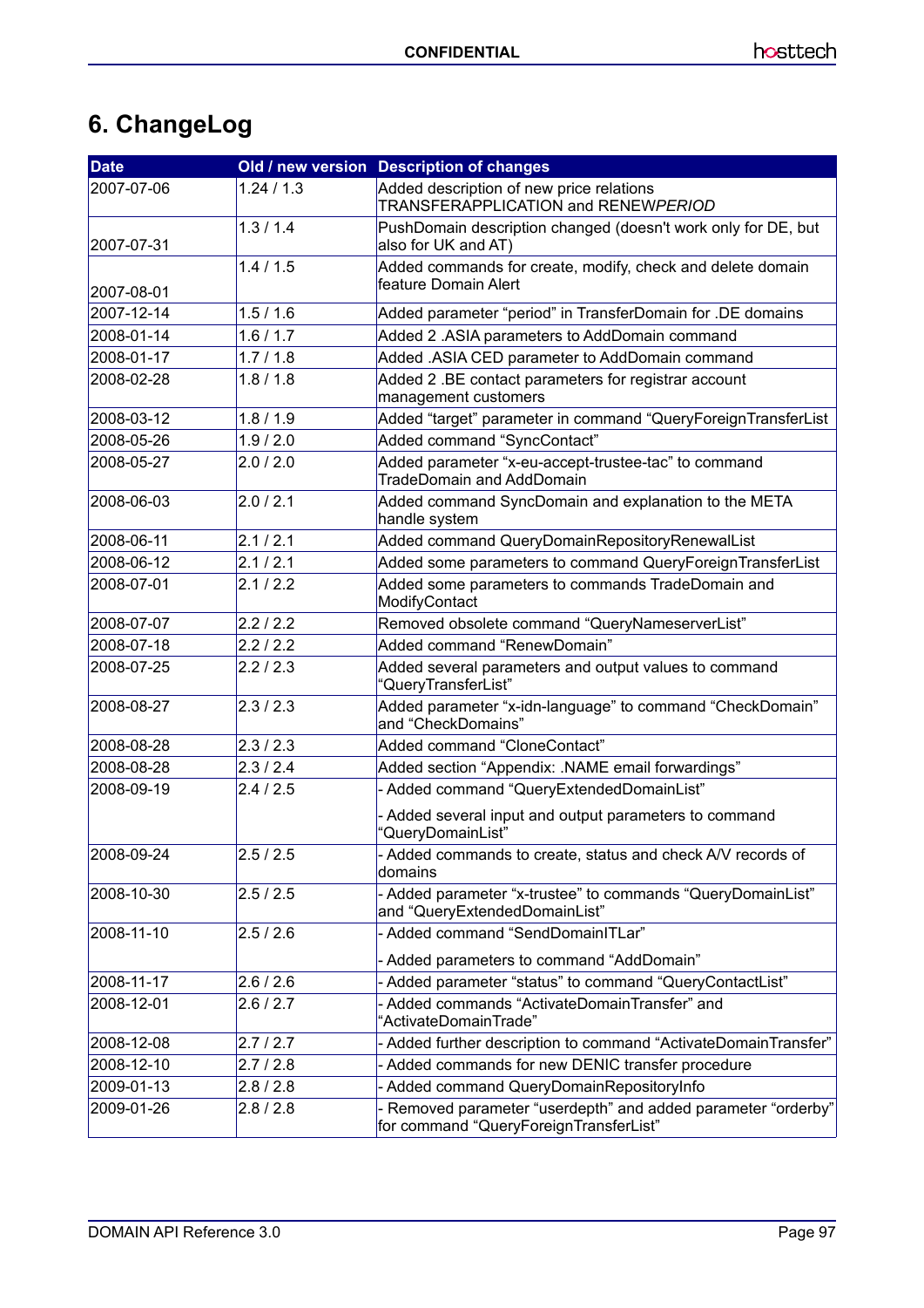# 6. ChangeLog

| Date | Old / new version | Description of changes |
|---|---|---|
| 2007-07-06 | 1.24 / 1.3 | Added description of new price relations TRANSFERAPPLICATION and RENEW*PERIOD* |
| 2007-07-31 | 1.3 / 1.4 | PushDomain description changed (doesn't work only for DE, but also for UK and AT) |
| 2007-08-01 | 1.4 / 1.5 | Added commands for create, modify, check and delete domain feature Domain Alert |
| 2007-12-14 | 1.5 / 1.6 | Added parameter “period” in TransferDomain for .DE domains |
| 2008-01-14 | 1.6 / 1.7 | Added 2 .ASIA parameters to AddDomain command |
| 2008-01-17 | 1.7 / 1.8 | Added .ASIA CED parameter to AddDomain command |
| 2008-02-28 | 1.8 / 1.8 | Added 2 .BE contact parameters for registrar account management customers |
| 2008-03-12 | 1.8 / 1.9 | Added “target” parameter in command “QueryForeignTransferList |
| 2008-05-26 | 1.9 / 2.0 | Added command “SyncContact” |
| 2008-05-27 | 2.0 / 2.0 | Added parameter “x-eu-accept-trustee-tac” to command TradeDomain and AddDomain |
| 2008-06-03 | 2.0 / 2.1 | Added command SyncDomain and explanation to the META handle system |
| 2008-06-11 | 2.1 / 2.1 | Added command QueryDomainRepositoryRenewalList |
| 2008-06-12 | 2.1 / 2.1 | Added some parameters to command QueryForeignTransferList |
| 2008-07-01 | 2.1 / 2.2 | Added some parameters to commands TradeDomain and ModifyContact |
| 2008-07-07 | 2.2 / 2.2 | Removed obsolete command “QueryNameserverList” |
| 2008-07-18 | 2.2 / 2.2 | Added command “RenewDomain” |
| 2008-07-25 | 2.2 / 2.3 | Added several parameters and output values to command “QueryTransferList” |
| 2008-08-27 | 2.3 / 2.3 | Added parameter “x-idn-language” to command “CheckDomain” and “CheckDomains” |
| 2008-08-28 | 2.3 / 2.3 | Added command “CloneContact” |
| 2008-08-28 | 2.3 / 2.4 | Added section “Appendix: .NAME email forwardings” |
| 2008-09-19 | 2.4 / 2.5 | - Added command “QueryExtendedDomainList”<br>- Added several input and output parameters to command “QueryDomainList” |
| 2008-09-24 | 2.5 / 2.5 | - Added commands to create, status and check A/V records of domains |
| 2008-10-30 | 2.5 / 2.5 | - Added parameter “x-trustee” to commands “QueryDomainList” and “QueryExtendedDomainList” |
| 2008-11-10 | 2.5 / 2.6 | - Added command “SendDomainITLar”<br>- Added parameters to command “AddDomain” |
| 2008-11-17 | 2.6 / 2.6 | - Added parameter “status” to command “QueryContactList” |
| 2008-12-01 | 2.6 / 2.7 | - Added commands “ActivateDomainTransfer” and “ActivateDomainTrade” |
| 2008-12-08 | 2.7 / 2.7 | - Added further description to command “ActivateDomainTransfer” |
| 2008-12-10 | 2.7 / 2.8 | - Added commands for new DENIC transfer procedure |
| 2009-01-13 | 2.8 / 2.8 | - Added command QueryDomainRepositoryInfo |
| 2009-01-26 | 2.8 / 2.8 | - Removed parameter “userdepth” and added parameter “orderby” for command “QueryForeignTransferList” |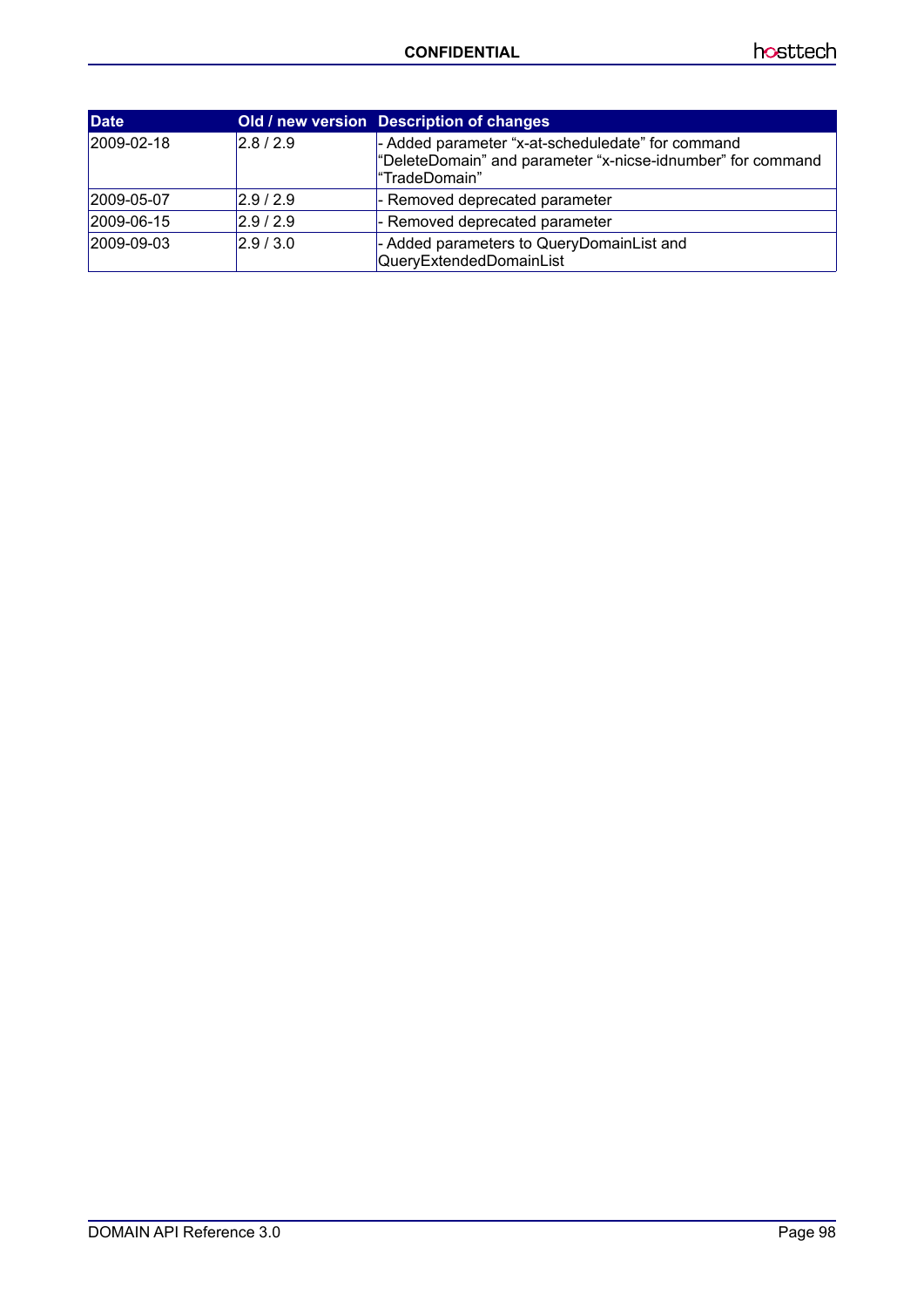| Date | Old / new version | Description of changes |
| --- | --- | --- |
| 2009-02-18 | 2.8 / 2.9 | - Added parameter “x-at-scheduledate” for command “DeleteDomain” and parameter “x-nicse-idnumber” for command “TradeDomain” |
| 2009-05-07 | 2.9 / 2.9 | - Removed deprecated parameter |
| 2009-06-15 | 2.9 / 2.9 | - Removed deprecated parameter |
| 2009-09-03 | 2.9 / 3.0 | - Added parameters to QueryDomainList and QueryExtendedDomainList |